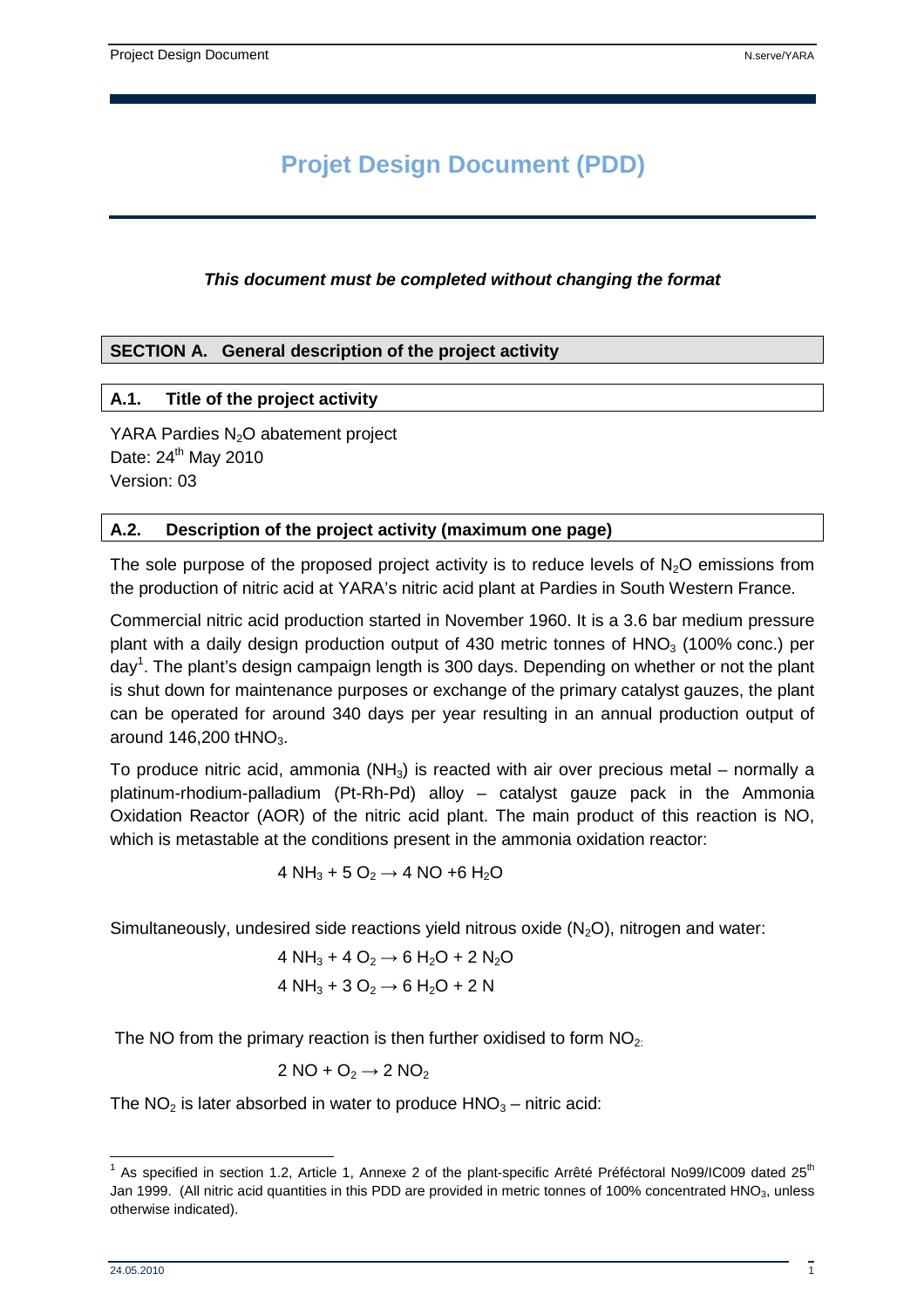# Projet Design Document (PDD)

***This document must be completed without changing the format***

## SECTION A. General description of the project activity

### A.1. Title of the project activity

YARA Pardies $N_2O$ abatement project
Date: 24th May 2010
Version: 03

### A.2. Description of the project activity (maximum one page)

The sole purpose of the proposed project activity is to reduce levels of $N_2O$ emissions from the production of nitric acid at YARA's nitric acid plant at Pardies in South Western France.

Commercial nitric acid production started in November 1960. It is a 3.6 bar medium pressure plant with a daily design production output of 430 metric tonnes of $HNO_3$ (100% conc.) per day[1]. The plant's design campaign length is 300 days. Depending on whether or not the plant is shut down for maintenance purposes or exchange of the primary catalyst gauzes, the plant can be operated for around 340 days per year resulting in an annual production output of around 146,200 $tHNO_3$.

To produce nitric acid, ammonia ($NH_3$) is reacted with air over precious metal – normally a platinum-rhodium-palladium (Pt-Rh-Pd) alloy – catalyst gauze pack in the Ammonia Oxidation Reactor (AOR) of the nitric acid plant. The main product of this reaction is NO, which is metastable at the conditions present in the ammonia oxidation reactor:

$$4\ NH_3 + 5\ O_2 \rightarrow 4\ NO + 6\ H_2O$$

Simultaneously, undesired side reactions yield nitrous oxide ($N_2O$), nitrogen and water:

$$4\ NH_3 + 4\ O_2 \rightarrow 6\ H_2O + 2\ N_2O$$

$$4\ NH_3 + 3\ O_2 \rightarrow 6\ H_2O + 2\ N$$

The NO from the primary reaction is then further oxidised to form $NO_2$:

$$2\ NO + O_2 \rightarrow 2\ NO_2$$

The $NO_2$ is later absorbed in water to produce $HNO_3$ – nitric acid:

---

[1] As specified in section 1.2, Article 1, Annexe 2 of the plant-specific Arrêté Préféctoral No99/IC009 dated 25th Jan 1999. (All nitric acid quantities in this PDD are provided in metric tonnes of 100% concentrated $HNO_3$, unless otherwise indicated).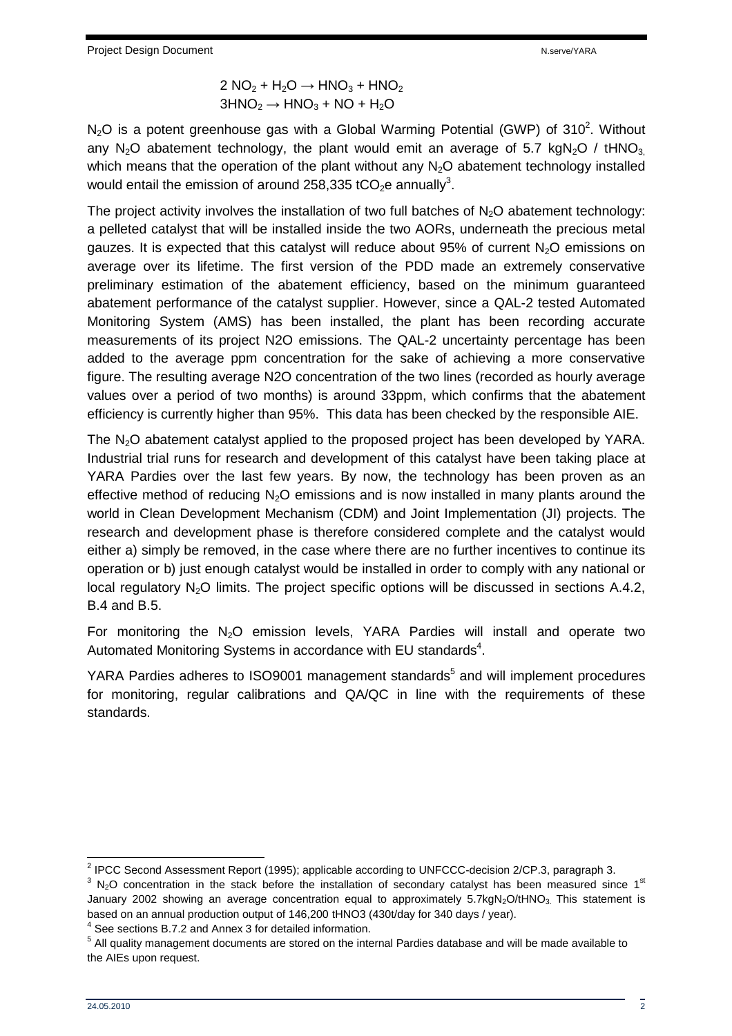$$2\ NO_2 + H_2O \rightarrow HNO_3 + HNO_2$$
$$3HNO_2 \rightarrow HNO_3 + NO + H_2O$$

$N_2O$ is a potent greenhouse gas with a Global Warming Potential (GWP) of 310[2]. Without any $N_2O$ abatement technology, the plant would emit an average of 5.7 $kgN_2O$ / $tHNO_3$, which means that the operation of the plant without any $N_2O$ abatement technology installed would entail the emission of around 258,335 $tCO_2e$ annually[3].

The project activity involves the installation of two full batches of $N_2O$ abatement technology: a pelleted catalyst that will be installed inside the two AORs, underneath the precious metal gauzes. It is expected that this catalyst will reduce about 95% of current $N_2O$ emissions on average over its lifetime. The first version of the PDD made an extremely conservative preliminary estimation of the abatement efficiency, based on the minimum guaranteed abatement performance of the catalyst supplier. However, since a QAL-2 tested Automated Monitoring System (AMS) has been installed, the plant has been recording accurate measurements of its project N2O emissions. The QAL-2 uncertainty percentage has been added to the average ppm concentration for the sake of achieving a more conservative figure. The resulting average N2O concentration of the two lines (recorded as hourly average values over a period of two months) is around 33ppm, which confirms that the abatement efficiency is currently higher than 95%. This data has been checked by the responsible AIE.

The $N_2O$ abatement catalyst applied to the proposed project has been developed by YARA. Industrial trial runs for research and development of this catalyst have been taking place at YARA Pardies over the last few years. By now, the technology has been proven as an effective method of reducing $N_2O$ emissions and is now installed in many plants around the world in Clean Development Mechanism (CDM) and Joint Implementation (JI) projects. The research and development phase is therefore considered complete and the catalyst would either a) simply be removed, in the case where there are no further incentives to continue its operation or b) just enough catalyst would be installed in order to comply with any national or local regulatory $N_2O$ limits. The project specific options will be discussed in sections A.4.2, B.4 and B.5.

For monitoring the $N_2O$ emission levels, YARA Pardies will install and operate two Automated Monitoring Systems in accordance with EU standards[4].

YARA Pardies adheres to ISO9001 management standards[5] and will implement procedures for monitoring, regular calibrations and QA/QC in line with the requirements of these standards.

---

[2] IPCC Second Assessment Report (1995); applicable according to UNFCCC-decision 2/CP.3, paragraph 3.

[3] $N_2O$ concentration in the stack before the installation of secondary catalyst has been measured since 1st January 2002 showing an average concentration equal to approximately 5.7$kgN_2O$/$tHNO_3$. This statement is based on an annual production output of 146,200 tHNO3 (430t/day for 340 days / year).

[4] See sections B.7.2 and Annex 3 for detailed information.

[5] All quality management documents are stored on the internal Pardies database and will be made available to the AIEs upon request.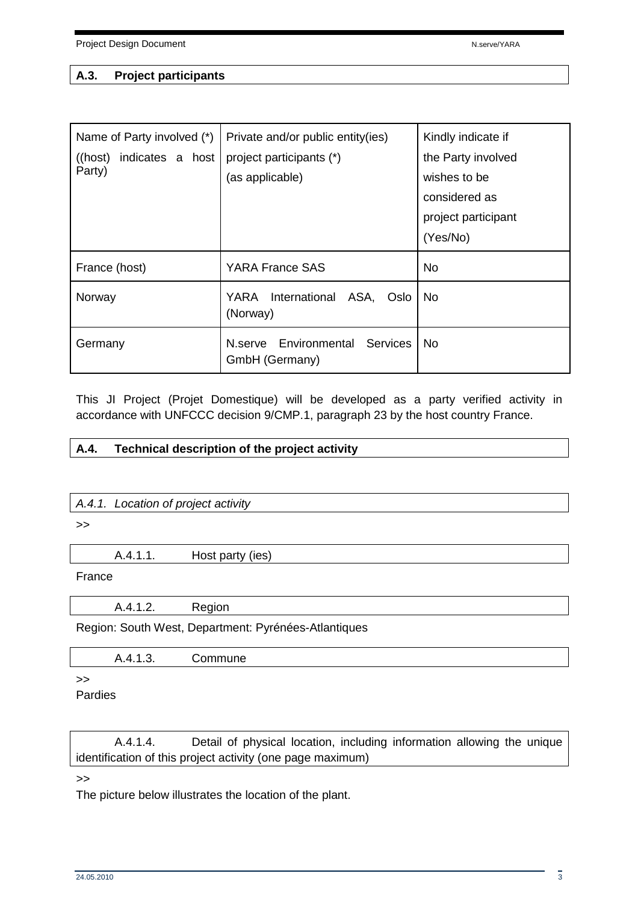## A.3. Project participants

| Name of Party involved (*) ((host) indicates a host Party) | Private and/or public entity(ies) project participants (*) (as applicable) | Kindly indicate if the Party involved wishes to be considered as project participant (Yes/No) |
|---|---|---|
| France (host) | YARA France SAS | No |
| Norway | YARA International ASA, Oslo (Norway) | No |
| Germany | N.serve Environmental Services GmbH (Germany) | No |

This JI Project (Projet Domestique) will be developed as a party verified activity in accordance with UNFCCC decision 9/CMP.1, paragraph 23 by the host country France.

## A.4. Technical description of the project activity

### *A.4.1. Location of project activity*

>>

#### A.4.1.1. Host party (ies)

France

#### A.4.1.2. Region

Region: South West, Department: Pyrénées-Atlantiques

#### A.4.1.3. Commune

>>

Pardies

#### A.4.1.4. Detail of physical location, including information allowing the unique identification of this project activity (one page maximum)

>>

The picture below illustrates the location of the plant.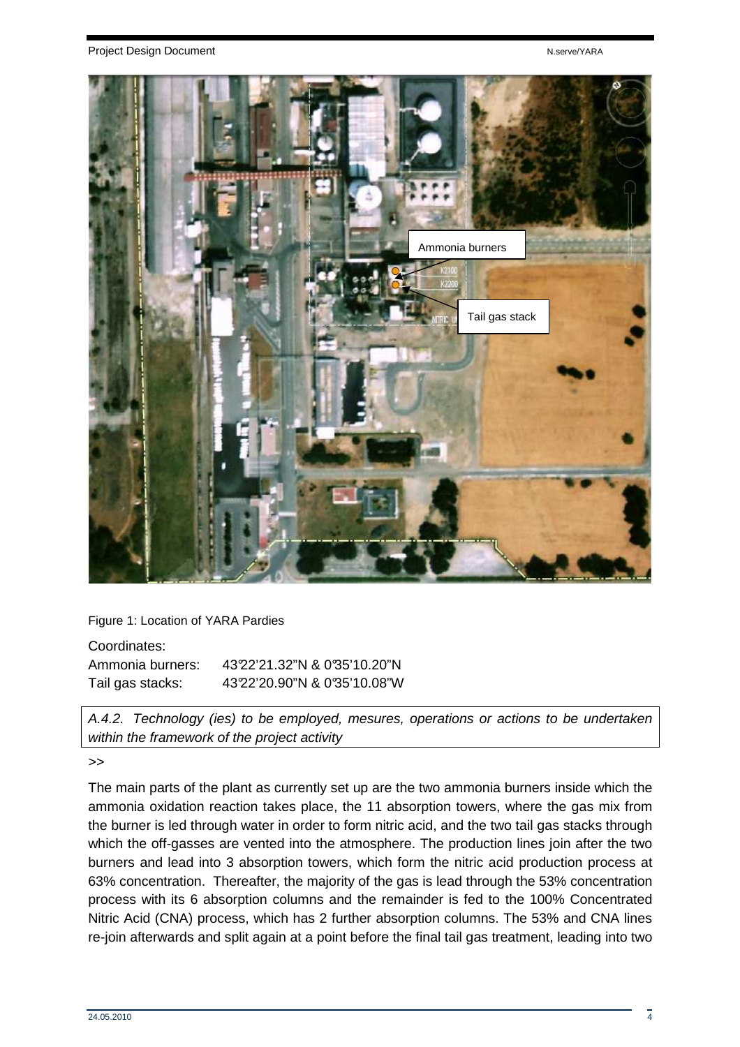Figure 1: Location of YARA Pardies

Coordinates:

| | |
|---|---|
| Ammonia burners: | 43°22'21.32"N & 0°35'10.20"N |
| Tail gas stacks: | 43°22'20.90"N & 0°35'10.08"W |

*A.4.2. Technology (ies) to be employed, mesures, operations or actions to be undertaken within the framework of the project activity*

>>

The main parts of the plant as currently set up are the two ammonia burners inside which the ammonia oxidation reaction takes place, the 11 absorption towers, where the gas mix from the burner is led through water in order to form nitric acid, and the two tail gas stacks through which the off-gasses are vented into the atmosphere. The production lines join after the two burners and lead into 3 absorption towers, which form the nitric acid production process at 63% concentration. Thereafter, the majority of the gas is lead through the 53% concentration process with its 6 absorption columns and the remainder is fed to the 100% Concentrated Nitric Acid (CNA) process, which has 2 further absorption columns. The 53% and CNA lines re-join afterwards and split again at a point before the final tail gas treatment, leading into two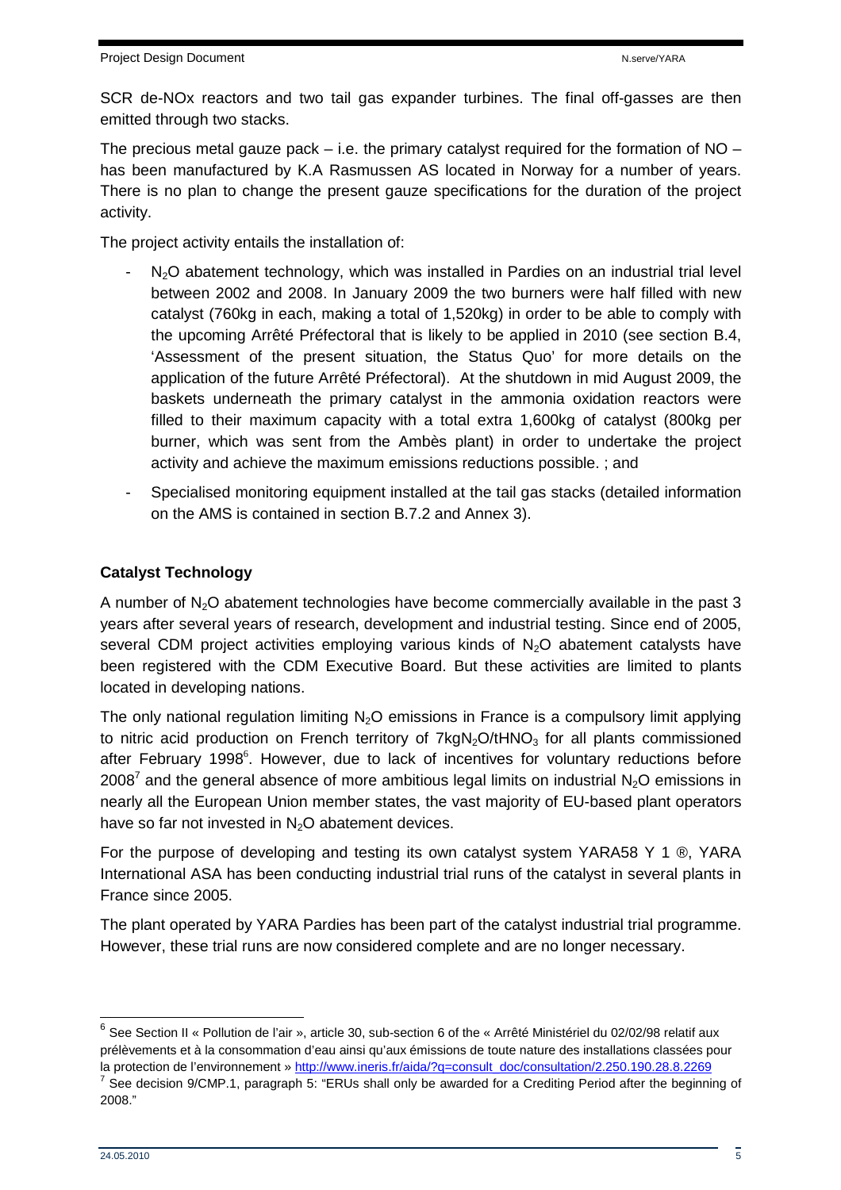SCR de-NOx reactors and two tail gas expander turbines. The final off-gasses are then emitted through two stacks.

The precious metal gauze pack – i.e. the primary catalyst required for the formation of NO – has been manufactured by K.A Rasmussen AS located in Norway for a number of years. There is no plan to change the present gauze specifications for the duration of the project activity.

The project activity entails the installation of:

- $N_2O$ abatement technology, which was installed in Pardies on an industrial trial level between 2002 and 2008. In January 2009 the two burners were half filled with new catalyst (760kg in each, making a total of 1,520kg) in order to be able to comply with the upcoming Arrêté Préfectoral that is likely to be applied in 2010 (see section B.4, 'Assessment of the present situation, the Status Quo' for more details on the application of the future Arrêté Préfectoral). At the shutdown in mid August 2009, the baskets underneath the primary catalyst in the ammonia oxidation reactors were filled to their maximum capacity with a total extra 1,600kg of catalyst (800kg per burner, which was sent from the Ambès plant) in order to undertake the project activity and achieve the maximum emissions reductions possible. ; and
- Specialised monitoring equipment installed at the tail gas stacks (detailed information on the AMS is contained in section B.7.2 and Annex 3).

**Catalyst Technology**

A number of $N_2O$ abatement technologies have become commercially available in the past 3 years after several years of research, development and industrial testing. Since end of 2005, several CDM project activities employing various kinds of $N_2O$ abatement catalysts have been registered with the CDM Executive Board. But these activities are limited to plants located in developing nations.

The only national regulation limiting $N_2O$ emissions in France is a compulsory limit applying to nitric acid production on French territory of $7kgN_2O/tHNO_3$ for all plants commissioned after February 1998[6]. However, due to lack of incentives for voluntary reductions before 2008[7] and the general absence of more ambitious legal limits on industrial $N_2O$ emissions in nearly all the European Union member states, the vast majority of EU-based plant operators have so far not invested in $N_2O$ abatement devices.

For the purpose of developing and testing its own catalyst system YARA58 Y 1 ®, YARA International ASA has been conducting industrial trial runs of the catalyst in several plants in France since 2005.

The plant operated by YARA Pardies has been part of the catalyst industrial trial programme. However, these trial runs are now considered complete and are no longer necessary.

---

[6] See Section II « Pollution de l'air », article 30, sub-section 6 of the « Arrêté Ministériel du 02/02/98 relatif aux prélèvements et à la consommation d'eau ainsi qu'aux émissions de toute nature des installations classées pour la protection de l'environnement » http://www.ineris.fr/aida/?q=consult_doc/consultation/2.250.190.28.8.2269

[7] See decision 9/CMP.1, paragraph 5: "ERUs shall only be awarded for a Crediting Period after the beginning of 2008."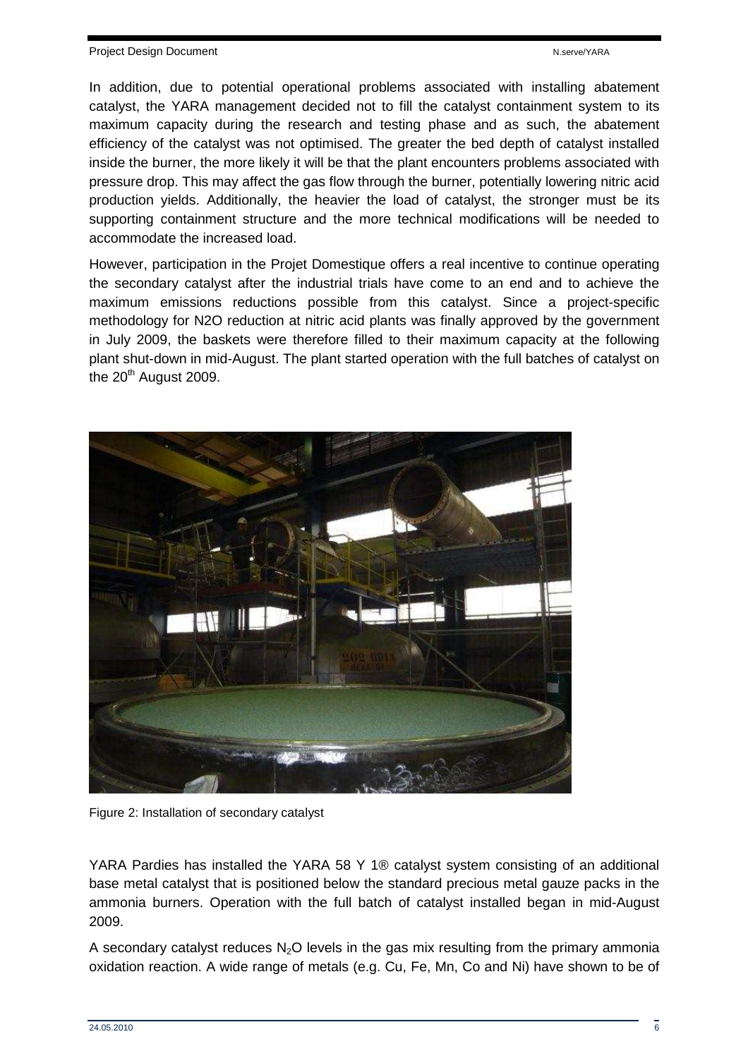In addition, due to potential operational problems associated with installing abatement catalyst, the YARA management decided not to fill the catalyst containment system to its maximum capacity during the research and testing phase and as such, the abatement efficiency of the catalyst was not optimised. The greater the bed depth of catalyst installed inside the burner, the more likely it will be that the plant encounters problems associated with pressure drop. This may affect the gas flow through the burner, potentially lowering nitric acid production yields. Additionally, the heavier the load of catalyst, the stronger must be its supporting containment structure and the more technical modifications will be needed to accommodate the increased load.

However, participation in the Projet Domestique offers a real incentive to continue operating the secondary catalyst after the industrial trials have come to an end and to achieve the maximum emissions reductions possible from this catalyst. Since a project-specific methodology for N2O reduction at nitric acid plants was finally approved by the government in July 2009, the baskets were therefore filled to their maximum capacity at the following plant shut-down in mid-August. The plant started operation with the full batches of catalyst on the 20th August 2009.

Figure 2: Installation of secondary catalyst

YARA Pardies has installed the YARA 58 Y 1® catalyst system consisting of an additional base metal catalyst that is positioned below the standard precious metal gauze packs in the ammonia burners. Operation with the full batch of catalyst installed began in mid-August 2009.

A secondary catalyst reduces $N_2O$ levels in the gas mix resulting from the primary ammonia oxidation reaction. A wide range of metals (e.g. Cu, Fe, Mn, Co and Ni) have shown to be of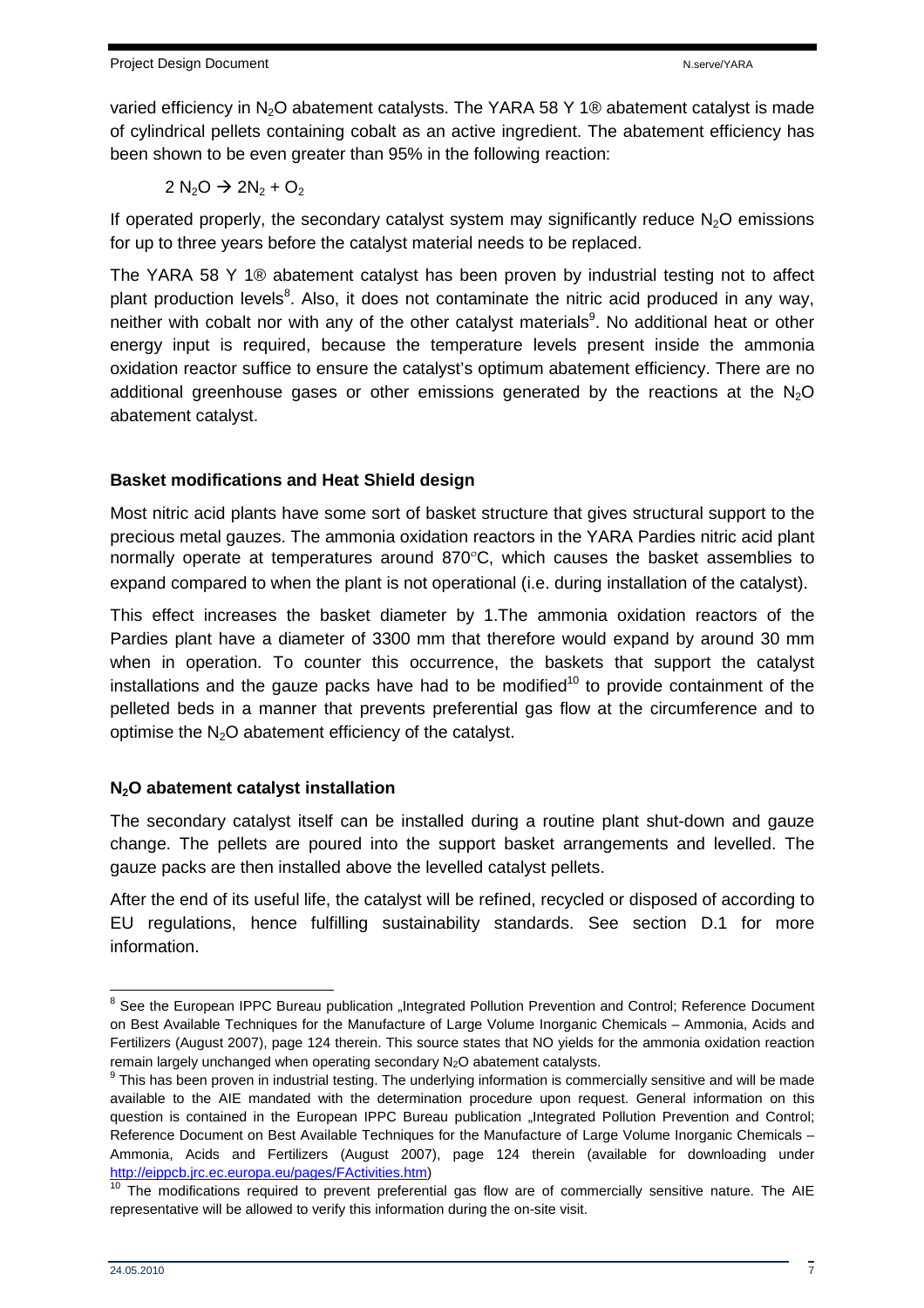varied efficiency in $N_2O$ abatement catalysts. The YARA 58 Y 1® abatement catalyst is made of cylindrical pellets containing cobalt as an active ingredient. The abatement efficiency has been shown to be even greater than 95% in the following reaction:

$$2\,N_2O \rightarrow 2N_2 + O_2$$

If operated properly, the secondary catalyst system may significantly reduce $N_2O$ emissions for up to three years before the catalyst material needs to be replaced.

The YARA 58 Y 1® abatement catalyst has been proven by industrial testing not to affect plant production levels[8]. Also, it does not contaminate the nitric acid produced in any way, neither with cobalt nor with any of the other catalyst materials[9]. No additional heat or other energy input is required, because the temperature levels present inside the ammonia oxidation reactor suffice to ensure the catalyst's optimum abatement efficiency. There are no additional greenhouse gases or other emissions generated by the reactions at the $N_2O$ abatement catalyst.

**Basket modifications and Heat Shield design**

Most nitric acid plants have some sort of basket structure that gives structural support to the precious metal gauzes. The ammonia oxidation reactors in the YARA Pardies nitric acid plant normally operate at temperatures around 870°C, which causes the basket assemblies to expand compared to when the plant is not operational (i.e. during installation of the catalyst).

This effect increases the basket diameter by 1.The ammonia oxidation reactors of the Pardies plant have a diameter of 3300 mm that therefore would expand by around 30 mm when in operation. To counter this occurrence, the baskets that support the catalyst installations and the gauze packs have had to be modified[10] to provide containment of the pelleted beds in a manner that prevents preferential gas flow at the circumference and to optimise the $N_2O$ abatement efficiency of the catalyst.

**$N_2O$ abatement catalyst installation**

The secondary catalyst itself can be installed during a routine plant shut-down and gauze change. The pellets are poured into the support basket arrangements and levelled. The gauze packs are then installed above the levelled catalyst pellets.

After the end of its useful life, the catalyst will be refined, recycled or disposed of according to EU regulations, hence fulfilling sustainability standards. See section D.1 for more information.

---

[8] See the European IPPC Bureau publication „Integrated Pollution Prevention and Control; Reference Document on Best Available Techniques for the Manufacture of Large Volume Inorganic Chemicals – Ammonia, Acids and Fertilizers (August 2007), page 124 therein. This source states that NO yields for the ammonia oxidation reaction remain largely unchanged when operating secondary $N_2O$ abatement catalysts.

[9] This has been proven in industrial testing. The underlying information is commercially sensitive and will be made available to the AIE mandated with the determination procedure upon request. General information on this question is contained in the European IPPC Bureau publication „Integrated Pollution Prevention and Control; Reference Document on Best Available Techniques for the Manufacture of Large Volume Inorganic Chemicals – Ammonia, Acids and Fertilizers (August 2007), page 124 therein (available for downloading under http://eippcb.jrc.ec.europa.eu/pages/FActivities.htm)

[10] The modifications required to prevent preferential gas flow are of commercially sensitive nature. The AIE representative will be allowed to verify this information during the on-site visit.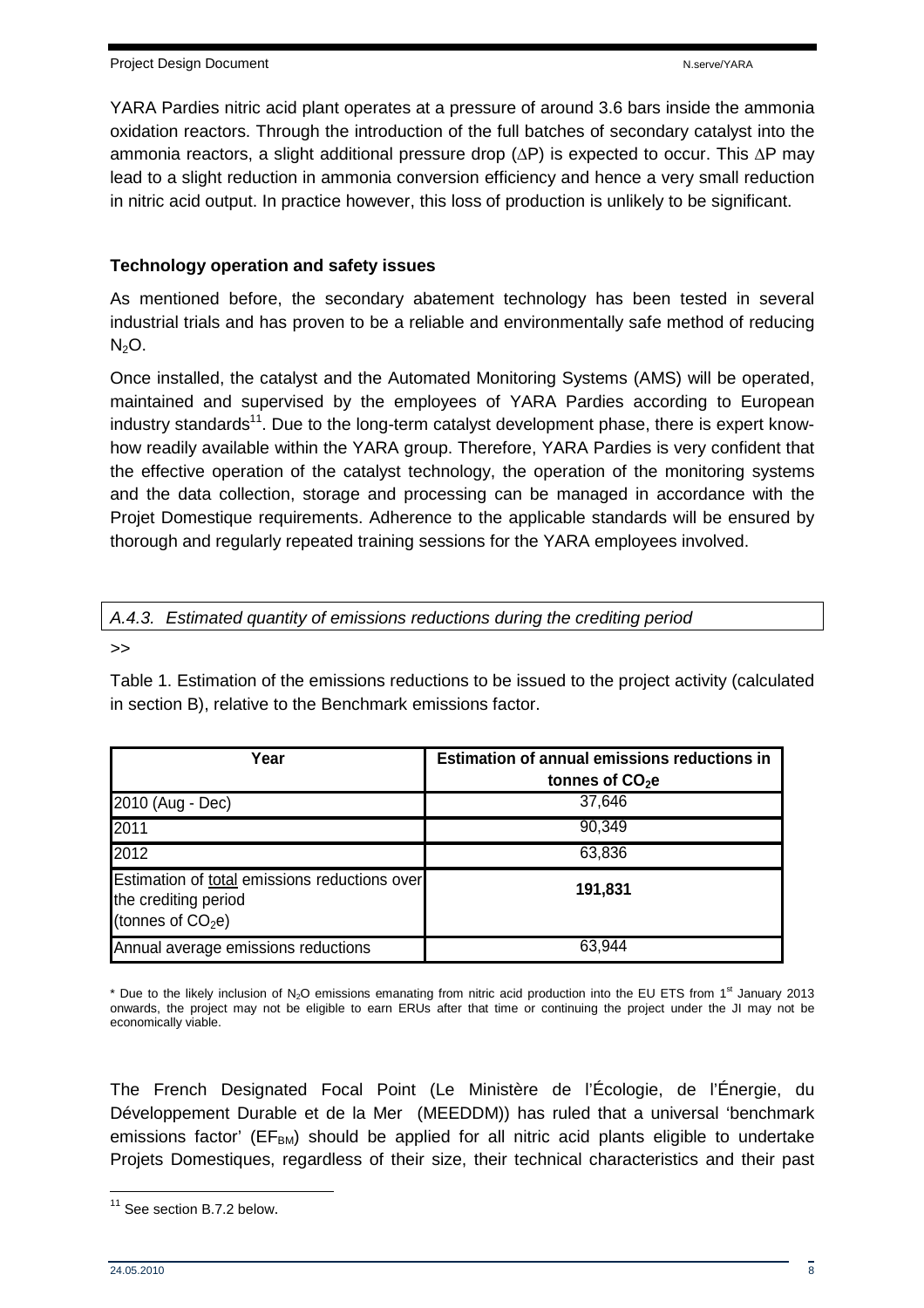YARA Pardies nitric acid plant operates at a pressure of around 3.6 bars inside the ammonia oxidation reactors. Through the introduction of the full batches of secondary catalyst into the ammonia reactors, a slight additional pressure drop ($\Delta P$) is expected to occur. This $\Delta P$ may lead to a slight reduction in ammonia conversion efficiency and hence a very small reduction in nitric acid output. In practice however, this loss of production is unlikely to be significant.

**Technology operation and safety issues**

As mentioned before, the secondary abatement technology has been tested in several industrial trials and has proven to be a reliable and environmentally safe method of reducing $N_2O$.

Once installed, the catalyst and the Automated Monitoring Systems (AMS) will be operated, maintained and supervised by the employees of YARA Pardies according to European industry standards[11]. Due to the long-term catalyst development phase, there is expert know-how readily available within the YARA group. Therefore, YARA Pardies is very confident that the effective operation of the catalyst technology, the operation of the monitoring systems and the data collection, storage and processing can be managed in accordance with the Projet Domestique requirements. Adherence to the applicable standards will be ensured by thorough and regularly repeated training sessions for the YARA employees involved.

*A.4.3. Estimated quantity of emissions reductions during the crediting period*

>>

Table 1. Estimation of the emissions reductions to be issued to the project activity (calculated in section B), relative to the Benchmark emissions factor.

| Year | Estimation of annual emissions reductions in tonnes of $CO_2$e |
|---|---|
| 2010 (Aug - Dec) | 37,646 |
| 2011 | 90,349 |
| 2012 | 63,836 |
| Estimation of total emissions reductions over the crediting period (tonnes of $CO_2$e) | **191,831** |
| Annual average emissions reductions | 63,944 |

\* Due to the likely inclusion of $N_2O$ emissions emanating from nitric acid production into the EU ETS from 1st January 2013 onwards, the project may not be eligible to earn ERUs after that time or continuing the project under the JI may not be economically viable.

The French Designated Focal Point (Le Ministère de l'Écologie, de l'Énergie, du Développement Durable et de la Mer (MEEDDM)) has ruled that a universal 'benchmark emissions factor' ($EF_{BM}$) should be applied for all nitric acid plants eligible to undertake Projets Domestiques, regardless of their size, their technical characteristics and their past

[11] See section B.7.2 below.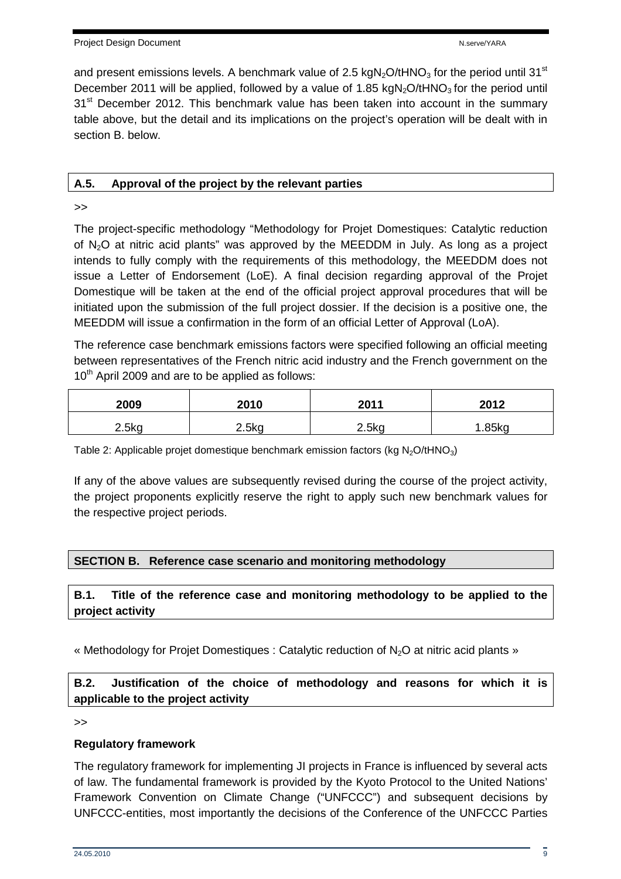and present emissions levels. A benchmark value of 2.5 $kgN_2O/tHNO_3$ for the period until 31st December 2011 will be applied, followed by a value of 1.85 $kgN_2O/tHNO_3$ for the period until 31st December 2012. This benchmark value has been taken into account in the summary table above, but the detail and its implications on the project's operation will be dealt with in section B. below.

## A.5. Approval of the project by the relevant parties

>>

The project-specific methodology "Methodology for Projet Domestiques: Catalytic reduction of $N_2O$ at nitric acid plants" was approved by the MEEDDM in July. As long as a project intends to fully comply with the requirements of this methodology, the MEEDDM does not issue a Letter of Endorsement (LoE). A final decision regarding approval of the Projet Domestique will be taken at the end of the official project approval procedures that will be initiated upon the submission of the full project dossier. If the decision is a positive one, the MEEDDM will issue a confirmation in the form of an official Letter of Approval (LoA).

The reference case benchmark emissions factors were specified following an official meeting between representatives of the French nitric acid industry and the French government on the 10th April 2009 and are to be applied as follows:

| 2009 | 2010 | 2011 | 2012 |
|---|---|---|---|
| 2.5kg | 2.5kg | 2.5kg | 1.85kg |

Table 2: Applicable projet domestique benchmark emission factors (kg $N_2O/tHNO_3$)

If any of the above values are subsequently revised during the course of the project activity, the project proponents explicitly reserve the right to apply such new benchmark values for the respective project periods.

# SECTION B. Reference case scenario and monitoring methodology

## B.1. Title of the reference case and monitoring methodology to be applied to the project activity

« Methodology for Projet Domestiques : Catalytic reduction of $N_2O$ at nitric acid plants »

## B.2. Justification of the choice of methodology and reasons for which it is applicable to the project activity

>>

**Regulatory framework**

The regulatory framework for implementing JI projects in France is influenced by several acts of law. The fundamental framework is provided by the Kyoto Protocol to the United Nations' Framework Convention on Climate Change ("UNFCCC") and subsequent decisions by UNFCCC-entities, most importantly the decisions of the Conference of the UNFCCC Parties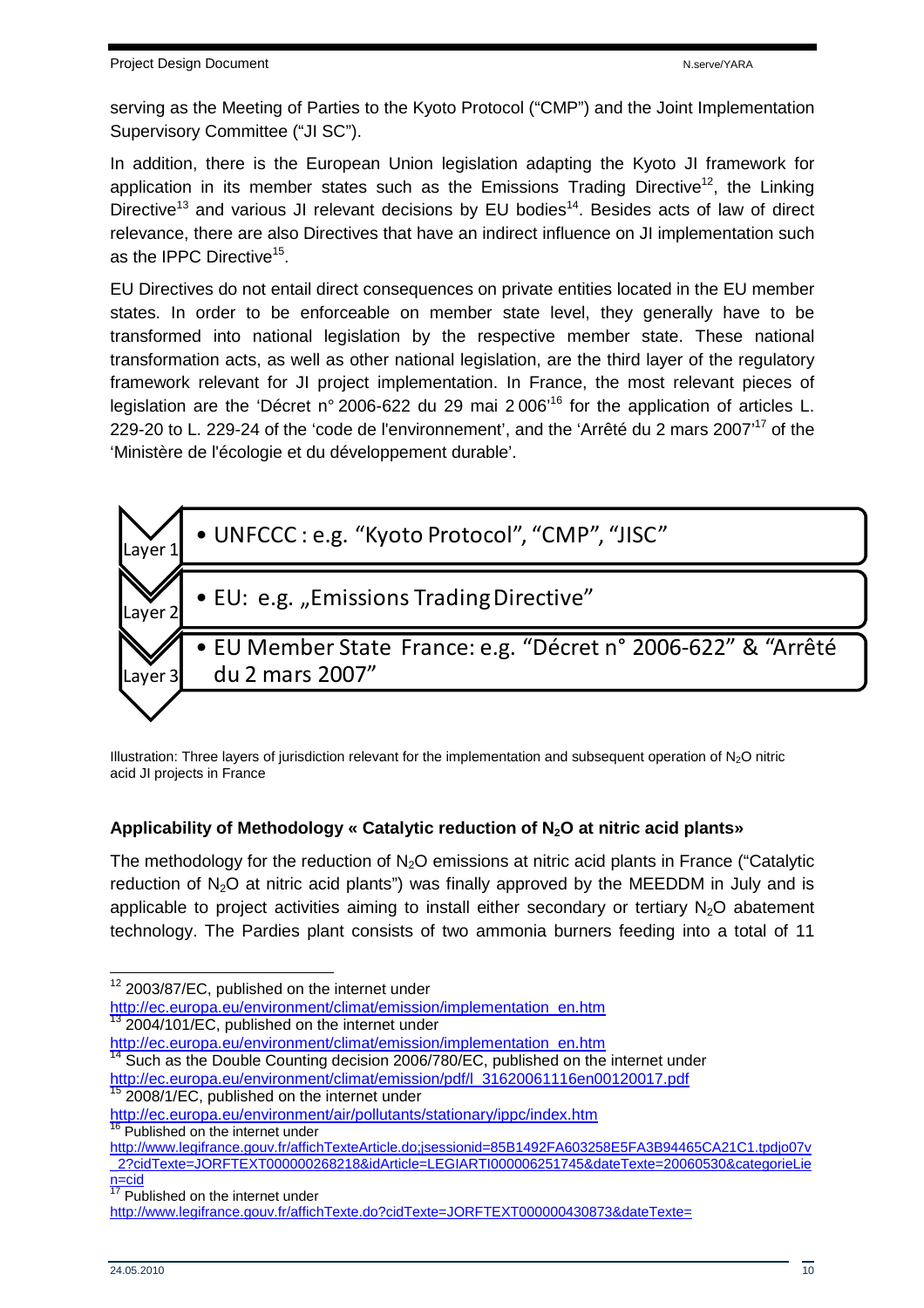serving as the Meeting of Parties to the Kyoto Protocol ("CMP") and the Joint Implementation Supervisory Committee ("JI SC").

In addition, there is the European Union legislation adapting the Kyoto JI framework for application in its member states such as the Emissions Trading Directive[12], the Linking Directive[13] and various JI relevant decisions by EU bodies[14]. Besides acts of law of direct relevance, there are also Directives that have an indirect influence on JI implementation such as the IPPC Directive[15].

EU Directives do not entail direct consequences on private entities located in the EU member states. In order to be enforceable on member state level, they generally have to be transformed into national legislation by the respective member state. These national transformation acts, as well as other national legislation, are the third layer of the regulatory framework relevant for JI project implementation. In France, the most relevant pieces of legislation are the 'Décret n° 2006-622 du 29 mai 2 006'[16] for the application of articles L. 229-20 to L. 229-24 of the 'code de l'environnement', and the 'Arrêté du 2 mars 2007'[17] of the 'Ministère de l'écologie et du développement durable'.

| Layer | Content |
|---|---|
| Layer 1 | • UNFCCC : e.g. "Kyoto Protocol", "CMP", "JISC" |
| Layer 2 | • EU: e.g. „Emissions Trading Directive" |
| Layer 3 | • EU Member State France: e.g. "Décret n° 2006-622" & "Arrêté du 2 mars 2007" |

Illustration: Three layers of jurisdiction relevant for the implementation and subsequent operation of $N_2O$ nitric acid JI projects in France

### Applicability of Methodology « Catalytic reduction of $N_2O$ at nitric acid plants»

The methodology for the reduction of $N_2O$ emissions at nitric acid plants in France ("Catalytic reduction of $N_2O$ at nitric acid plants") was finally approved by the MEEDDM in July and is applicable to project activities aiming to install either secondary or tertiary $N_2O$ abatement technology. The Pardies plant consists of two ammonia burners feeding into a total of 11

---

[12] 2003/87/EC, published on the internet under http://ec.europa.eu/environment/climat/emission/implementation_en.htm

[13] 2004/101/EC, published on the internet under http://ec.europa.eu/environment/climat/emission/implementation_en.htm

[14] Such as the Double Counting decision 2006/780/EC, published on the internet under http://ec.europa.eu/environment/climat/emission/pdf/l_31620061116en00120017.pdf

[15] 2008/1/EC, published on the internet under http://ec.europa.eu/environment/air/pollutants/stationary/ippc/index.htm

[16] Published on the internet under http://www.legifrance.gouv.fr/affichTexteArticle.do;jsessionid=85B1492FA603258E5FA3B94465CA21C1.tpdjo07v_2?cidTexte=JORFTEXT000000268218&idArticle=LEGIARTI000006251745&dateTexte=20060530&categorieLien=cid

[17] Published on the internet under http://www.legifrance.gouv.fr/affichTexte.do?cidTexte=JORFTEXT000000430873&dateTexte=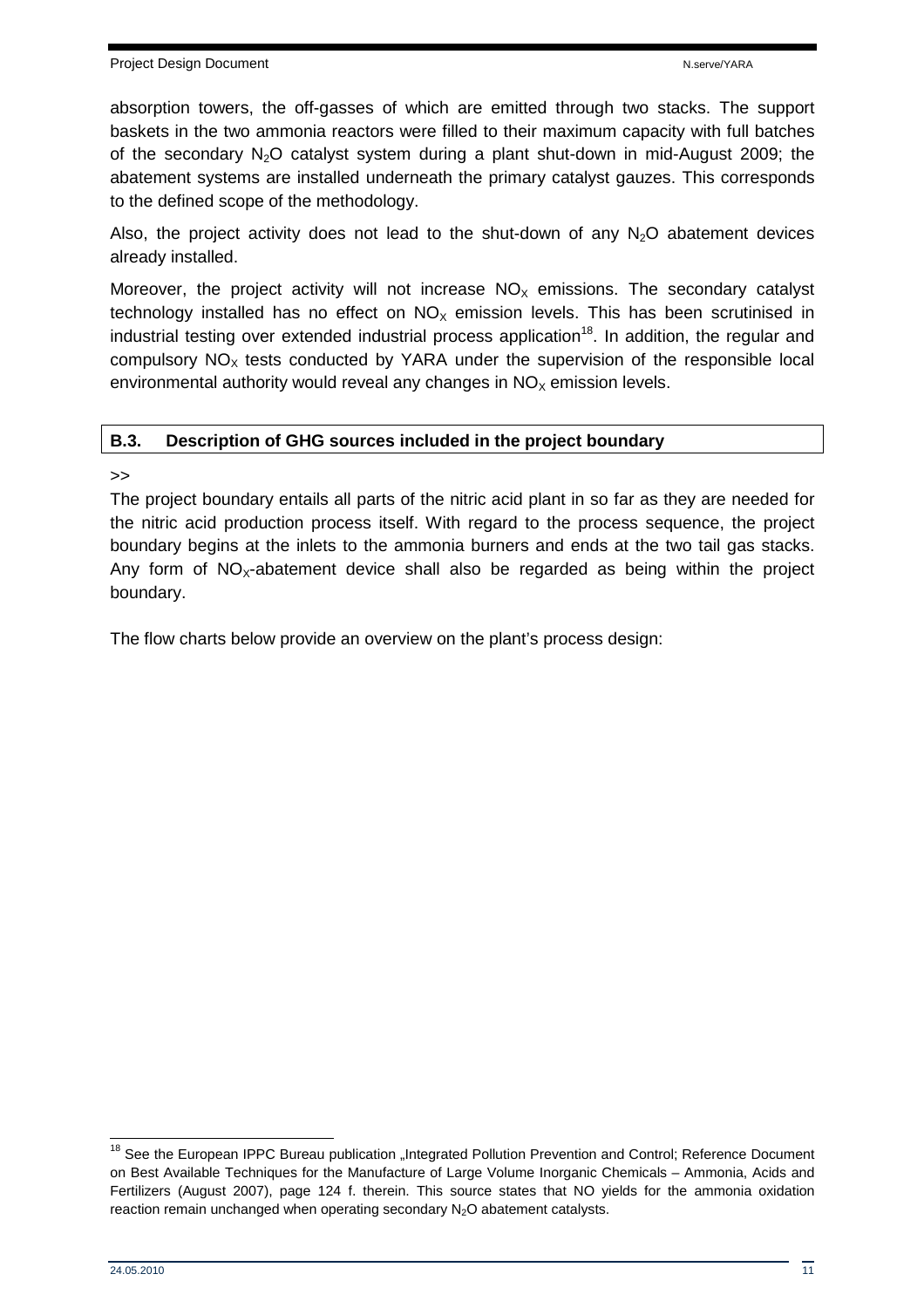absorption towers, the off-gasses of which are emitted through two stacks. The support baskets in the two ammonia reactors were filled to their maximum capacity with full batches of the secondary $N_2O$ catalyst system during a plant shut-down in mid-August 2009; the abatement systems are installed underneath the primary catalyst gauzes. This corresponds to the defined scope of the methodology.

Also, the project activity does not lead to the shut-down of any $N_2O$ abatement devices already installed.

Moreover, the project activity will not increase $NO_X$ emissions. The secondary catalyst technology installed has no effect on $NO_X$ emission levels. This has been scrutinised in industrial testing over extended industrial process application[18]. In addition, the regular and compulsory $NO_X$ tests conducted by YARA under the supervision of the responsible local environmental authority would reveal any changes in $NO_X$ emission levels.

## B.3. Description of GHG sources included in the project boundary

>>

The project boundary entails all parts of the nitric acid plant in so far as they are needed for the nitric acid production process itself. With regard to the process sequence, the project boundary begins at the inlets to the ammonia burners and ends at the two tail gas stacks. Any form of $NO_X$-abatement device shall also be regarded as being within the project boundary.

The flow charts below provide an overview on the plant's process design:

[18] See the European IPPC Bureau publication „Integrated Pollution Prevention and Control; Reference Document on Best Available Techniques for the Manufacture of Large Volume Inorganic Chemicals – Ammonia, Acids and Fertilizers (August 2007), page 124 f. therein. This source states that NO yields for the ammonia oxidation reaction remain unchanged when operating secondary $N_2O$ abatement catalysts.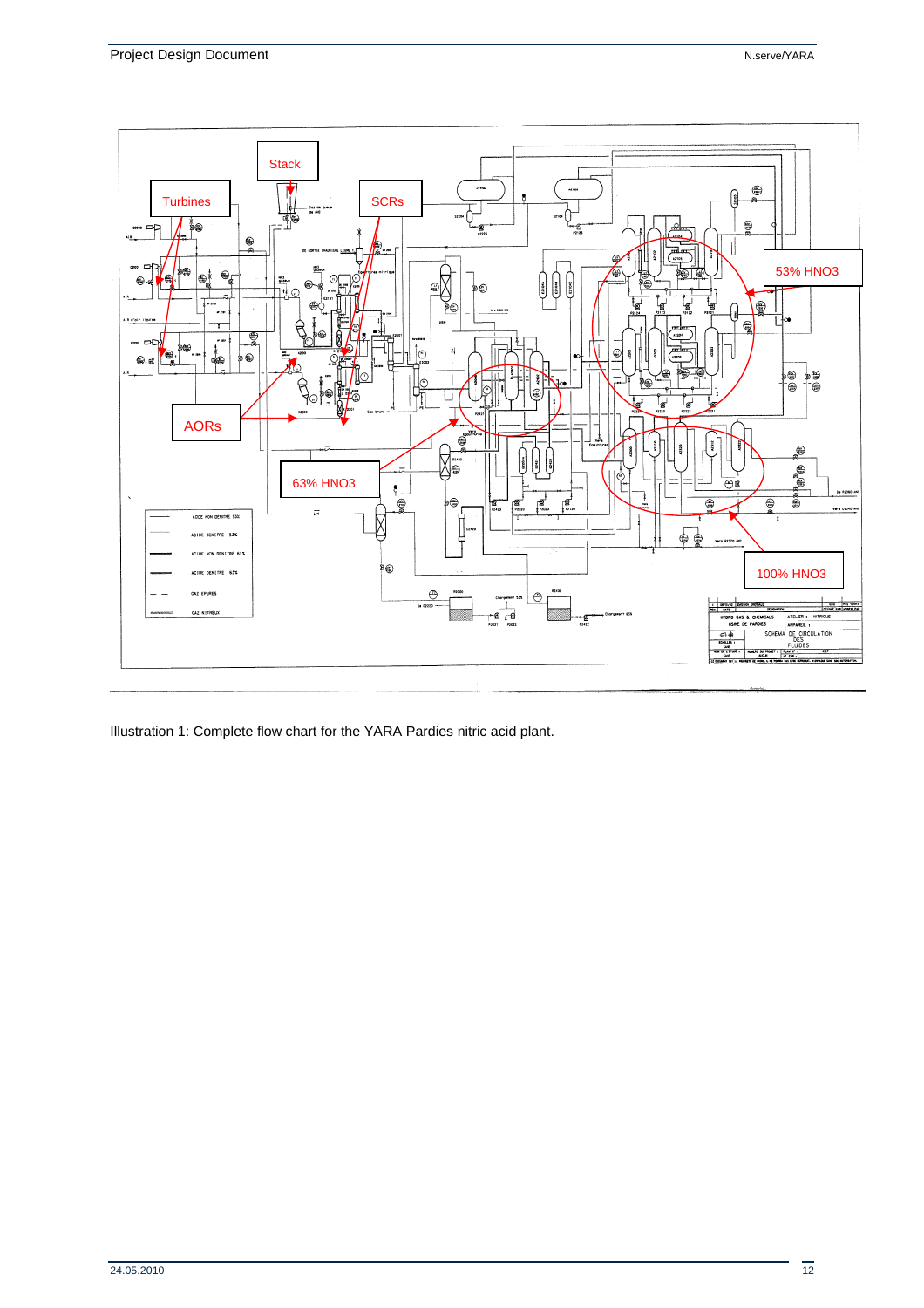Illustration 1: Complete flow chart for the YARA Pardies nitric acid plant.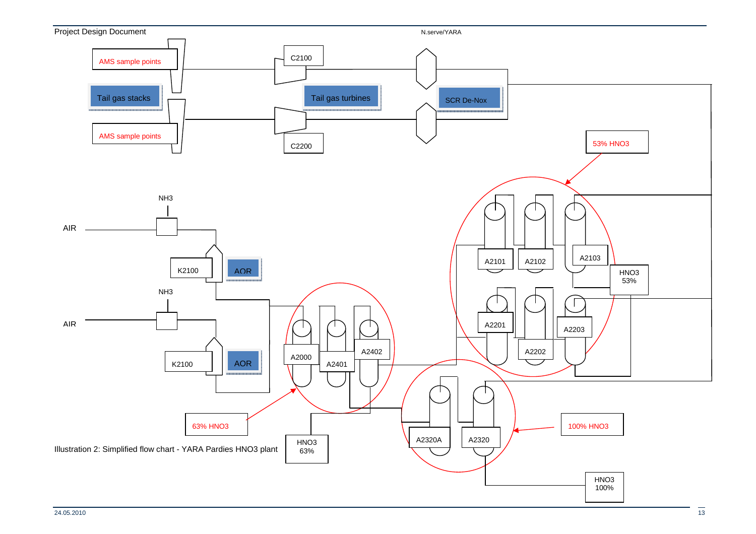AMS sample points

Tail gas stacks

AMS sample points

C2100

Tail gas turbines

C2200

SCR De-Nox

53% HNO3

NH3

AIR

K2100

AOR

NH3

AIR

K2100

AOR

A2000

A2401

A2402

A2101

A2102

A2103

HNO3 53%

A2201

A2202

A2203

63% HNO3

HNO3 63%

A2320A

A2320

100% HNO3

HNO3 100%

Illustration 2: Simplified flow chart - YARA Pardies HNO3 plant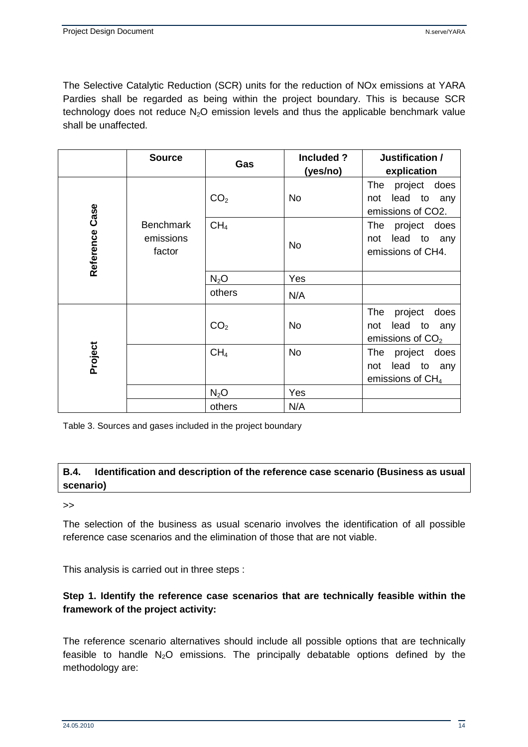The Selective Catalytic Reduction (SCR) units for the reduction of NOx emissions at YARA Pardies shall be regarded as being within the project boundary. This is because SCR technology does not reduce $N_2O$ emission levels and thus the applicable benchmark value shall be unaffected.

| | Source | Gas | Included ? (yes/no) | Justification / explication |
|---|---|---|---|---|
| Reference Case | Benchmark emissions factor | $CO_2$ | No | The project does not lead to any emissions of CO2. |
| | | $CH_4$ | No | The project does not lead to any emissions of CH4. |
| | | $N_2O$ | Yes | |
| | | others | N/A | |
| Project | | $CO_2$ | No | The project does not lead to any emissions of $CO_2$ |
| | | $CH_4$ | No | The project does not lead to any emissions of $CH_4$ |
| | | $N_2O$ | Yes | |
| | | others | N/A | |

Table 3. Sources and gases included in the project boundary

## B.4. Identification and description of the reference case scenario (Business as usual scenario)

>>

The selection of the business as usual scenario involves the identification of all possible reference case scenarios and the elimination of those that are not viable.

This analysis is carried out in three steps :

**Step 1. Identify the reference case scenarios that are technically feasible within the framework of the project activity:**

The reference scenario alternatives should include all possible options that are technically feasible to handle $N_2O$ emissions. The principally debatable options defined by the methodology are: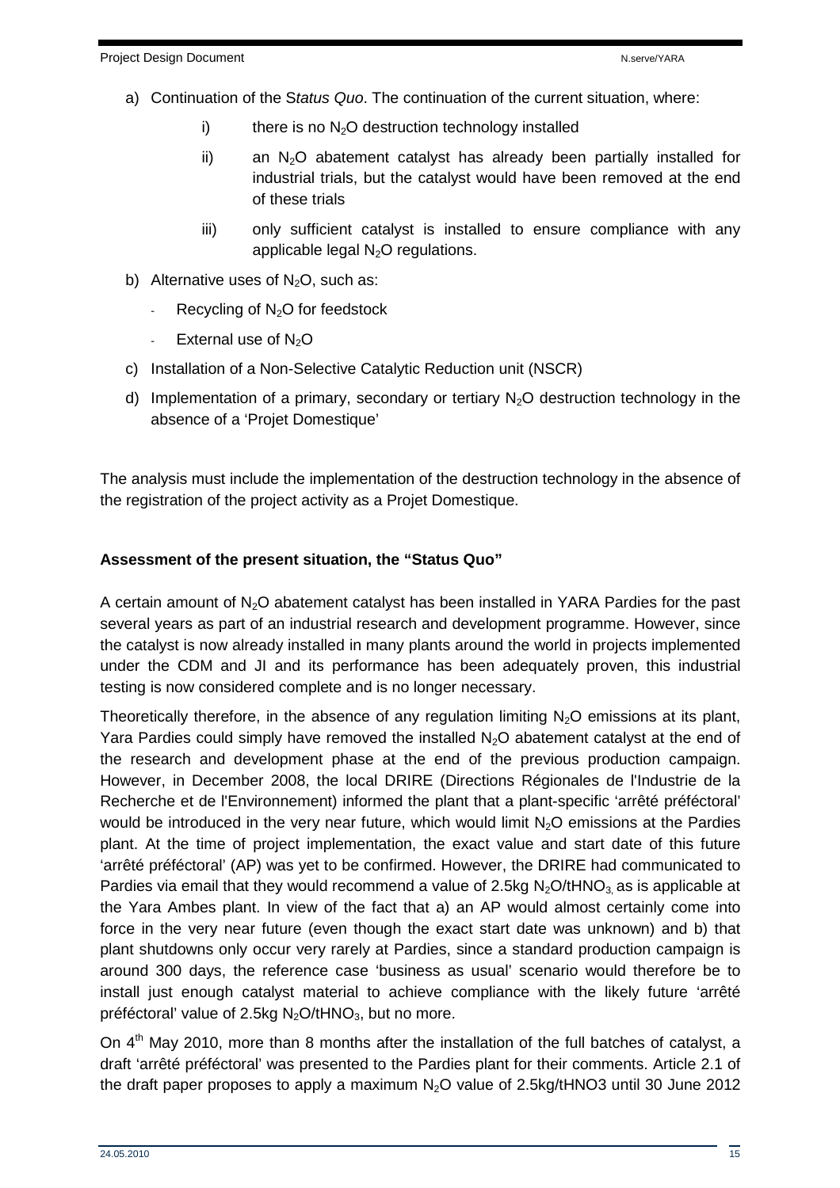a) Continuation of the S*tatus Quo*. The continuation of the current situation, where:

   i) there is no $N_2O$ destruction technology installed

   ii) an $N_2O$ abatement catalyst has already been partially installed for industrial trials, but the catalyst would have been removed at the end of these trials

   iii) only sufficient catalyst is installed to ensure compliance with any applicable legal $N_2O$ regulations.

b) Alternative uses of $N_2O$, such as:

   - Recycling of $N_2O$ for feedstock
   - External use of $N_2O$

c) Installation of a Non-Selective Catalytic Reduction unit (NSCR)

d) Implementation of a primary, secondary or tertiary $N_2O$ destruction technology in the absence of a 'Projet Domestique'

The analysis must include the implementation of the destruction technology in the absence of the registration of the project activity as a Projet Domestique.

**Assessment of the present situation, the "Status Quo"**

A certain amount of $N_2O$ abatement catalyst has been installed in YARA Pardies for the past several years as part of an industrial research and development programme. However, since the catalyst is now already installed in many plants around the world in projects implemented under the CDM and JI and its performance has been adequately proven, this industrial testing is now considered complete and is no longer necessary.

Theoretically therefore, in the absence of any regulation limiting $N_2O$ emissions at its plant, Yara Pardies could simply have removed the installed $N_2O$ abatement catalyst at the end of the research and development phase at the end of the previous production campaign. However, in December 2008, the local DRIRE (Directions Régionales de l'Industrie de la Recherche et de l'Environnement) informed the plant that a plant-specific 'arrêté préféctoral' would be introduced in the very near future, which would limit $N_2O$ emissions at the Pardies plant. At the time of project implementation, the exact value and start date of this future 'arrêté préféctoral' (AP) was yet to be confirmed. However, the DRIRE had communicated to Pardies via email that they would recommend a value of 2.5kg $N_2O/tHNO_3$ as is applicable at the Yara Ambes plant. In view of the fact that a) an AP would almost certainly come into force in the very near future (even though the exact start date was unknown) and b) that plant shutdowns only occur very rarely at Pardies, since a standard production campaign is around 300 days, the reference case 'business as usual' scenario would therefore be to install just enough catalyst material to achieve compliance with the likely future 'arrêté préféctoral' value of 2.5kg $N_2O/tHNO_3$, but no more.

On 4[th] May 2010, more than 8 months after the installation of the full batches of catalyst, a draft 'arrêté préféctoral' was presented to the Pardies plant for their comments. Article 2.1 of the draft paper proposes to apply a maximum $N_2O$ value of 2.5kg/tHNO3 until 30 June 2012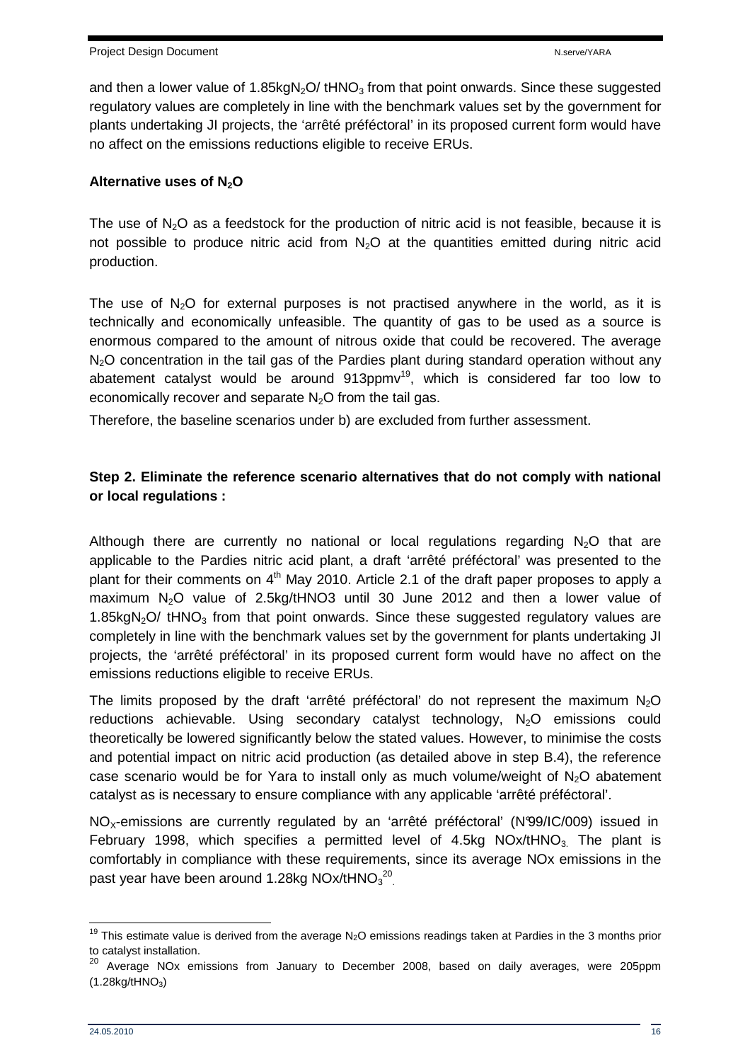and then a lower value of 1.85kg$N_2O$/ t$HNO_3$ from that point onwards. Since these suggested regulatory values are completely in line with the benchmark values set by the government for plants undertaking JI projects, the 'arrêté préféctoral' in its proposed current form would have no affect on the emissions reductions eligible to receive ERUs.

**Alternative uses of $N_2O$**

The use of $N_2O$ as a feedstock for the production of nitric acid is not feasible, because it is not possible to produce nitric acid from $N_2O$ at the quantities emitted during nitric acid production.

The use of $N_2O$ for external purposes is not practised anywhere in the world, as it is technically and economically unfeasible. The quantity of gas to be used as a source is enormous compared to the amount of nitrous oxide that could be recovered. The average $N_2O$ concentration in the tail gas of the Pardies plant during standard operation without any abatement catalyst would be around 913ppmv[19], which is considered far too low to economically recover and separate $N_2O$ from the tail gas.

Therefore, the baseline scenarios under b) are excluded from further assessment.

**Step 2. Eliminate the reference scenario alternatives that do not comply with national or local regulations :**

Although there are currently no national or local regulations regarding $N_2O$ that are applicable to the Pardies nitric acid plant, a draft 'arrêté préféctoral' was presented to the plant for their comments on 4th May 2010. Article 2.1 of the draft paper proposes to apply a maximum $N_2O$ value of 2.5kg/tHNO3 until 30 June 2012 and then a lower value of 1.85kg$N_2O$/ t$HNO_3$ from that point onwards. Since these suggested regulatory values are completely in line with the benchmark values set by the government for plants undertaking JI projects, the 'arrêté préféctoral' in its proposed current form would have no affect on the emissions reductions eligible to receive ERUs.

The limits proposed by the draft 'arrêté préféctoral' do not represent the maximum $N_2O$ reductions achievable. Using secondary catalyst technology, $N_2O$ emissions could theoretically be lowered significantly below the stated values. However, to minimise the costs and potential impact on nitric acid production (as detailed above in step B.4), the reference case scenario would be for Yara to install only as much volume/weight of $N_2O$ abatement catalyst as is necessary to ensure compliance with any applicable 'arrêté préféctoral'.

$NO_X$-emissions are currently regulated by an 'arrêté préféctoral' (N°99/IC/009) issued in February 1998, which specifies a permitted level of 4.5kg NOx/t$HNO_3$. The plant is comfortably in compliance with these requirements, since its average NOx emissions in the past year have been around 1.28kg NOx/t$HNO_3$[20].

---

[19] This estimate value is derived from the average $N_2O$ emissions readings taken at Pardies in the 3 months prior to catalyst installation.

[20] Average NOx emissions from January to December 2008, based on daily averages, were 205ppm (1.28kg/t$HNO_3$)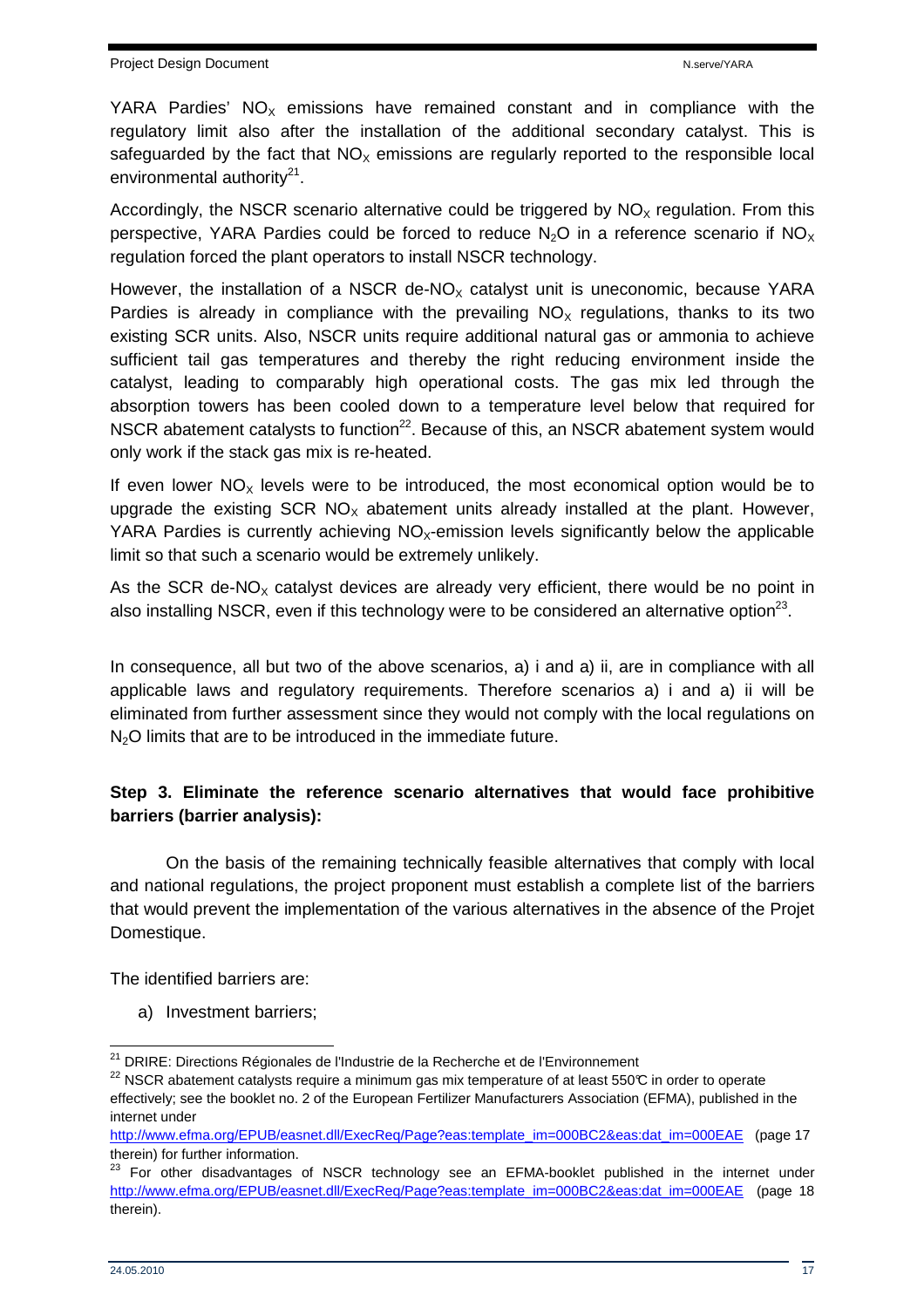YARA Pardies' $NO_X$ emissions have remained constant and in compliance with the regulatory limit also after the installation of the additional secondary catalyst. This is safeguarded by the fact that $NO_X$ emissions are regularly reported to the responsible local environmental authority[21].

Accordingly, the NSCR scenario alternative could be triggered by $NO_X$ regulation. From this perspective, YARA Pardies could be forced to reduce $N_2O$ in a reference scenario if $NO_X$ regulation forced the plant operators to install NSCR technology.

However, the installation of a NSCR de-$NO_X$ catalyst unit is uneconomic, because YARA Pardies is already in compliance with the prevailing $NO_X$ regulations, thanks to its two existing SCR units. Also, NSCR units require additional natural gas or ammonia to achieve sufficient tail gas temperatures and thereby the right reducing environment inside the catalyst, leading to comparably high operational costs. The gas mix led through the absorption towers has been cooled down to a temperature level below that required for NSCR abatement catalysts to function[22]. Because of this, an NSCR abatement system would only work if the stack gas mix is re-heated.

If even lower $NO_X$ levels were to be introduced, the most economical option would be to upgrade the existing SCR $NO_X$ abatement units already installed at the plant. However, YARA Pardies is currently achieving $NO_X$-emission levels significantly below the applicable limit so that such a scenario would be extremely unlikely.

As the SCR de-$NO_X$ catalyst devices are already very efficient, there would be no point in also installing NSCR, even if this technology were to be considered an alternative option[23].

In consequence, all but two of the above scenarios, a) i and a) ii, are in compliance with all applicable laws and regulatory requirements. Therefore scenarios a) i and a) ii will be eliminated from further assessment since they would not comply with the local regulations on $N_2O$ limits that are to be introduced in the immediate future.

**Step 3. Eliminate the reference scenario alternatives that would face prohibitive barriers (barrier analysis):**

On the basis of the remaining technically feasible alternatives that comply with local and national regulations, the project proponent must establish a complete list of the barriers that would prevent the implementation of the various alternatives in the absence of the Projet Domestique.

The identified barriers are:

a) Investment barriers;

---

[21] DRIRE: Directions Régionales de l'Industrie de la Recherche et de l'Environnement

[22] NSCR abatement catalysts require a minimum gas mix temperature of at least 550°C in order to operate effectively; see the booklet no. 2 of the European Fertilizer Manufacturers Association (EFMA), published in the internet under http://www.efma.org/EPUB/easnet.dll/ExecReq/Page?eas:template_im=000BC2&eas:dat_im=000EAE (page 17 therein) for further information.

[23] For other disadvantages of NSCR technology see an EFMA-booklet published in the internet under http://www.efma.org/EPUB/easnet.dll/ExecReq/Page?eas:template_im=000BC2&eas:dat_im=000EAE (page 18 therein).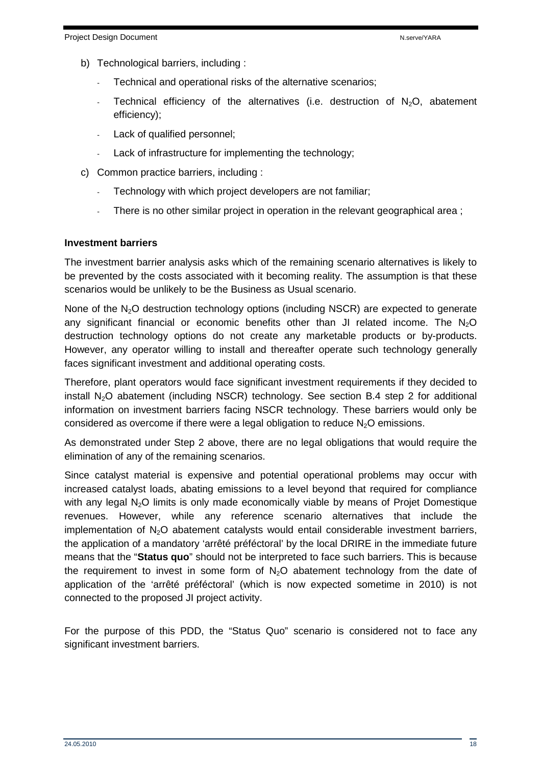b) Technological barriers, including :

- Technical and operational risks of the alternative scenarios;
- Technical efficiency of the alternatives (i.e. destruction of $N_2O$, abatement efficiency);
- Lack of qualified personnel;
- Lack of infrastructure for implementing the technology;

c) Common practice barriers, including :

- Technology with which project developers are not familiar;
- There is no other similar project in operation in the relevant geographical area ;

**Investment barriers**

The investment barrier analysis asks which of the remaining scenario alternatives is likely to be prevented by the costs associated with it becoming reality. The assumption is that these scenarios would be unlikely to be the Business as Usual scenario.

None of the $N_2O$ destruction technology options (including NSCR) are expected to generate any significant financial or economic benefits other than JI related income. The $N_2O$ destruction technology options do not create any marketable products or by-products. However, any operator willing to install and thereafter operate such technology generally faces significant investment and additional operating costs.

Therefore, plant operators would face significant investment requirements if they decided to install $N_2O$ abatement (including NSCR) technology. See section B.4 step 2 for additional information on investment barriers facing NSCR technology. These barriers would only be considered as overcome if there were a legal obligation to reduce $N_2O$ emissions.

As demonstrated under Step 2 above, there are no legal obligations that would require the elimination of any of the remaining scenarios.

Since catalyst material is expensive and potential operational problems may occur with increased catalyst loads, abating emissions to a level beyond that required for compliance with any legal $N_2O$ limits is only made economically viable by means of Projet Domestique revenues. However, while any reference scenario alternatives that include the implementation of $N_2O$ abatement catalysts would entail considerable investment barriers, the application of a mandatory 'arrêté préféctoral' by the local DRIRE in the immediate future means that the "**Status quo**" should not be interpreted to face such barriers. This is because the requirement to invest in some form of $N_2O$ abatement technology from the date of application of the 'arrêté préféctoral' (which is now expected sometime in 2010) is not connected to the proposed JI project activity.

For the purpose of this PDD, the "Status Quo" scenario is considered not to face any significant investment barriers.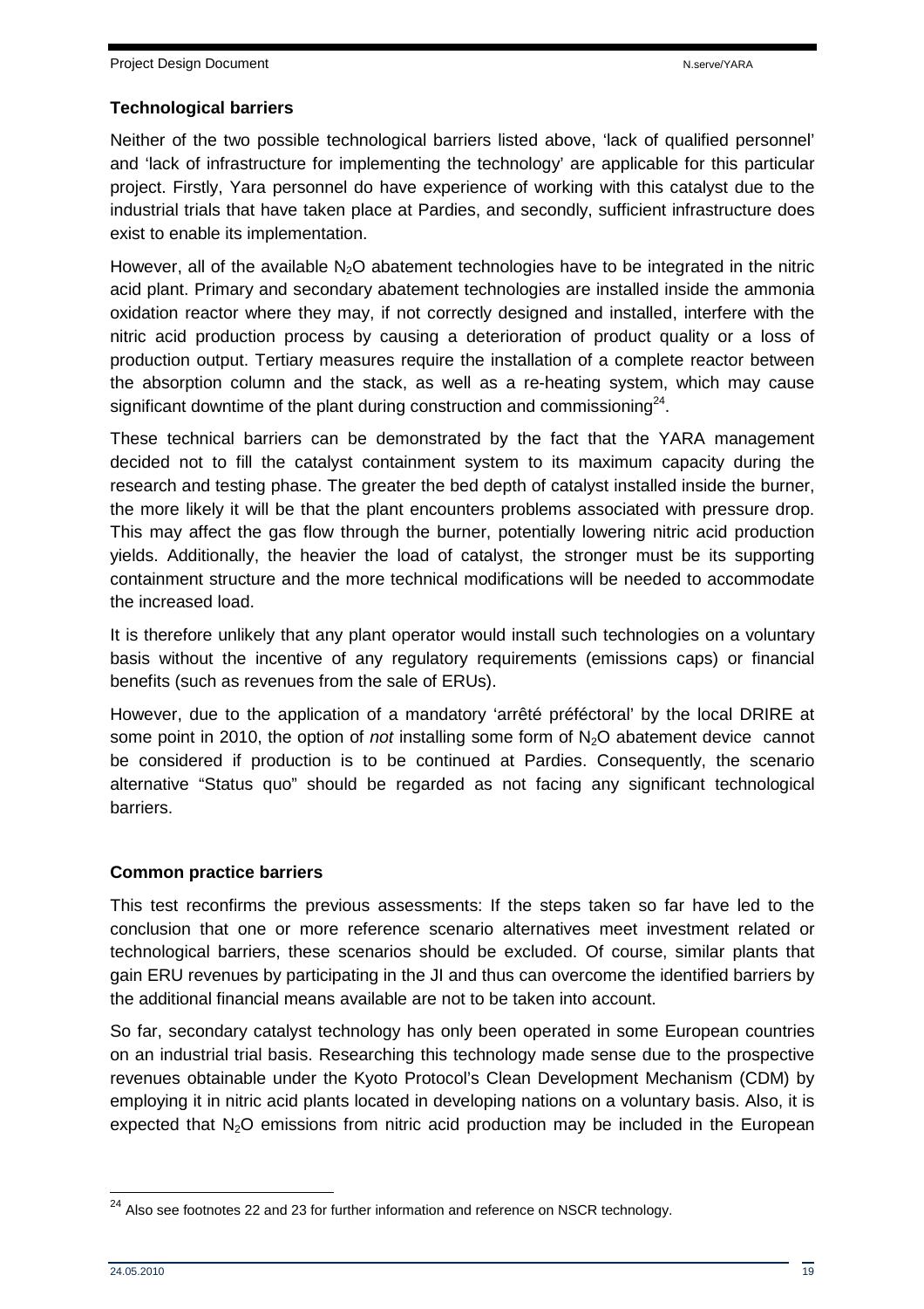**Technological barriers**

Neither of the two possible technological barriers listed above, 'lack of qualified personnel' and 'lack of infrastructure for implementing the technology' are applicable for this particular project. Firstly, Yara personnel do have experience of working with this catalyst due to the industrial trials that have taken place at Pardies, and secondly, sufficient infrastructure does exist to enable its implementation.

However, all of the available $N_2O$ abatement technologies have to be integrated in the nitric acid plant. Primary and secondary abatement technologies are installed inside the ammonia oxidation reactor where they may, if not correctly designed and installed, interfere with the nitric acid production process by causing a deterioration of product quality or a loss of production output. Tertiary measures require the installation of a complete reactor between the absorption column and the stack, as well as a re-heating system, which may cause significant downtime of the plant during construction and commissioning[24].

These technical barriers can be demonstrated by the fact that the YARA management decided not to fill the catalyst containment system to its maximum capacity during the research and testing phase. The greater the bed depth of catalyst installed inside the burner, the more likely it will be that the plant encounters problems associated with pressure drop. This may affect the gas flow through the burner, potentially lowering nitric acid production yields. Additionally, the heavier the load of catalyst, the stronger must be its supporting containment structure and the more technical modifications will be needed to accommodate the increased load.

It is therefore unlikely that any plant operator would install such technologies on a voluntary basis without the incentive of any regulatory requirements (emissions caps) or financial benefits (such as revenues from the sale of ERUs).

However, due to the application of a mandatory 'arrêté préféctoral' by the local DRIRE at some point in 2010, the option of *not* installing some form of $N_2O$ abatement device cannot be considered if production is to be continued at Pardies. Consequently, the scenario alternative "Status quo" should be regarded as not facing any significant technological barriers.

**Common practice barriers**

This test reconfirms the previous assessments: If the steps taken so far have led to the conclusion that one or more reference scenario alternatives meet investment related or technological barriers, these scenarios should be excluded. Of course, similar plants that gain ERU revenues by participating in the JI and thus can overcome the identified barriers by the additional financial means available are not to be taken into account.

So far, secondary catalyst technology has only been operated in some European countries on an industrial trial basis. Researching this technology made sense due to the prospective revenues obtainable under the Kyoto Protocol's Clean Development Mechanism (CDM) by employing it in nitric acid plants located in developing nations on a voluntary basis. Also, it is expected that $N_2O$ emissions from nitric acid production may be included in the European

---

[24] Also see footnotes 22 and 23 for further information and reference on NSCR technology.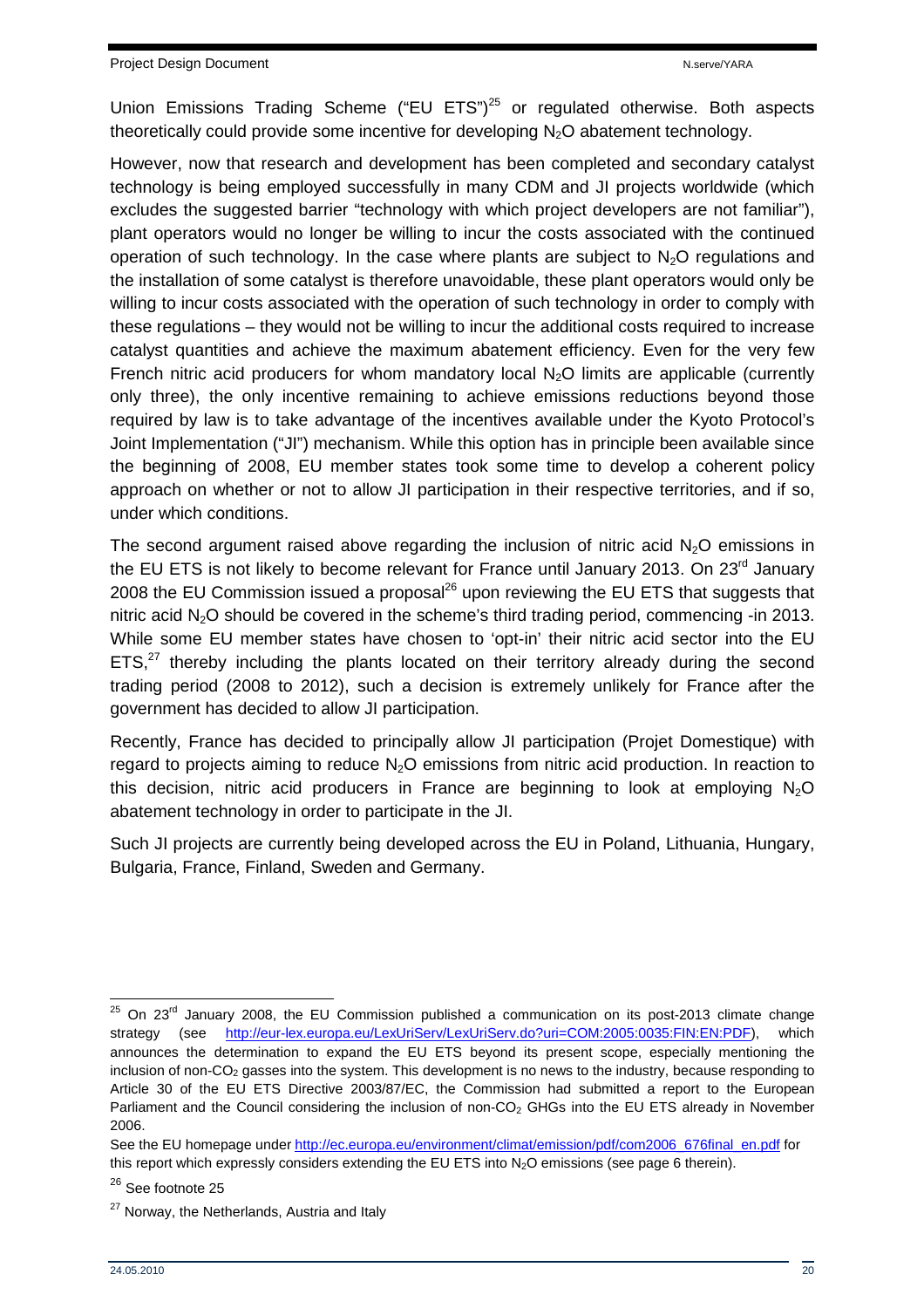Union Emissions Trading Scheme ("EU ETS")[25] or regulated otherwise. Both aspects theoretically could provide some incentive for developing $N_2O$ abatement technology.

However, now that research and development has been completed and secondary catalyst technology is being employed successfully in many CDM and JI projects worldwide (which excludes the suggested barrier "technology with which project developers are not familiar"), plant operators would no longer be willing to incur the costs associated with the continued operation of such technology. In the case where plants are subject to $N_2O$ regulations and the installation of some catalyst is therefore unavoidable, these plant operators would only be willing to incur costs associated with the operation of such technology in order to comply with these regulations – they would not be willing to incur the additional costs required to increase catalyst quantities and achieve the maximum abatement efficiency. Even for the very few French nitric acid producers for whom mandatory local $N_2O$ limits are applicable (currently only three), the only incentive remaining to achieve emissions reductions beyond those required by law is to take advantage of the incentives available under the Kyoto Protocol's Joint Implementation ("JI") mechanism. While this option has in principle been available since the beginning of 2008, EU member states took some time to develop a coherent policy approach on whether or not to allow JI participation in their respective territories, and if so, under which conditions.

The second argument raised above regarding the inclusion of nitric acid $N_2O$ emissions in the EU ETS is not likely to become relevant for France until January 2013. On 23rd January 2008 the EU Commission issued a proposal[26] upon reviewing the EU ETS that suggests that nitric acid $N_2O$ should be covered in the scheme's third trading period, commencing -in 2013. While some EU member states have chosen to 'opt-in' their nitric acid sector into the EU ETS,[27] thereby including the plants located on their territory already during the second trading period (2008 to 2012), such a decision is extremely unlikely for France after the government has decided to allow JI participation.

Recently, France has decided to principally allow JI participation (Projet Domestique) with regard to projects aiming to reduce $N_2O$ emissions from nitric acid production. In reaction to this decision, nitric acid producers in France are beginning to look at employing $N_2O$ abatement technology in order to participate in the JI.

Such JI projects are currently being developed across the EU in Poland, Lithuania, Hungary, Bulgaria, France, Finland, Sweden and Germany.

---

[25] On 23rd January 2008, the EU Commission published a communication on its post-2013 climate change strategy (see http://eur-lex.europa.eu/LexUriServ/LexUriServ.do?uri=COM:2005:0035:FIN:EN:PDF), which announces the determination to expand the EU ETS beyond its present scope, especially mentioning the inclusion of non-$CO_2$ gasses into the system. This development is no news to the industry, because responding to Article 30 of the EU ETS Directive 2003/87/EC, the Commission had submitted a report to the European Parliament and the Council considering the inclusion of non-$CO_2$ GHGs into the EU ETS already in November 2006.

See the EU homepage under http://ec.europa.eu/environment/climat/emission/pdf/com2006_676final_en.pdf for this report which expressly considers extending the EU ETS into $N_2O$ emissions (see page 6 therein).

[26] See footnote 25

[27] Norway, the Netherlands, Austria and Italy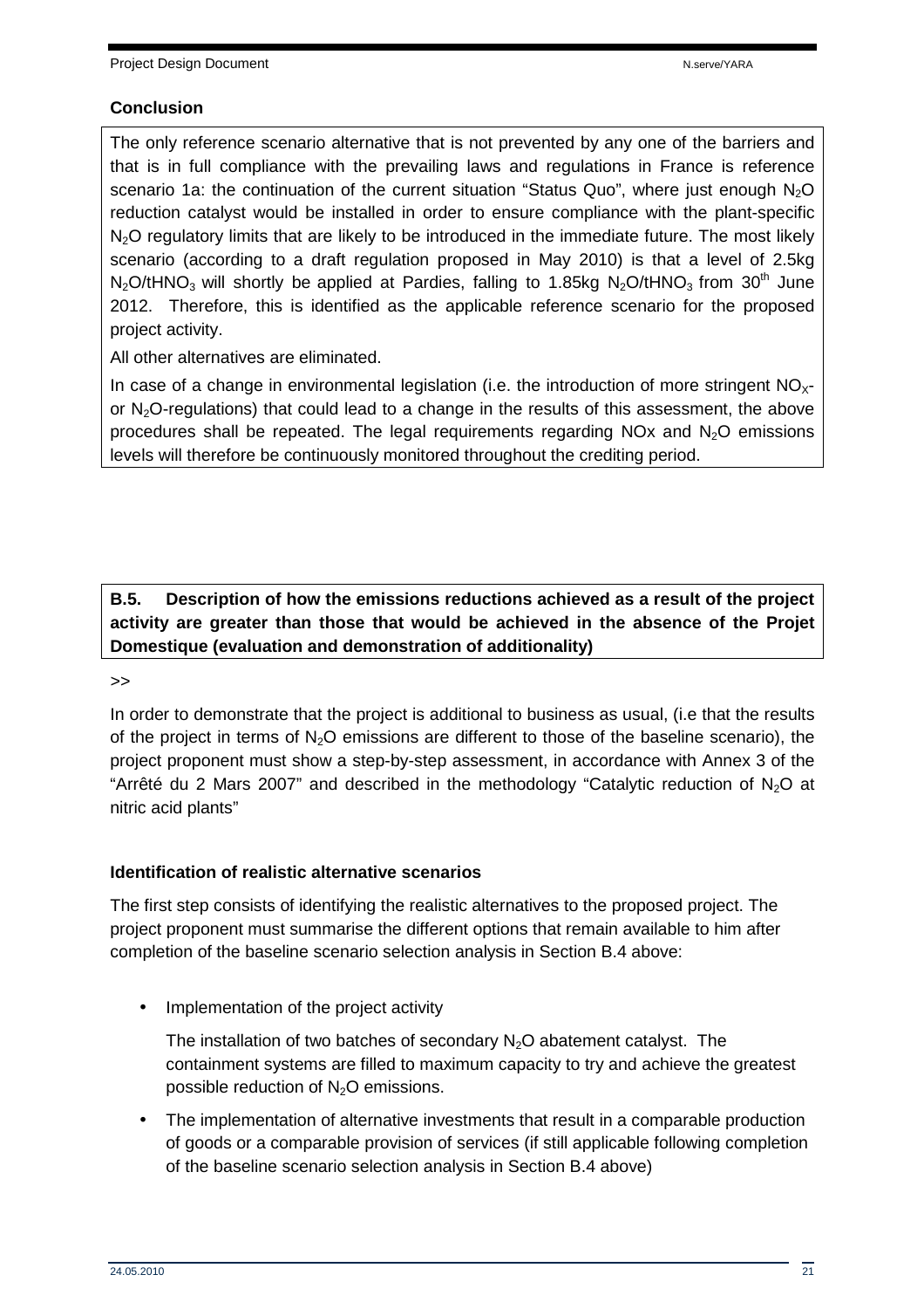**Conclusion**

The only reference scenario alternative that is not prevented by any one of the barriers and that is in full compliance with the prevailing laws and regulations in France is reference scenario 1a: the continuation of the current situation "Status Quo", where just enough $N_2O$ reduction catalyst would be installed in order to ensure compliance with the plant-specific $N_2O$ regulatory limits that are likely to be introduced in the immediate future. The most likely scenario (according to a draft regulation proposed in May 2010) is that a level of 2.5kg $N_2O/tHNO_3$ will shortly be applied at Pardies, falling to 1.85kg $N_2O/tHNO_3$ from 30th June 2012. Therefore, this is identified as the applicable reference scenario for the proposed project activity.

All other alternatives are eliminated.

In case of a change in environmental legislation (i.e. the introduction of more stringent $NO_X$- or $N_2O$-regulations) that could lead to a change in the results of this assessment, the above procedures shall be repeated. The legal requirements regarding NOx and $N_2O$ emissions levels will therefore be continuously monitored throughout the crediting period.

**B.5. Description of how the emissions reductions achieved as a result of the project activity are greater than those that would be achieved in the absence of the Projet Domestique (evaluation and demonstration of additionality)**

>>

In order to demonstrate that the project is additional to business as usual, (i.e that the results of the project in terms of $N_2O$ emissions are different to those of the baseline scenario), the project proponent must show a step-by-step assessment, in accordance with Annex 3 of the "Arrêté du 2 Mars 2007" and described in the methodology "Catalytic reduction of $N_2O$ at nitric acid plants"

**Identification of realistic alternative scenarios**

The first step consists of identifying the realistic alternatives to the proposed project. The project proponent must summarise the different options that remain available to him after completion of the baseline scenario selection analysis in Section B.4 above:

- Implementation of the project activity

  The installation of two batches of secondary $N_2O$ abatement catalyst. The containment systems are filled to maximum capacity to try and achieve the greatest possible reduction of $N_2O$ emissions.

- The implementation of alternative investments that result in a comparable production of goods or a comparable provision of services (if still applicable following completion of the baseline scenario selection analysis in Section B.4 above)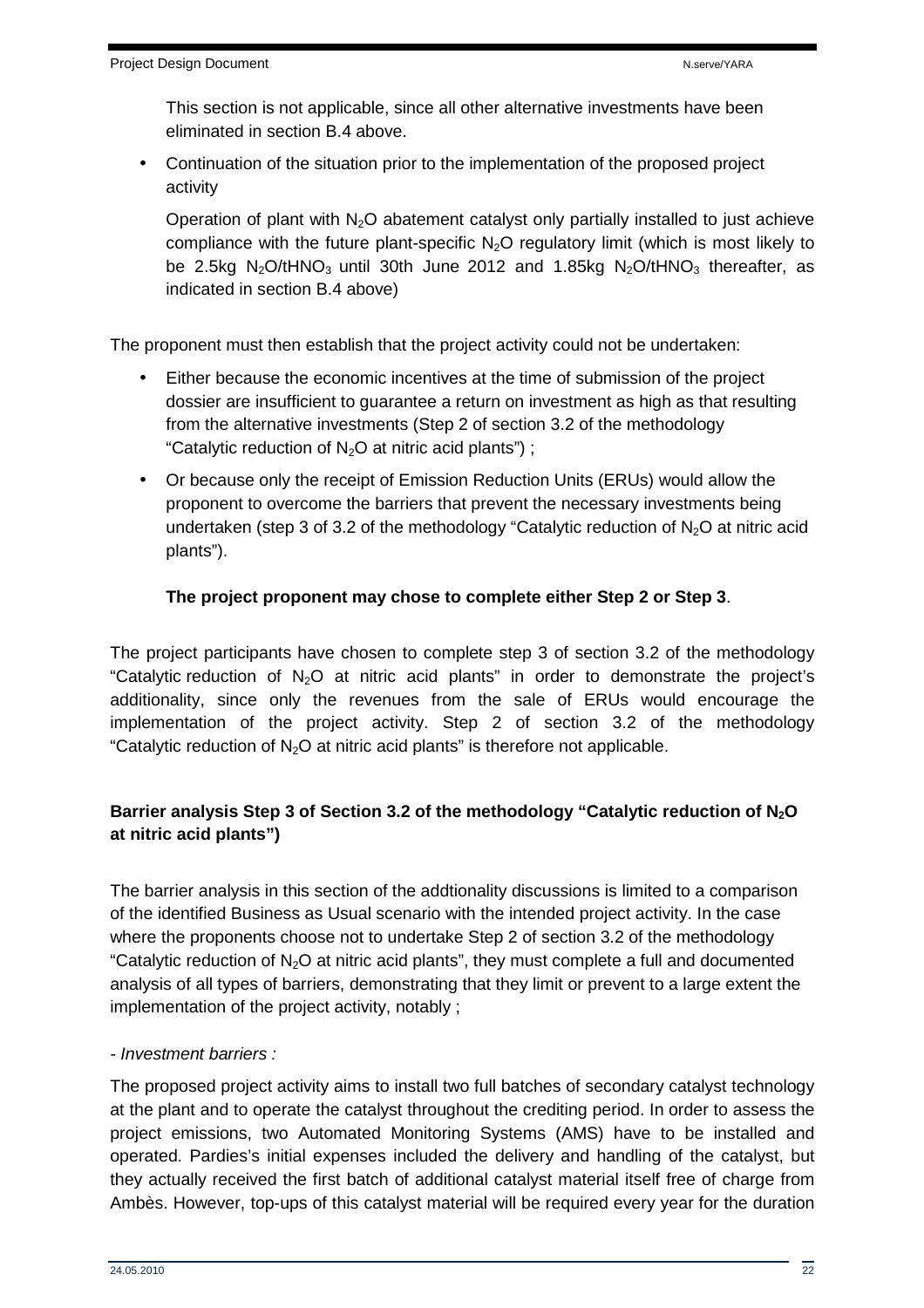This section is not applicable, since all other alternative investments have been eliminated in section B.4 above.

- Continuation of the situation prior to the implementation of the proposed project activity

  Operation of plant with $N_2O$ abatement catalyst only partially installed to just achieve compliance with the future plant-specific $N_2O$ regulatory limit (which is most likely to be 2.5kg $N_2O/tHNO_3$ until 30th June 2012 and 1.85kg $N_2O/tHNO_3$ thereafter, as indicated in section B.4 above)

The proponent must then establish that the project activity could not be undertaken:

- Either because the economic incentives at the time of submission of the project dossier are insufficient to guarantee a return on investment as high as that resulting from the alternative investments (Step 2 of section 3.2 of the methodology "Catalytic reduction of $N_2O$ at nitric acid plants") ;
- Or because only the receipt of Emission Reduction Units (ERUs) would allow the proponent to overcome the barriers that prevent the necessary investments being undertaken (step 3 of 3.2 of the methodology "Catalytic reduction of $N_2O$ at nitric acid plants").

  **The project proponent may chose to complete either Step 2 or Step 3**.

The project participants have chosen to complete step 3 of section 3.2 of the methodology "Catalytic reduction of $N_2O$ at nitric acid plants" in order to demonstrate the project's additionality, since only the revenues from the sale of ERUs would encourage the implementation of the project activity. Step 2 of section 3.2 of the methodology "Catalytic reduction of $N_2O$ at nitric acid plants" is therefore not applicable.

**Barrier analysis Step 3 of Section 3.2 of the methodology "Catalytic reduction of $N_2O$ at nitric acid plants")**

The barrier analysis in this section of the addtionality discussions is limited to a comparison of the identified Business as Usual scenario with the intended project activity. In the case where the proponents choose not to undertake Step 2 of section 3.2 of the methodology "Catalytic reduction of $N_2O$ at nitric acid plants", they must complete a full and documented analysis of all types of barriers, demonstrating that they limit or prevent to a large extent the implementation of the project activity, notably ;

- *Investment barriers :*

The proposed project activity aims to install two full batches of secondary catalyst technology at the plant and to operate the catalyst throughout the crediting period. In order to assess the project emissions, two Automated Monitoring Systems (AMS) have to be installed and operated. Pardies's initial expenses included the delivery and handling of the catalyst, but they actually received the first batch of additional catalyst material itself free of charge from Ambès. However, top-ups of this catalyst material will be required every year for the duration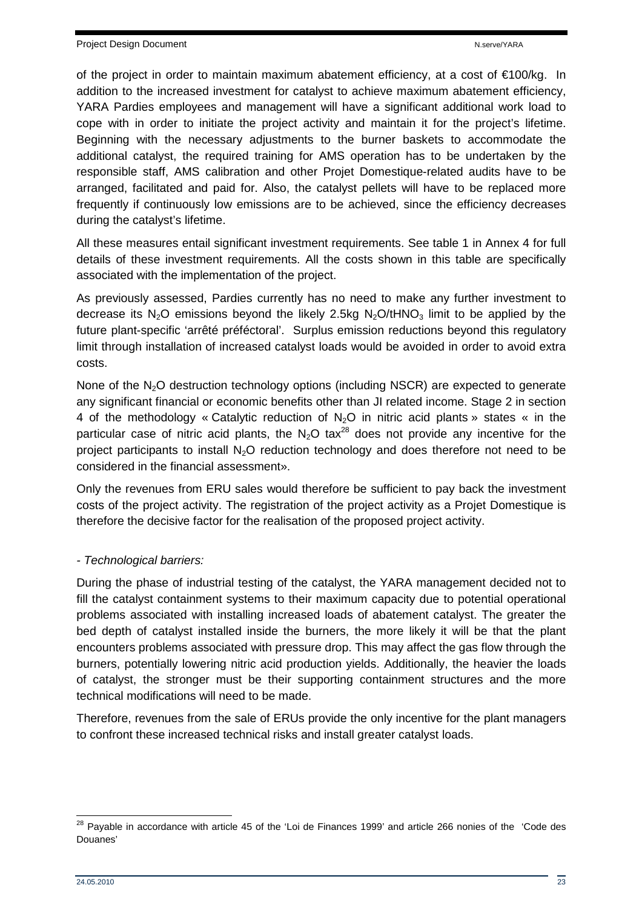of the project in order to maintain maximum abatement efficiency, at a cost of €100/kg. In addition to the increased investment for catalyst to achieve maximum abatement efficiency, YARA Pardies employees and management will have a significant additional work load to cope with in order to initiate the project activity and maintain it for the project's lifetime. Beginning with the necessary adjustments to the burner baskets to accommodate the additional catalyst, the required training for AMS operation has to be undertaken by the responsible staff, AMS calibration and other Projet Domestique-related audits have to be arranged, facilitated and paid for. Also, the catalyst pellets will have to be replaced more frequently if continuously low emissions are to be achieved, since the efficiency decreases during the catalyst's lifetime.

All these measures entail significant investment requirements. See table 1 in Annex 4 for full details of these investment requirements. All the costs shown in this table are specifically associated with the implementation of the project.

As previously assessed, Pardies currently has no need to make any further investment to decrease its $N_2O$ emissions beyond the likely 2.5kg $N_2O/tHNO_3$ limit to be applied by the future plant-specific 'arrêté préféctoral'. Surplus emission reductions beyond this regulatory limit through installation of increased catalyst loads would be avoided in order to avoid extra costs.

None of the $N_2O$ destruction technology options (including NSCR) are expected to generate any significant financial or economic benefits other than JI related income. Stage 2 in section 4 of the methodology « Catalytic reduction of $N_2O$ in nitric acid plants » states « in the particular case of nitric acid plants, the $N_2O$ tax[28] does not provide any incentive for the project participants to install $N_2O$ reduction technology and does therefore not need to be considered in the financial assessment».

Only the revenues from ERU sales would therefore be sufficient to pay back the investment costs of the project activity. The registration of the project activity as a Projet Domestique is therefore the decisive factor for the realisation of the proposed project activity.

- *Technological barriers:*

During the phase of industrial testing of the catalyst, the YARA management decided not to fill the catalyst containment systems to their maximum capacity due to potential operational problems associated with installing increased loads of abatement catalyst. The greater the bed depth of catalyst installed inside the burners, the more likely it will be that the plant encounters problems associated with pressure drop. This may affect the gas flow through the burners, potentially lowering nitric acid production yields. Additionally, the heavier the loads of catalyst, the stronger must be their supporting containment structures and the more technical modifications will need to be made.

Therefore, revenues from the sale of ERUs provide the only incentive for the plant managers to confront these increased technical risks and install greater catalyst loads.

[28] Payable in accordance with article 45 of the 'Loi de Finances 1999' and article 266 nonies of the 'Code des Douanes'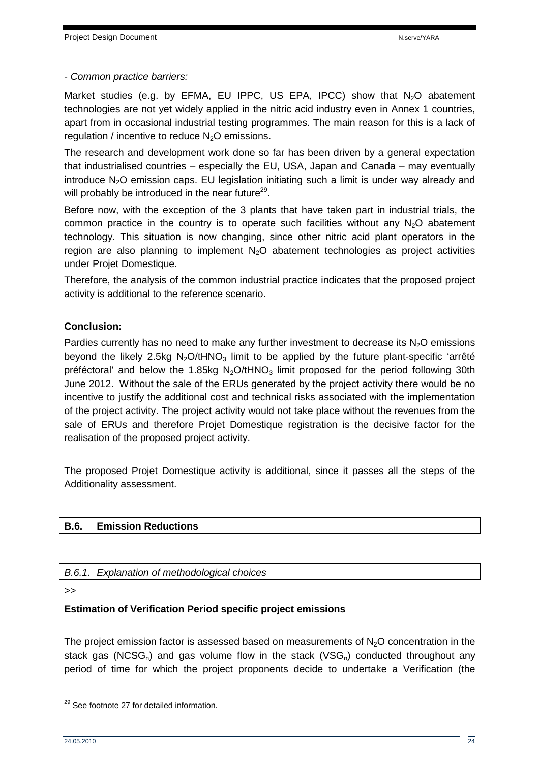*- Common practice barriers:*

Market studies (e.g. by EFMA, EU IPPC, US EPA, IPCC) show that $N_2O$ abatement technologies are not yet widely applied in the nitric acid industry even in Annex 1 countries, apart from in occasional industrial testing programmes. The main reason for this is a lack of regulation / incentive to reduce $N_2O$ emissions.

The research and development work done so far has been driven by a general expectation that industrialised countries – especially the EU, USA, Japan and Canada – may eventually introduce $N_2O$ emission caps. EU legislation initiating such a limit is under way already and will probably be introduced in the near future[29].

Before now, with the exception of the 3 plants that have taken part in industrial trials, the common practice in the country is to operate such facilities without any $N_2O$ abatement technology. This situation is now changing, since other nitric acid plant operators in the region are also planning to implement $N_2O$ abatement technologies as project activities under Projet Domestique.

Therefore, the analysis of the common industrial practice indicates that the proposed project activity is additional to the reference scenario.

**Conclusion:**

Pardies currently has no need to make any further investment to decrease its $N_2O$ emissions beyond the likely 2.5kg $N_2O/tHNO_3$ limit to be applied by the future plant-specific 'arrêté préféctoral' and below the 1.85kg $N_2O/tHNO_3$ limit proposed for the period following 30th June 2012. Without the sale of the ERUs generated by the project activity there would be no incentive to justify the additional cost and technical risks associated with the implementation of the project activity. The project activity would not take place without the revenues from the sale of ERUs and therefore Projet Domestique registration is the decisive factor for the realisation of the proposed project activity.

The proposed Projet Domestique activity is additional, since it passes all the steps of the Additionality assessment.

## B.6. Emission Reductions

### *B.6.1. Explanation of methodological choices*

>>

**Estimation of Verification Period specific project emissions**

The project emission factor is assessed based on measurements of $N_2O$ concentration in the stack gas ($NCSG_n$) and gas volume flow in the stack ($VSG_n$) conducted throughout any period of time for which the project proponents decide to undertake a Verification (the

[29] See footnote 27 for detailed information.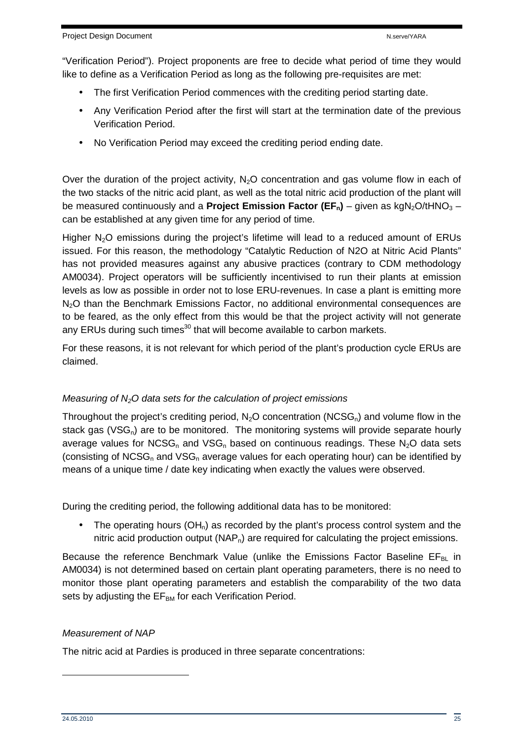"Verification Period"). Project proponents are free to decide what period of time they would like to define as a Verification Period as long as the following pre-requisites are met:

- The first Verification Period commences with the crediting period starting date.
- Any Verification Period after the first will start at the termination date of the previous Verification Period.
- No Verification Period may exceed the crediting period ending date.

Over the duration of the project activity, $N_2O$ concentration and gas volume flow in each of the two stacks of the nitric acid plant, as well as the total nitric acid production of the plant will be measured continuously and a **Project Emission Factor ($EF_n$)** – given as $kgN_2O/tHNO_3$ – can be established at any given time for any period of time.

Higher $N_2O$ emissions during the project's lifetime will lead to a reduced amount of ERUs issued. For this reason, the methodology "Catalytic Reduction of N2O at Nitric Acid Plants" has not provided measures against any abusive practices (contrary to CDM methodology AM0034). Project operators will be sufficiently incentivised to run their plants at emission levels as low as possible in order not to lose ERU-revenues. In case a plant is emitting more $N_2O$ than the Benchmark Emissions Factor, no additional environmental consequences are to be feared, as the only effect from this would be that the project activity will not generate any ERUs during such times[30] that will become available to carbon markets.

For these reasons, it is not relevant for which period of the plant's production cycle ERUs are claimed.

*Measuring of $N_2O$ data sets for the calculation of project emissions*

Throughout the project's crediting period, $N_2O$ concentration ($NCSG_n$) and volume flow in the stack gas ($VSG_n$) are to be monitored. The monitoring systems will provide separate hourly average values for $NCSG_n$ and $VSG_n$ based on continuous readings. These $N_2O$ data sets (consisting of $NCSG_n$ and $VSG_n$ average values for each operating hour) can be identified by means of a unique time / date key indicating when exactly the values were observed.

During the crediting period, the following additional data has to be monitored:

- The operating hours ($OH_n$) as recorded by the plant's process control system and the nitric acid production output ($NAP_n$) are required for calculating the project emissions.

Because the reference Benchmark Value (unlike the Emissions Factor Baseline $EF_{BL}$ in AM0034) is not determined based on certain plant operating parameters, there is no need to monitor those plant operating parameters and establish the comparability of the two data sets by adjusting the $EF_{BM}$ for each Verification Period.

*Measurement of NAP*

The nitric acid at Pardies is produced in three separate concentrations: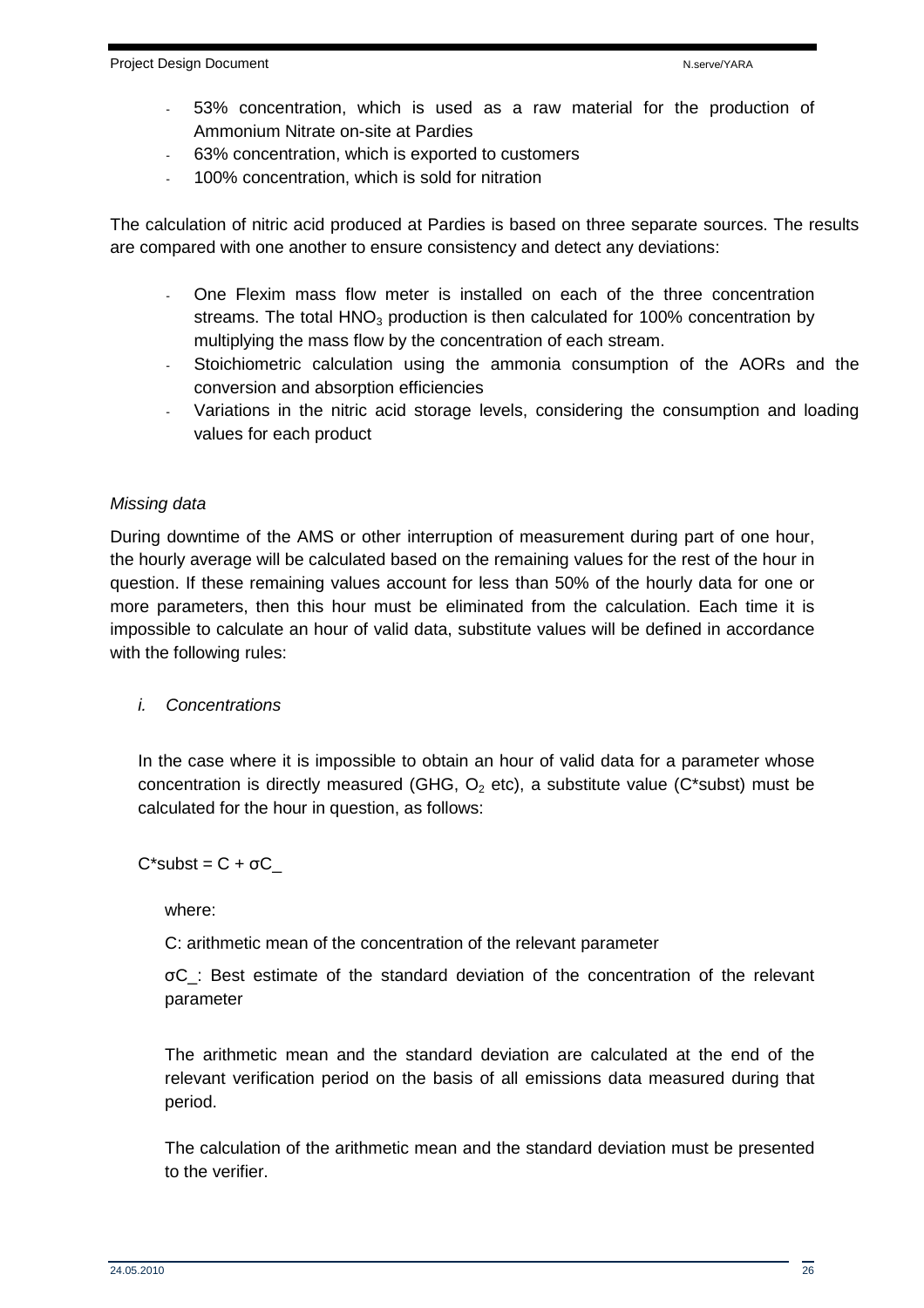- 53% concentration, which is used as a raw material for the production of Ammonium Nitrate on-site at Pardies
- 63% concentration, which is exported to customers
- 100% concentration, which is sold for nitration

The calculation of nitric acid produced at Pardies is based on three separate sources. The results are compared with one another to ensure consistency and detect any deviations:

- One Flexim mass flow meter is installed on each of the three concentration streams. The total $HNO_3$ production is then calculated for 100% concentration by multiplying the mass flow by the concentration of each stream.
- Stoichiometric calculation using the ammonia consumption of the AORs and the conversion and absorption efficiencies
- Variations in the nitric acid storage levels, considering the consumption and loading values for each product

*Missing data*

During downtime of the AMS or other interruption of measurement during part of one hour, the hourly average will be calculated based on the remaining values for the rest of the hour in question. If these remaining values account for less than 50% of the hourly data for one or more parameters, then this hour must be eliminated from the calculation. Each time it is impossible to calculate an hour of valid data, substitute values will be defined in accordance with the following rules:

*i. Concentrations*

In the case where it is impossible to obtain an hour of valid data for a parameter whose concentration is directly measured (GHG, $O_2$ etc), a substitute value (C*subst) must be calculated for the hour in question, as follows:

$$C^{*}subst = C + \sigma C\_$$

where:

C: arithmetic mean of the concentration of the relevant parameter

σC_: Best estimate of the standard deviation of the concentration of the relevant parameter

The arithmetic mean and the standard deviation are calculated at the end of the relevant verification period on the basis of all emissions data measured during that period.

The calculation of the arithmetic mean and the standard deviation must be presented to the verifier.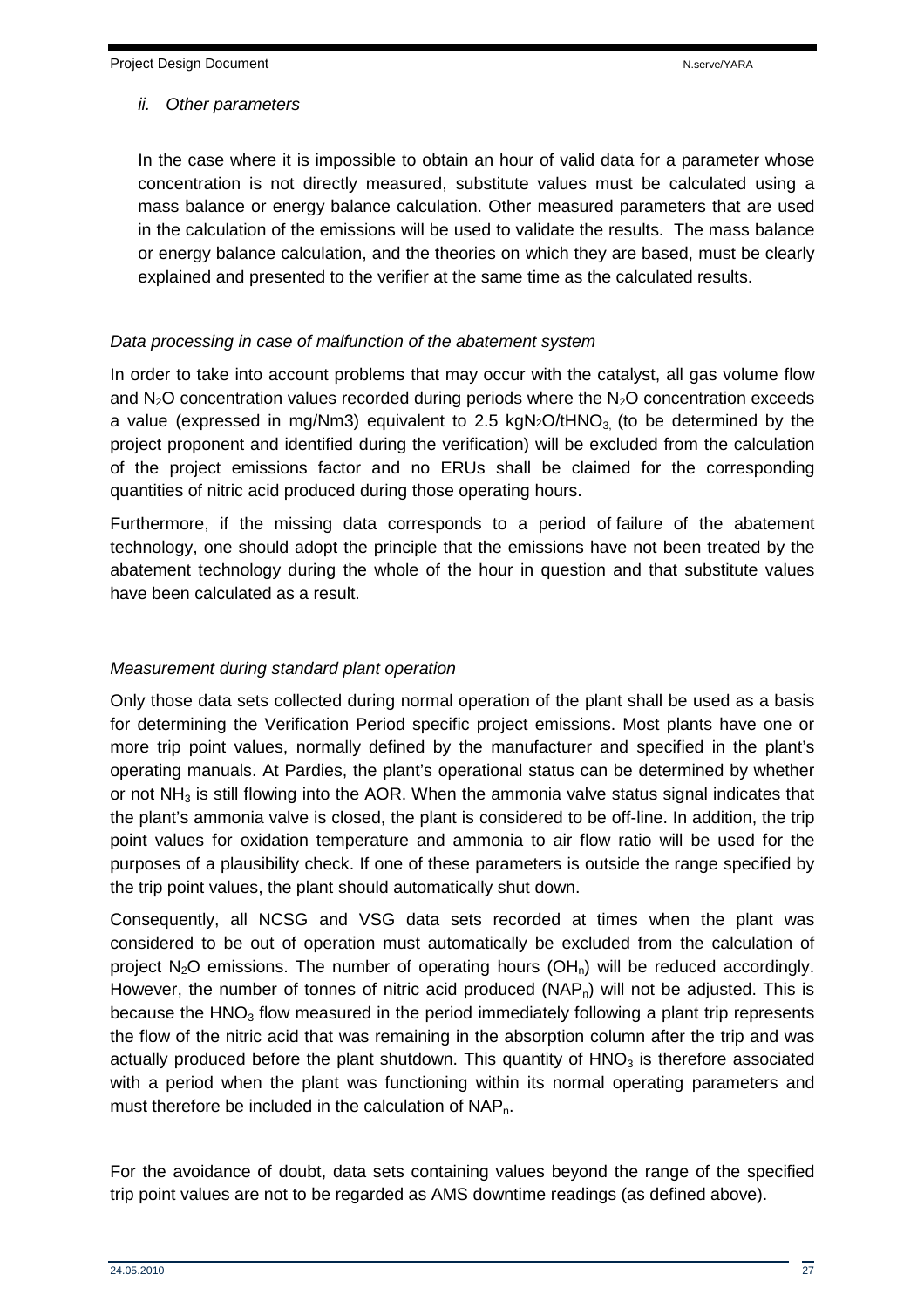*ii. Other parameters*

In the case where it is impossible to obtain an hour of valid data for a parameter whose concentration is not directly measured, substitute values must be calculated using a mass balance or energy balance calculation. Other measured parameters that are used in the calculation of the emissions will be used to validate the results. The mass balance or energy balance calculation, and the theories on which they are based, must be clearly explained and presented to the verifier at the same time as the calculated results.

*Data processing in case of malfunction of the abatement system*

In order to take into account problems that may occur with the catalyst, all gas volume flow and $N_2O$ concentration values recorded during periods where the $N_2O$ concentration exceeds a value (expressed in mg/Nm3) equivalent to 2.5 kg$N_2O$/t$HNO_3$ (to be determined by the project proponent and identified during the verification) will be excluded from the calculation of the project emissions factor and no ERUs shall be claimed for the corresponding quantities of nitric acid produced during those operating hours.

Furthermore, if the missing data corresponds to a period of failure of the abatement technology, one should adopt the principle that the emissions have not been treated by the abatement technology during the whole of the hour in question and that substitute values have been calculated as a result.

*Measurement during standard plant operation*

Only those data sets collected during normal operation of the plant shall be used as a basis for determining the Verification Period specific project emissions. Most plants have one or more trip point values, normally defined by the manufacturer and specified in the plant's operating manuals. At Pardies, the plant's operational status can be determined by whether or not $NH_3$ is still flowing into the AOR. When the ammonia valve status signal indicates that the plant's ammonia valve is closed, the plant is considered to be off-line. In addition, the trip point values for oxidation temperature and ammonia to air flow ratio will be used for the purposes of a plausibility check. If one of these parameters is outside the range specified by the trip point values, the plant should automatically shut down.

Consequently, all NCSG and VSG data sets recorded at times when the plant was considered to be out of operation must automatically be excluded from the calculation of project $N_2O$ emissions. The number of operating hours ($OH_n$) will be reduced accordingly. However, the number of tonnes of nitric acid produced ($NAP_n$) will not be adjusted. This is because the $HNO_3$ flow measured in the period immediately following a plant trip represents the flow of the nitric acid that was remaining in the absorption column after the trip and was actually produced before the plant shutdown. This quantity of $HNO_3$ is therefore associated with a period when the plant was functioning within its normal operating parameters and must therefore be included in the calculation of $NAP_n$.

For the avoidance of doubt, data sets containing values beyond the range of the specified trip point values are not to be regarded as AMS downtime readings (as defined above).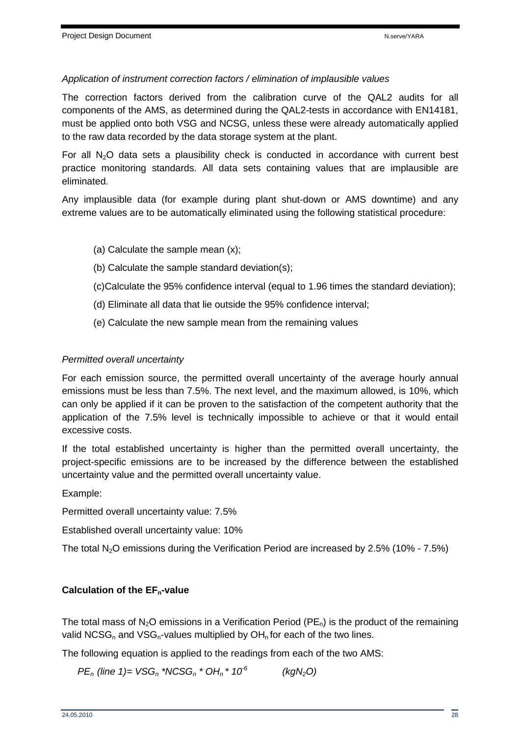*Application of instrument correction factors / elimination of implausible values*

The correction factors derived from the calibration curve of the QAL2 audits for all components of the AMS, as determined during the QAL2-tests in accordance with EN14181, must be applied onto both VSG and NCSG, unless these were already automatically applied to the raw data recorded by the data storage system at the plant.

For all $N_2O$ data sets a plausibility check is conducted in accordance with current best practice monitoring standards. All data sets containing values that are implausible are eliminated.

Any implausible data (for example during plant shut-down or AMS downtime) and any extreme values are to be automatically eliminated using the following statistical procedure:

(a) Calculate the sample mean (x);

(b) Calculate the sample standard deviation(s);

(c)Calculate the 95% confidence interval (equal to 1.96 times the standard deviation);

(d) Eliminate all data that lie outside the 95% confidence interval;

(e) Calculate the new sample mean from the remaining values

*Permitted overall uncertainty*

For each emission source, the permitted overall uncertainty of the average hourly annual emissions must be less than 7.5%. The next level, and the maximum allowed, is 10%, which can only be applied if it can be proven to the satisfaction of the competent authority that the application of the 7.5% level is technically impossible to achieve or that it would entail excessive costs.

If the total established uncertainty is higher than the permitted overall uncertainty, the project-specific emissions are to be increased by the difference between the established uncertainty value and the permitted overall uncertainty value.

Example:

Permitted overall uncertainty value: 7.5%

Established overall uncertainty value: 10%

The total $N_2O$ emissions during the Verification Period are increased by 2.5% (10% - 7.5%)

**Calculation of the $EF_n$-value**

The total mass of $N_2O$ emissions in a Verification Period ($PE_n$) is the product of the remaining valid $NCSG_n$ and $VSG_n$-values multiplied by $OH_n$ for each of the two lines.

The following equation is applied to the readings from each of the two AMS:

$$PE_n \text{ (line 1)} = VSG_n * NCSG_n * OH_n * 10^{-6} \qquad (kgN_2O)$$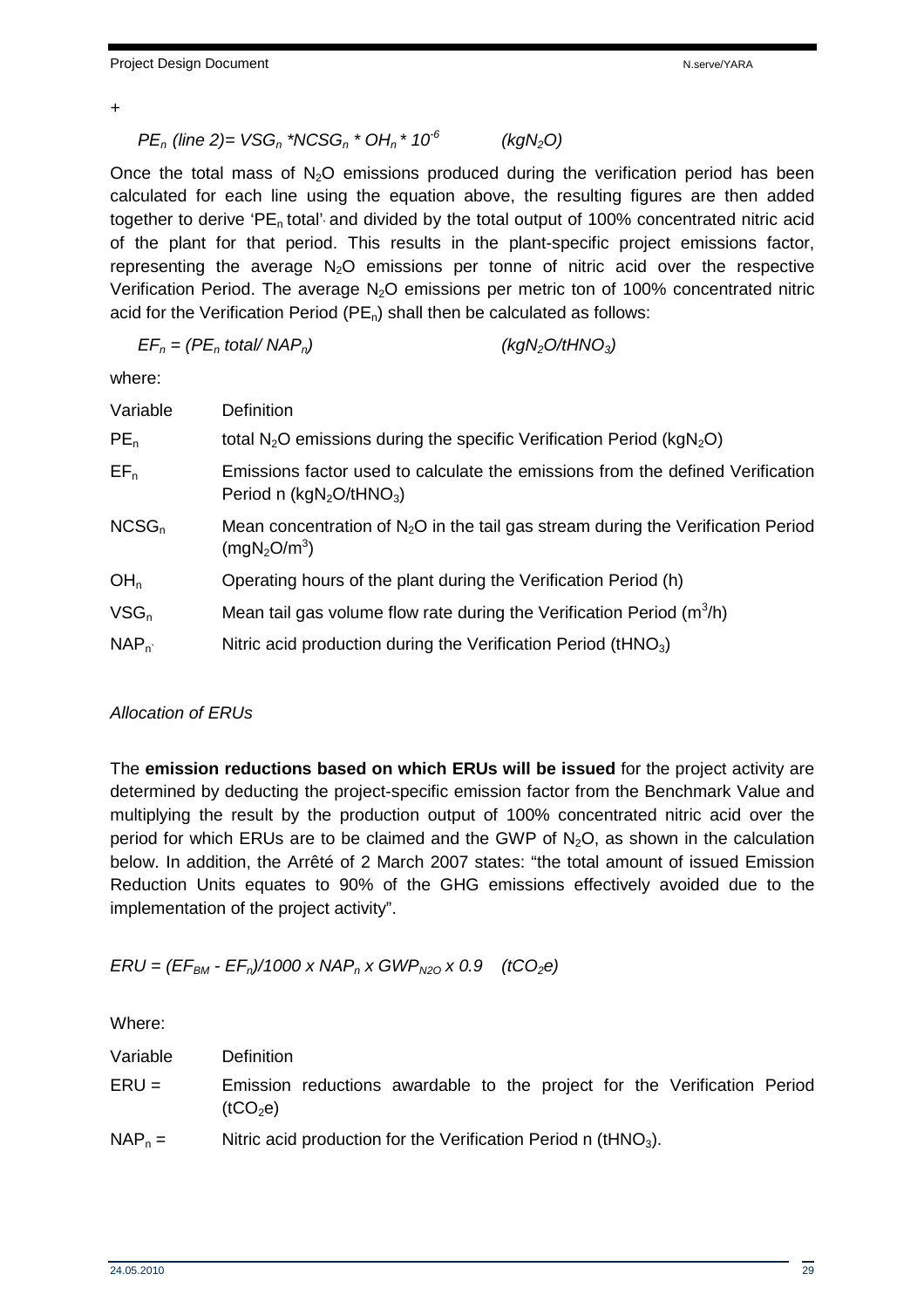+

$$PE_n \text{ (line 2)} = VSG_n * NCSG_n * OH_n * 10^{-6} \qquad (kgN_2O)$$

Once the total mass of $N_2O$ emissions produced during the verification period has been calculated for each line using the equation above, the resulting figures are then added together to derive '$PE_n$ total', and divided by the total output of 100% concentrated nitric acid of the plant for that period. This results in the plant-specific project emissions factor, representing the average $N_2O$ emissions per tonne of nitric acid over the respective Verification Period. The average $N_2O$ emissions per metric ton of 100% concentrated nitric acid for the Verification Period ($PE_n$) shall then be calculated as follows:

$$EF_n = (PE_n \text{ total} / NAP_n) \qquad (kgN_2O/tHNO_3)$$

where:

| Variable | Definition |
|---|---|
| $PE_n$ | total $N_2O$ emissions during the specific Verification Period ($kgN_2O$) |
| $EF_n$ | Emissions factor used to calculate the emissions from the defined Verification Period n ($kgN_2O/tHNO_3$) |
| $NCSG_n$ | Mean concentration of $N_2O$ in the tail gas stream during the Verification Period ($mgN_2O/m^3$) |
| $OH_n$ | Operating hours of the plant during the Verification Period (h) |
| $VSG_n$ | Mean tail gas volume flow rate during the Verification Period ($m^3/h$) |
| $NAP_n$ | Nitric acid production during the Verification Period ($tHNO_3$) |

*Allocation of ERUs*

The **emission reductions based on which ERUs will be issued** for the project activity are determined by deducting the project-specific emission factor from the Benchmark Value and multiplying the result by the production output of 100% concentrated nitric acid over the period for which ERUs are to be claimed and the GWP of $N_2O$, as shown in the calculation below. In addition, the Arrêté of 2 March 2007 states: "the total amount of issued Emission Reduction Units equates to 90% of the GHG emissions effectively avoided due to the implementation of the project activity".

$$ERU = (EF_{BM} - EF_n)/1000 \times NAP_n \times GWP_{N2O} \times 0.9 \quad (tCO_2e)$$

Where:

| Variable | Definition |
|---|---|
| $ERU =$ | Emission reductions awardable to the project for the Verification Period ($tCO_2e$) |
| $NAP_n =$ | Nitric acid production for the Verification Period n ($tHNO_3$). |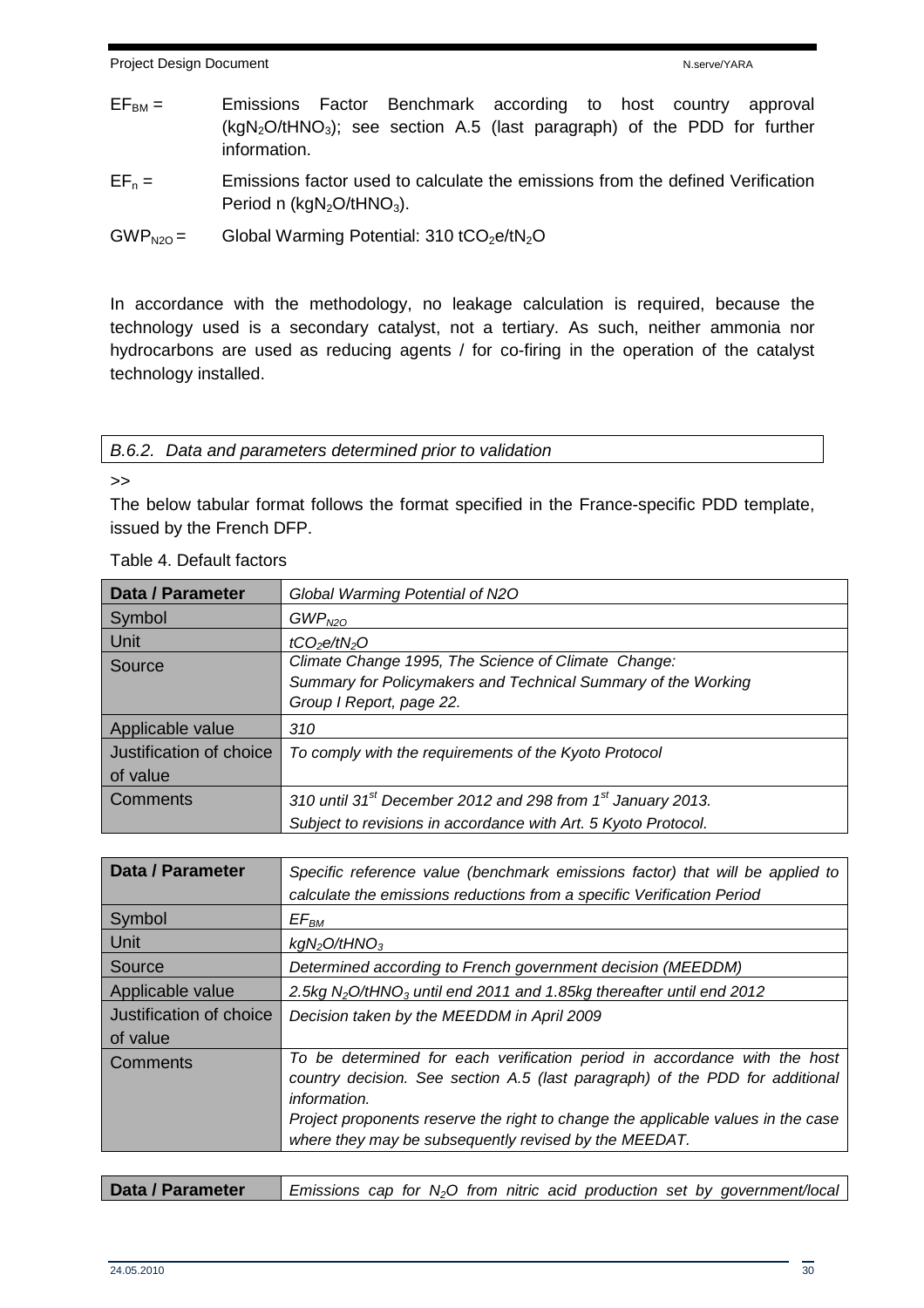$EF_{BM}$ = Emissions Factor Benchmark according to host country approval ($kgN_2O/tHNO_3$); see section A.5 (last paragraph) of the PDD for further information.

$EF_n$ = Emissions factor used to calculate the emissions from the defined Verification Period n ($kgN_2O/tHNO_3$).

$GWP_{N2O}$ = Global Warming Potential: 310 $tCO_2e/tN_2O$

In accordance with the methodology, no leakage calculation is required, because the technology used is a secondary catalyst, not a tertiary. As such, neither ammonia nor hydrocarbons are used as reducing agents / for co-firing in the operation of the catalyst technology installed.

### B.6.2. Data and parameters determined prior to validation

>>

The below tabular format follows the format specified in the France-specific PDD template, issued by the French DFP.

Table 4. Default factors

| **Data / Parameter** | *Global Warming Potential of N2O* |
|---|---|
| Symbol | *$GWP_{N2O}$* |
| Unit | *$tCO_2e/tN_2O$* |
| Source | *Climate Change 1995, The Science of Climate Change: Summary for Policymakers and Technical Summary of the Working Group I Report, page 22.* |
| Applicable value | *310* |
| Justification of choice of value | *To comply with the requirements of the Kyoto Protocol* |
| Comments | *310 until 31st December 2012 and 298 from 1st January 2013. Subject to revisions in accordance with Art. 5 Kyoto Protocol.* |

| **Data / Parameter** | *Specific reference value (benchmark emissions factor) that will be applied to calculate the emissions reductions from a specific Verification Period* |
|---|---|
| Symbol | *$EF_{BM}$* |
| Unit | *$kgN_2O/tHNO_3$* |
| Source | *Determined according to French government decision (MEEDDM)* |
| Applicable value | *2.5kg $N_2O/tHNO_3$ until end 2011 and 1.85kg thereafter until end 2012* |
| Justification of choice of value | *Decision taken by the MEEDDM in April 2009* |
| Comments | *To be determined for each verification period in accordance with the host country decision. See section A.5 (last paragraph) of the PDD for additional information.*<br>*Project proponents reserve the right to change the applicable values in the case where they may be subsequently revised by the MEEDAT.* |

| **Data / Parameter** | *Emissions cap for $N_2O$ from nitric acid production set by government/local* |
|---|---|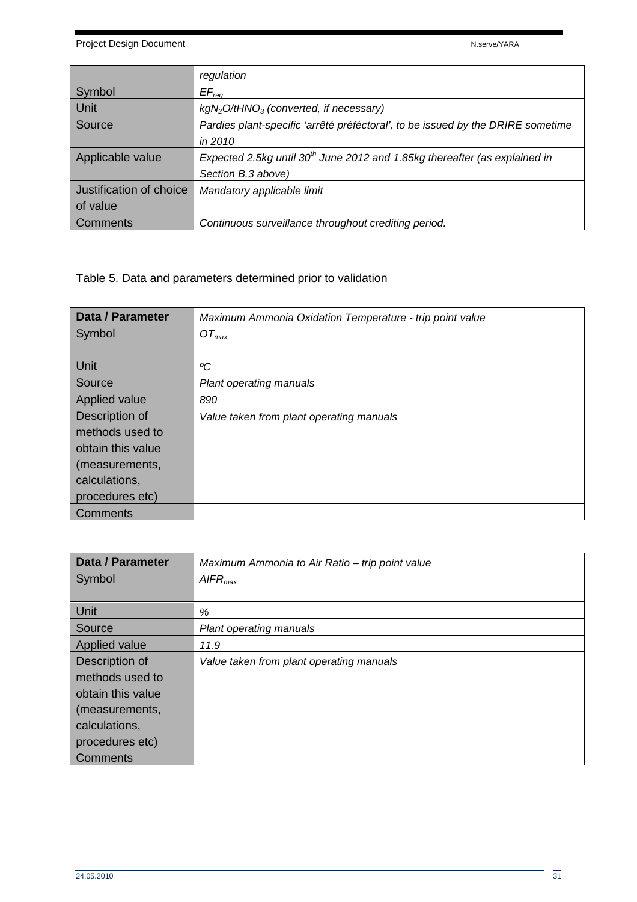| | *regulation* |
|---|---|
| Symbol | $EF_{reg}$ |
| Unit | $kgN_2O/tHNO_3$ *(converted, if necessary)* |
| Source | *Pardies plant-specific 'arrêté préféctoral', to be issued by the DRIRE sometime in 2010* |
| Applicable value | *Expected 2.5kg until 30th June 2012 and 1.85kg thereafter (as explained in Section B.3 above)* |
| Justification of choice of value | *Mandatory applicable limit* |
| Comments | *Continuous surveillance throughout crediting period.* |

Table 5. Data and parameters determined prior to validation

| **Data / Parameter** | *Maximum Ammonia Oxidation Temperature - trip point value* |
|---|---|
| Symbol | $OT_{max}$ |
| Unit | *ºC* |
| Source | *Plant operating manuals* |
| Applied value | *890* |
| Description of methods used to obtain this value (measurements, calculations, procedures etc) | *Value taken from plant operating manuals* |
| Comments | |

| **Data / Parameter** | *Maximum Ammonia to Air Ratio – trip point value* |
|---|---|
| Symbol | $AIFR_{max}$ |
| Unit | *%* |
| Source | *Plant operating manuals* |
| Applied value | *11.9* |
| Description of methods used to obtain this value (measurements, calculations, procedures etc) | *Value taken from plant operating manuals* |
| Comments | |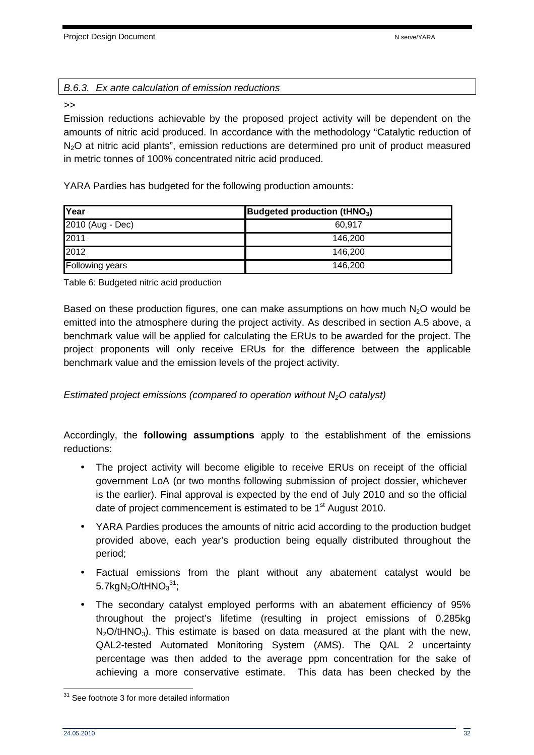### *B.6.3. Ex ante calculation of emission reductions*

>>

Emission reductions achievable by the proposed project activity will be dependent on the amounts of nitric acid produced. In accordance with the methodology "Catalytic reduction of $N_2O$ at nitric acid plants", emission reductions are determined pro unit of product measured in metric tonnes of 100% concentrated nitric acid produced.

YARA Pardies has budgeted for the following production amounts:

| Year | Budgeted production ($tHNO_3$) |
|---|---|
| 2010 (Aug - Dec) | 60,917 |
| 2011 | 146,200 |
| 2012 | 146,200 |
| Following years | 146,200 |

Table 6: Budgeted nitric acid production

Based on these production figures, one can make assumptions on how much $N_2O$ would be emitted into the atmosphere during the project activity. As described in section A.5 above, a benchmark value will be applied for calculating the ERUs to be awarded for the project. The project proponents will only receive ERUs for the difference between the applicable benchmark value and the emission levels of the project activity.

*Estimated project emissions (compared to operation without $N_2O$ catalyst)*

Accordingly, the **following assumptions** apply to the establishment of the emissions reductions:

- The project activity will become eligible to receive ERUs on receipt of the official government LoA (or two months following submission of project dossier, whichever is the earlier). Final approval is expected by the end of July 2010 and so the official date of project commencement is estimated to be 1st August 2010.
- YARA Pardies produces the amounts of nitric acid according to the production budget provided above, each year's production being equally distributed throughout the period;
- Factual emissions from the plant without any abatement catalyst would be $5.7kgN_2O/tHNO_3$[31];
- The secondary catalyst employed performs with an abatement efficiency of 95% throughout the project's lifetime (resulting in project emissions of 0.285kg $N_2O/tHNO_3$). This estimate is based on data measured at the plant with the new, QAL2-tested Automated Monitoring System (AMS). The QAL 2 uncertainty percentage was then added to the average ppm concentration for the sake of achieving a more conservative estimate. This data has been checked by the

[31] See footnote 3 for more detailed information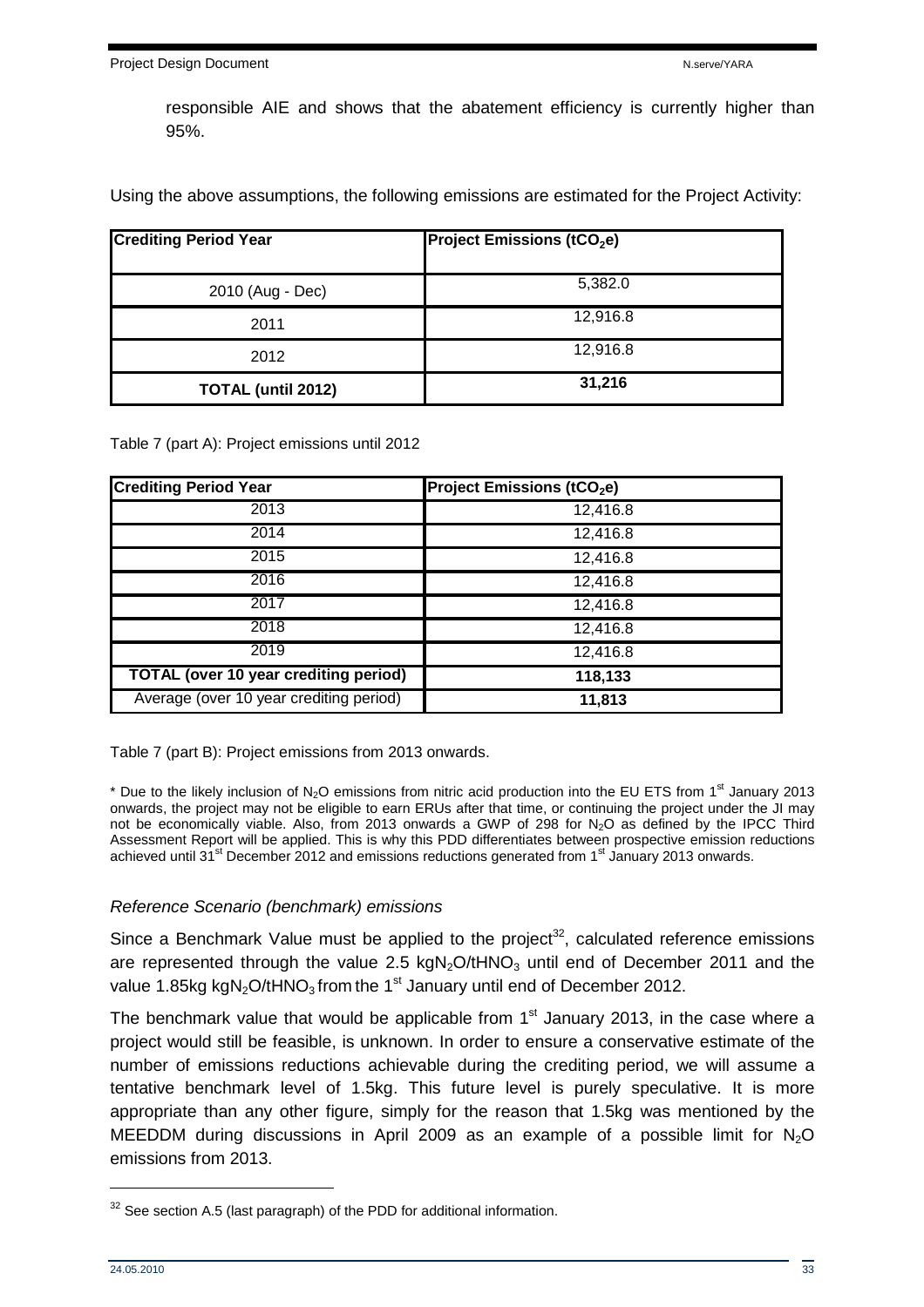responsible AIE and shows that the abatement efficiency is currently higher than 95%.

Using the above assumptions, the following emissions are estimated for the Project Activity:

| Crediting Period Year | Project Emissions ($tCO_2e$) |
|---|---|
| 2010 (Aug - Dec) | 5,382.0 |
| 2011 | 12,916.8 |
| 2012 | 12,916.8 |
| **TOTAL (until 2012)** | **31,216** |

Table 7 (part A): Project emissions until 2012

| Crediting Period Year | Project Emissions ($tCO_2e$) |
|---|---|
| 2013 | 12,416.8 |
| 2014 | 12,416.8 |
| 2015 | 12,416.8 |
| 2016 | 12,416.8 |
| 2017 | 12,416.8 |
| 2018 | 12,416.8 |
| 2019 | 12,416.8 |
| **TOTAL (over 10 year crediting period)** | **118,133** |
| Average (over 10 year crediting period) | **11,813** |

Table 7 (part B): Project emissions from 2013 onwards.

* Due to the likely inclusion of $N_2O$ emissions from nitric acid production into the EU ETS from 1st January 2013 onwards, the project may not be eligible to earn ERUs after that time, or continuing the project under the JI may not be economically viable. Also, from 2013 onwards a GWP of 298 for $N_2O$ as defined by the IPCC Third Assessment Report will be applied. This is why this PDD differentiates between prospective emission reductions achieved until 31st December 2012 and emissions reductions generated from 1st January 2013 onwards.

*Reference Scenario (benchmark) emissions*

Since a Benchmark Value must be applied to the project[32], calculated reference emissions are represented through the value 2.5 $kgN_2O/tHNO_3$ until end of December 2011 and the value 1.85kg $kgN_2O/tHNO_3$ from the 1st January until end of December 2012.

The benchmark value that would be applicable from 1st January 2013, in the case where a project would still be feasible, is unknown. In order to ensure a conservative estimate of the number of emissions reductions achievable during the crediting period, we will assume a tentative benchmark level of 1.5kg. This future level is purely speculative. It is more appropriate than any other figure, simply for the reason that 1.5kg was mentioned by the MEEDDM during discussions in April 2009 as an example of a possible limit for $N_2O$ emissions from 2013.

[32] See section A.5 (last paragraph) of the PDD for additional information.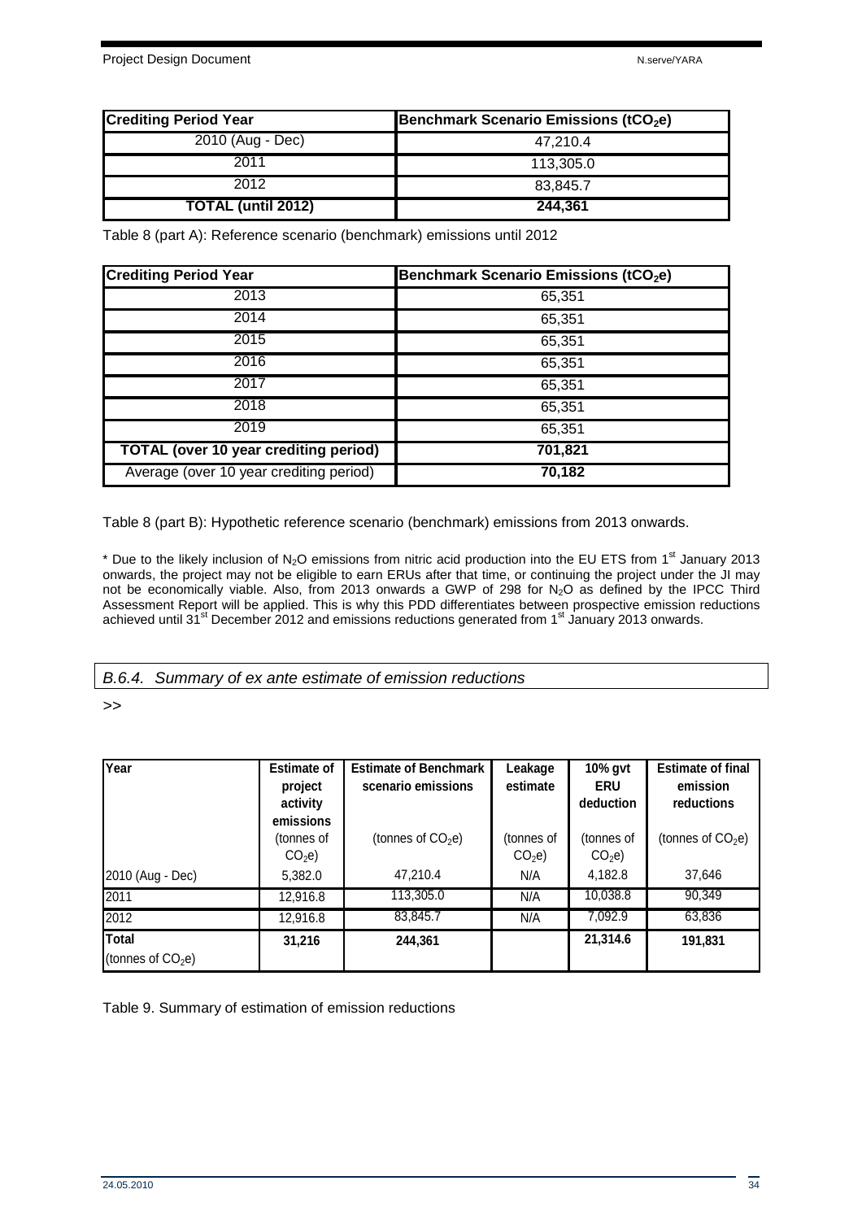| Crediting Period Year | Benchmark Scenario Emissions ($tCO_2e$) |
|---|---|
| 2010 (Aug - Dec) | 47,210.4 |
| 2011 | 113,305.0 |
| 2012 | 83,845.7 |
| **TOTAL (until 2012)** | **244,361** |

Table 8 (part A): Reference scenario (benchmark) emissions until 2012

| Crediting Period Year | Benchmark Scenario Emissions ($tCO_2e$) |
|---|---|
| 2013 | 65,351 |
| 2014 | 65,351 |
| 2015 | 65,351 |
| 2016 | 65,351 |
| 2017 | 65,351 |
| 2018 | 65,351 |
| 2019 | 65,351 |
| **TOTAL (over 10 year crediting period)** | **701,821** |
| Average (over 10 year crediting period) | **70,182** |

Table 8 (part B): Hypothetic reference scenario (benchmark) emissions from 2013 onwards.

* Due to the likely inclusion of $N_2O$ emissions from nitric acid production into the EU ETS from 1st January 2013 onwards, the project may not be eligible to earn ERUs after that time, or continuing the project under the JI may not be economically viable. Also, from 2013 onwards a GWP of 298 for $N_2O$ as defined by the IPCC Third Assessment Report will be applied. This is why this PDD differentiates between prospective emission reductions achieved until 31st December 2012 and emissions reductions generated from 1st January 2013 onwards.

### *B.6.4. Summary of ex ante estimate of emission reductions*

>>

| Year | Estimate of project activity emissions (tonnes of $CO_2e$) | Estimate of Benchmark scenario emissions (tonnes of $CO_2e$) | Leakage estimate (tonnes of $CO_2e$) | 10% gvt ERU deduction (tonnes of $CO_2e$) | Estimate of final emission reductions (tonnes of $CO_2e$) |
|---|---|---|---|---|---|
| 2010 (Aug - Dec) | 5,382.0 | 47,210.4 | N/A | 4,182.8 | 37,646 |
| 2011 | 12,916.8 | 113,305.0 | N/A | 10,038.8 | 90,349 |
| 2012 | 12,916.8 | 83,845.7 | N/A | 7,092.9 | 63,836 |
| **Total** (tonnes of $CO_2e$) | **31,216** | **244,361** | | **21,314.6** | **191,831** |

Table 9. Summary of estimation of emission reductions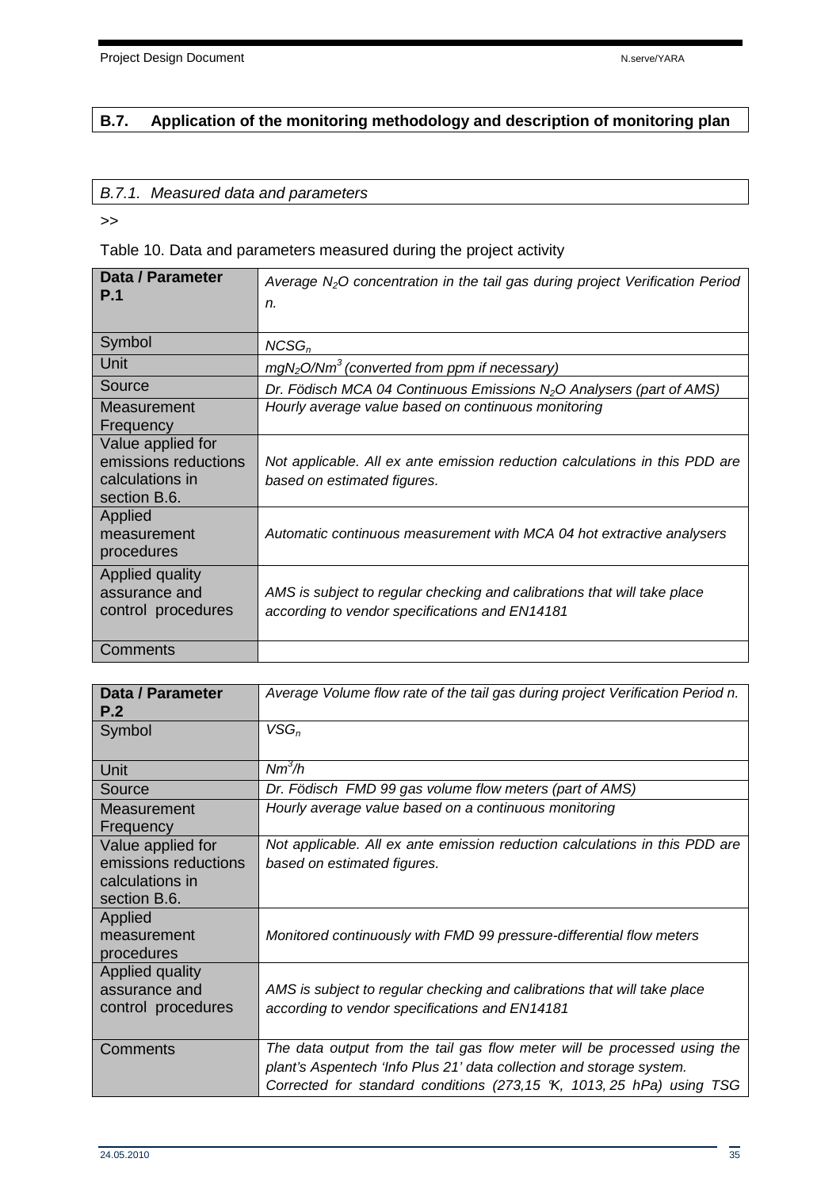## B.7. Application of the monitoring methodology and description of monitoring plan

### *B.7.1. Measured data and parameters*

>>

Table 10. Data and parameters measured during the project activity

| Data / Parameter P.1 | *Average $N_2O$ concentration in the tail gas during project Verification Period n.* |
|---|---|
| Symbol | *$NCSG_n$* |
| Unit | *$mgN_2O/Nm^3$ (converted from ppm if necessary)* |
| Source | *Dr. Födisch MCA 04 Continuous Emissions $N_2O$ Analysers (part of AMS)* |
| Measurement Frequency | *Hourly average value based on continuous monitoring* |
| Value applied for emissions reductions calculations in section B.6. | *Not applicable. All ex ante emission reduction calculations in this PDD are based on estimated figures.* |
| Applied measurement procedures | *Automatic continuous measurement with MCA 04 hot extractive analysers* |
| Applied quality assurance and control procedures | *AMS is subject to regular checking and calibrations that will take place according to vendor specifications and EN14181* |
| Comments | |

| Data / Parameter P.2 | *Average Volume flow rate of the tail gas during project Verification Period n.* |
|---|---|
| Symbol | *$VSG_n$* |
| Unit | *$Nm^3/h$* |
| Source | *Dr. Födisch FMD 99 gas volume flow meters (part of AMS)* |
| Measurement Frequency | *Hourly average value based on a continuous monitoring* |
| Value applied for emissions reductions calculations in section B.6. | *Not applicable. All ex ante emission reduction calculations in this PDD are based on estimated figures.* |
| Applied measurement procedures | *Monitored continuously with FMD 99 pressure-differential flow meters* |
| Applied quality assurance and control procedures | *AMS is subject to regular checking and calibrations that will take place according to vendor specifications and EN14181* |
| Comments | *The data output from the tail gas flow meter will be processed using the plant's Aspentech 'Info Plus 21' data collection and storage system. Corrected for standard conditions (273,15 °K, 1013, 25 hPa) using TSG* |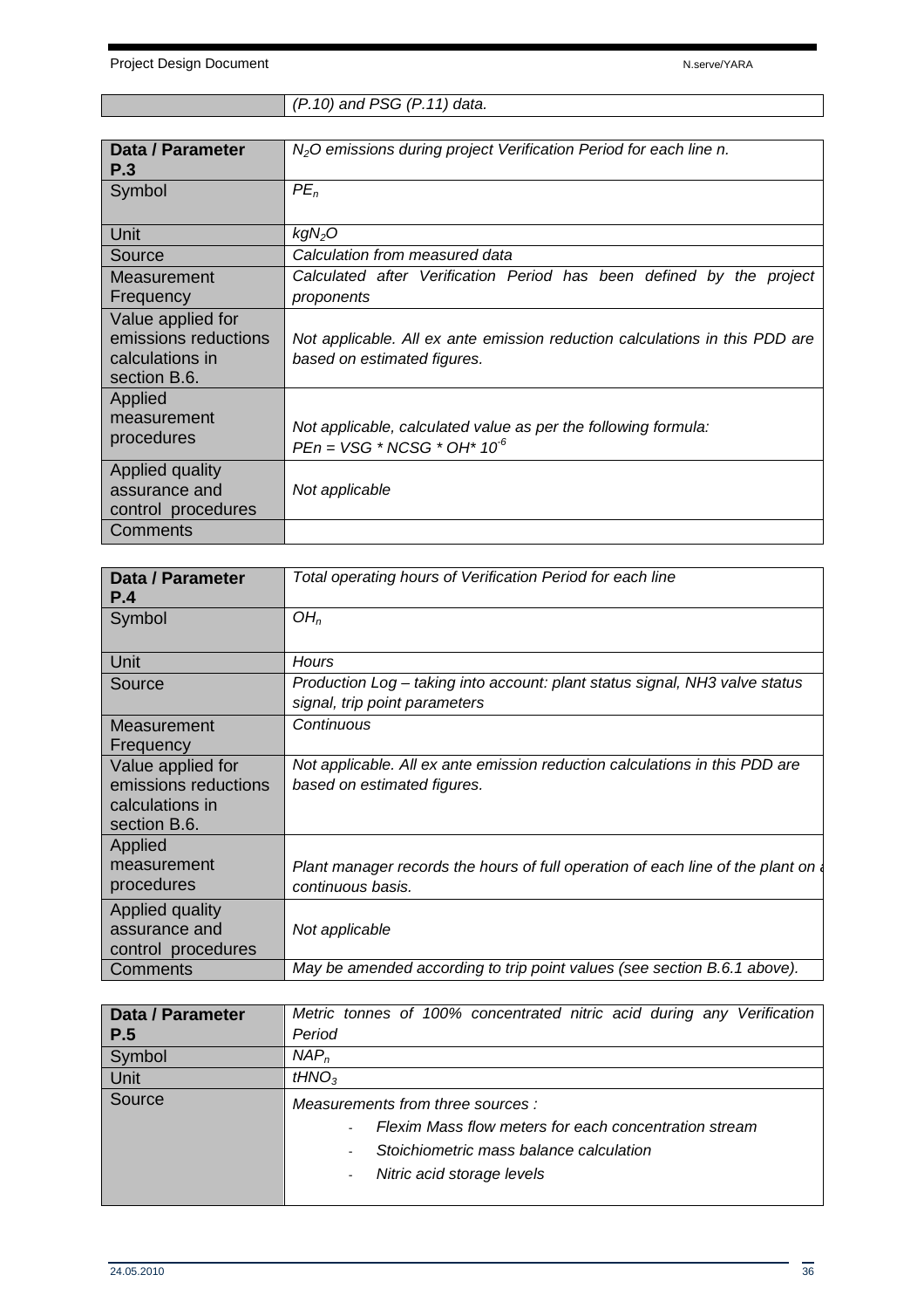| | *(P.10) and PSG (P.11) data.* |
|---|---|

| **Data / Parameter P.3** | *$N_2O$ emissions during project Verification Period for each line n.* |
|---|---|
| Symbol | *$PE_n$* |
| Unit | *$kgN_2O$* |
| Source | *Calculation from measured data* |
| Measurement Frequency | *Calculated after Verification Period has been defined by the project proponents* |
| Value applied for emissions reductions calculations in section B.6. | *Not applicable. All ex ante emission reduction calculations in this PDD are based on estimated figures.* |
| Applied measurement procedures | *Not applicable, calculated value as per the following formula:* $PEn = VSG * NCSG * OH * 10^{-6}$ |
| Applied quality assurance and control procedures | *Not applicable* |
| Comments | |

| **Data / Parameter P.4** | *Total operating hours of Verification Period for each line* |
|---|---|
| Symbol | *$OH_n$* |
| Unit | *Hours* |
| Source | *Production Log – taking into account: plant status signal, NH3 valve status signal, trip point parameters* |
| Measurement Frequency | *Continuous* |
| Value applied for emissions reductions calculations in section B.6. | *Not applicable. All ex ante emission reduction calculations in this PDD are based on estimated figures.* |
| Applied measurement procedures | *Plant manager records the hours of full operation of each line of the plant on a continuous basis.* |
| Applied quality assurance and control procedures | *Not applicable* |
| Comments | *May be amended according to trip point values (see section B.6.1 above).* |

| **Data / Parameter P.5** | *Metric tonnes of 100% concentrated nitric acid during any Verification Period* |
|---|---|
| Symbol | *$NAP_n$* |
| Unit | *$tHNO_3$* |
| Source | *Measurements from three sources :*<br>- *Flexim Mass flow meters for each concentration stream*<br>- *Stoichiometric mass balance calculation*<br>- *Nitric acid storage levels* |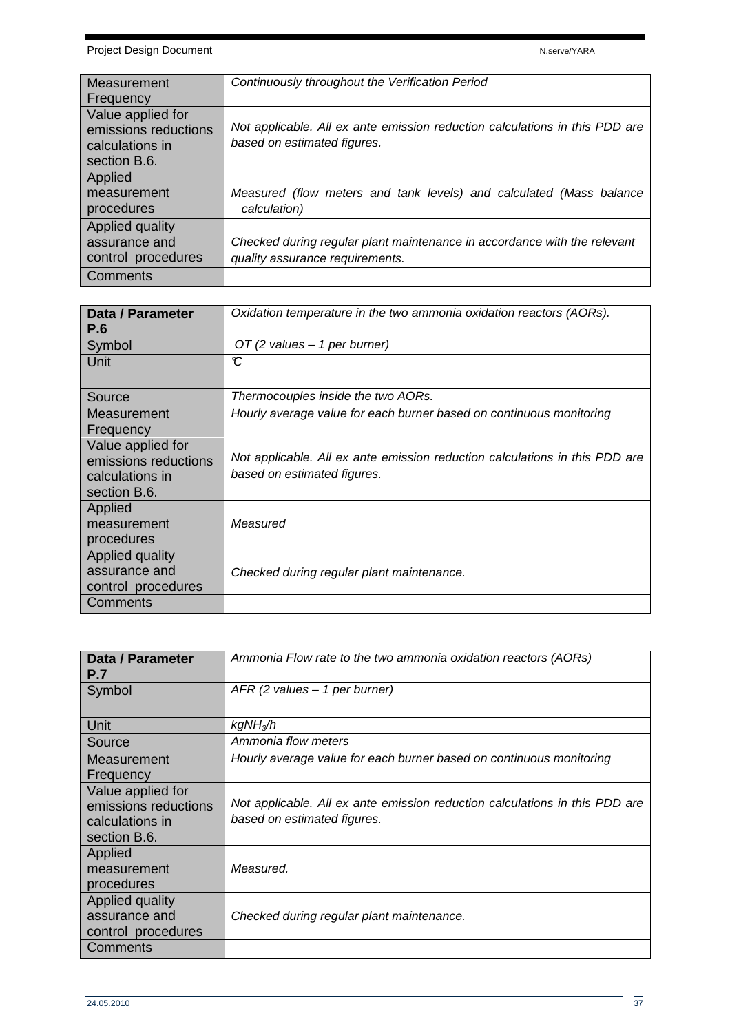| | |
|---|---|
| Measurement Frequency | *Continuously throughout the Verification Period* |
| Value applied for emissions reductions calculations in section B.6. | *Not applicable. All ex ante emission reduction calculations in this PDD are based on estimated figures.* |
| Applied measurement procedures | *Measured (flow meters and tank levels) and calculated (Mass balance calculation)* |
| Applied quality assurance and control procedures | *Checked during regular plant maintenance in accordance with the relevant quality assurance requirements.* |
| Comments | |

| **Data / Parameter P.6** | *Oxidation temperature in the two ammonia oxidation reactors (AORs).* |
|---|---|
| Symbol | *OT (2 values – 1 per burner)* |
| Unit | *℃* |
| Source | *Thermocouples inside the two AORs.* |
| Measurement Frequency | *Hourly average value for each burner based on continuous monitoring* |
| Value applied for emissions reductions calculations in section B.6. | *Not applicable. All ex ante emission reduction calculations in this PDD are based on estimated figures.* |
| Applied measurement procedures | *Measured* |
| Applied quality assurance and control procedures | *Checked during regular plant maintenance.* |
| Comments | |

| **Data / Parameter P.7** | *Ammonia Flow rate to the two ammonia oxidation reactors (AORs)* |
|---|---|
| Symbol | *AFR (2 values – 1 per burner)* |
| Unit | $kgNH_3/h$ |
| Source | *Ammonia flow meters* |
| Measurement Frequency | *Hourly average value for each burner based on continuous monitoring* |
| Value applied for emissions reductions calculations in section B.6. | *Not applicable. All ex ante emission reduction calculations in this PDD are based on estimated figures.* |
| Applied measurement procedures | *Measured.* |
| Applied quality assurance and control procedures | *Checked during regular plant maintenance.* |
| Comments | |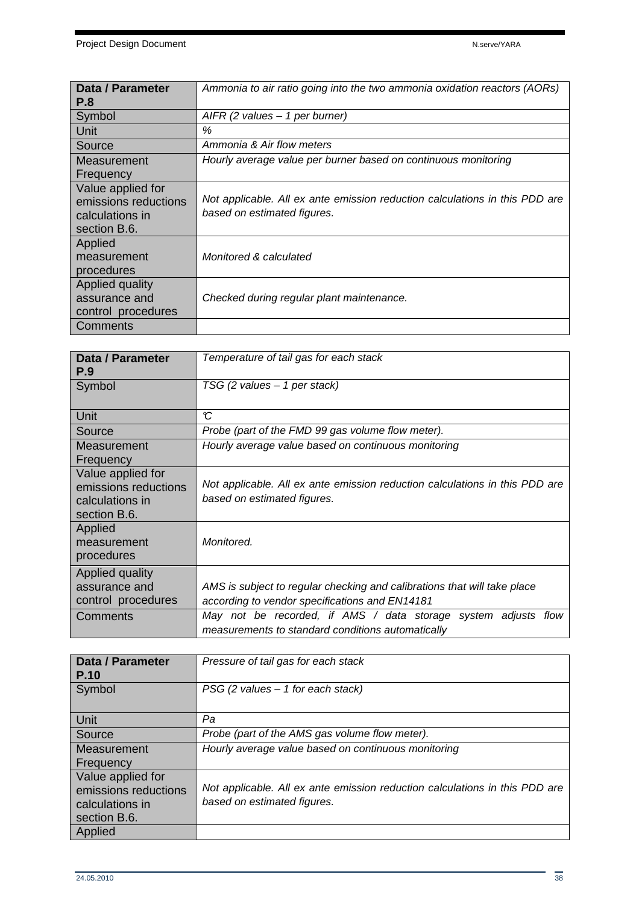| Data / Parameter P.8 | *Ammonia to air ratio going into the two ammonia oxidation reactors (AORs)* |
|---|---|
| Symbol | *AIFR (2 values – 1 per burner)* |
| Unit | *%* |
| Source | *Ammonia & Air flow meters* |
| Measurement Frequency | *Hourly average value per burner based on continuous monitoring* |
| Value applied for emissions reductions calculations in section B.6. | *Not applicable. All ex ante emission reduction calculations in this PDD are based on estimated figures.* |
| Applied measurement procedures | *Monitored & calculated* |
| Applied quality assurance and control procedures | *Checked during regular plant maintenance.* |
| Comments | |

| Data / Parameter P.9 | *Temperature of tail gas for each stack* |
|---|---|
| Symbol | *TSG (2 values – 1 per stack)* |
| Unit | *°C* |
| Source | *Probe (part of the FMD 99 gas volume flow meter).* |
| Measurement Frequency | *Hourly average value based on continuous monitoring* |
| Value applied for emissions reductions calculations in section B.6. | *Not applicable. All ex ante emission reduction calculations in this PDD are based on estimated figures.* |
| Applied measurement procedures | *Monitored.* |
| Applied quality assurance and control procedures | *AMS is subject to regular checking and calibrations that will take place according to vendor specifications and EN14181* |
| Comments | *May not be recorded, if AMS / data storage system adjusts flow measurements to standard conditions automatically* |

| Data / Parameter P.10 | *Pressure of tail gas for each stack* |
|---|---|
| Symbol | *PSG (2 values – 1 for each stack)* |
| Unit | *Pa* |
| Source | *Probe (part of the AMS gas volume flow meter).* |
| Measurement Frequency | *Hourly average value based on continuous monitoring* |
| Value applied for emissions reductions calculations in section B.6. | *Not applicable. All ex ante emission reduction calculations in this PDD are based on estimated figures.* |
| Applied | |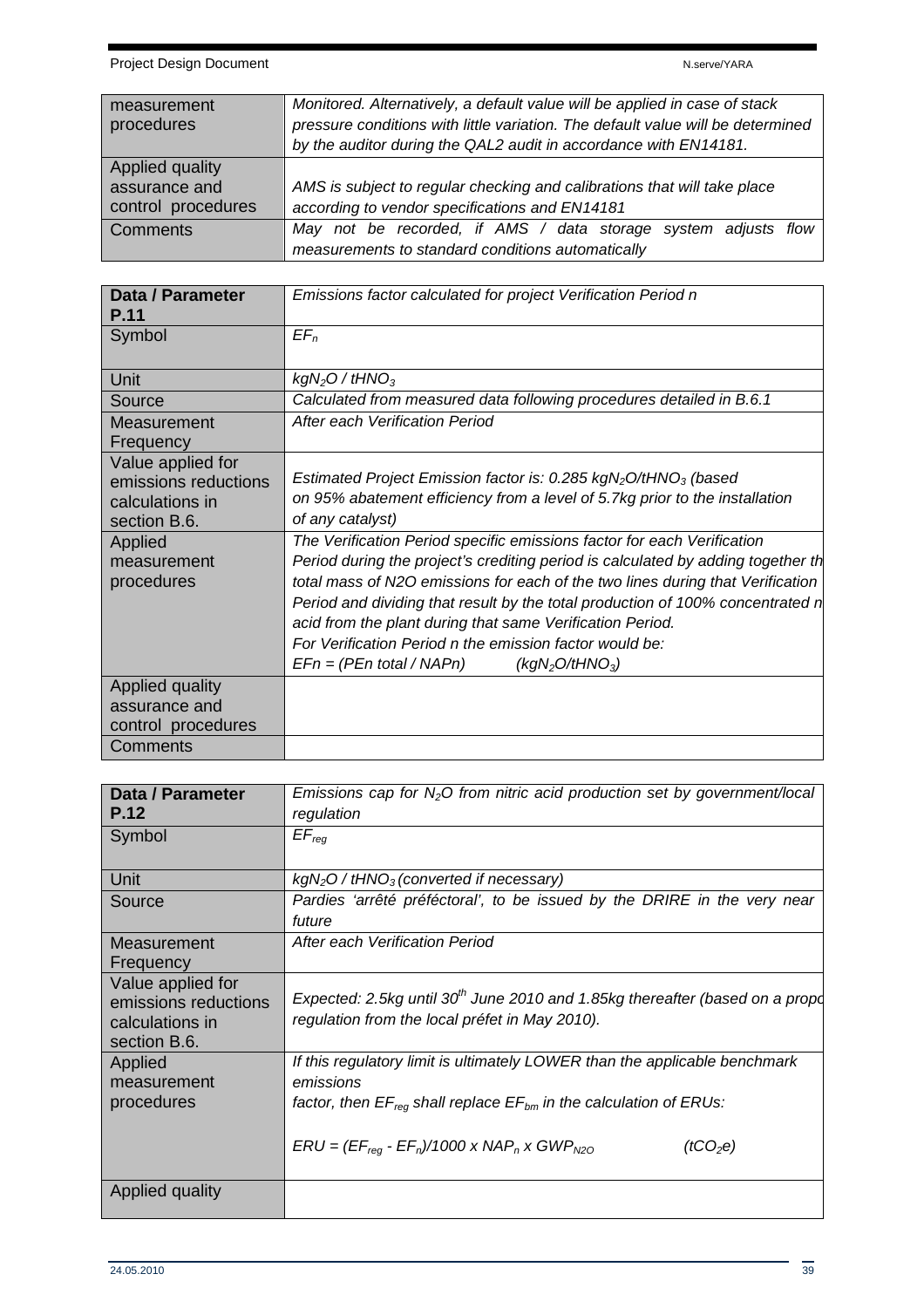| | |
|---|---|
| measurement procedures | *Monitored. Alternatively, a default value will be applied in case of stack pressure conditions with little variation. The default value will be determined by the auditor during the QAL2 audit in accordance with EN14181.* |
| Applied quality assurance and control procedures | *AMS is subject to regular checking and calibrations that will take place according to vendor specifications and EN14181* |
| Comments | *May not be recorded, if AMS / data storage system adjusts flow measurements to standard conditions automatically* |

| **Data / Parameter P.11** | *Emissions factor calculated for project Verification Period n* |
|---|---|
| Symbol | $EF_n$ |
| Unit | $kgN_2O$ / $tHNO_3$ |
| Source | *Calculated from measured data following procedures detailed in B.6.1* |
| Measurement Frequency | *After each Verification Period* |
| Value applied for emissions reductions calculations in section B.6. | *Estimated Project Emission factor is: 0.285* $kgN_2O/tHNO_3$ *(based on 95% abatement efficiency from a level of 5.7kg prior to the installation of any catalyst)* |
| Applied measurement procedures | *The Verification Period specific emissions factor for each Verification Period during the project's crediting period is calculated by adding together th total mass of N2O emissions for each of the two lines during that Verification Period and dividing that result by the total production of 100% concentrated n acid from the plant during that same Verification Period.* <br> *For Verification Period n the emission factor would be:* <br> $EFn = (PEn\ total / NAPn)$ $(kgN_2O/tHNO_3)$ |
| Applied quality assurance and control procedures | |
| Comments | |

| **Data / Parameter P.12** | *Emissions cap for* $N_2O$ *from nitric acid production set by government/local regulation* |
|---|---|
| Symbol | $EF_{reg}$ |
| Unit | $kgN_2O$ / $tHNO_3$ *(converted if necessary)* |
| Source | *Pardies 'arrêté préféctoral', to be issued by the DRIRE in the very near future* |
| Measurement Frequency | *After each Verification Period* |
| Value applied for emissions reductions calculations in section B.6. | *Expected: 2.5kg until 30th June 2010 and 1.85kg thereafter (based on a propo regulation from the local préfet in May 2010).* |
| Applied measurement procedures | *If this regulatory limit is ultimately LOWER than the applicable benchmark emissions factor, then* $EF_{reg}$ *shall replace* $EF_{bm}$ *in the calculation of ERUs:* <br><br> $ERU = (EF_{reg} - EF_n)/1000 \times NAP_n \times GWP_{N2O}$ $(tCO_2e)$ |
| Applied quality | |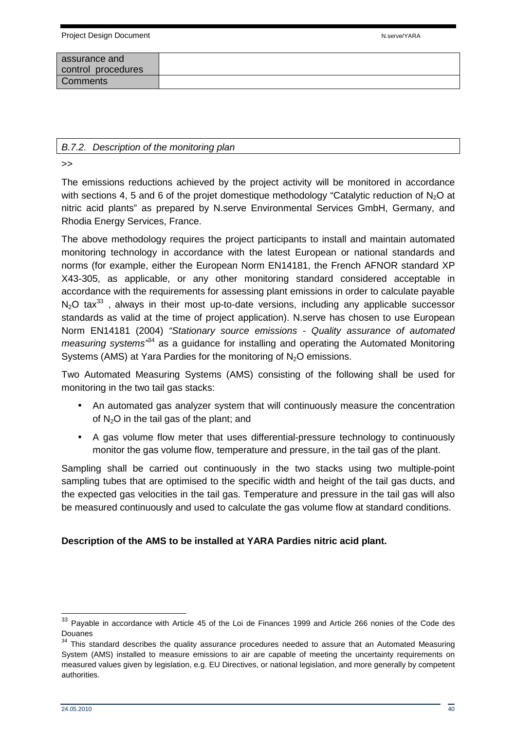| assurance and control procedures | |
| --- | --- |
| Comments | |

| B.7.2. Description of the monitoring plan |
| --- |

>>

The emissions reductions achieved by the project activity will be monitored in accordance with sections 4, 5 and 6 of the projet domestique methodology "Catalytic reduction of $N_2O$ at nitric acid plants" as prepared by N.serve Environmental Services GmbH, Germany, and Rhodia Energy Services, France.

The above methodology requires the project participants to install and maintain automated monitoring technology in accordance with the latest European or national standards and norms (for example, either the European Norm EN14181, the French AFNOR standard XP X43-305, as applicable, or any other monitoring standard considered acceptable in accordance with the requirements for assessing plant emissions in order to calculate payable $N_2O$ tax[33] , always in their most up-to-date versions, including any applicable successor standards as valid at the time of project application). N.serve has chosen to use European Norm EN14181 (2004) *"Stationary source emissions - Quality assurance of automated measuring systems"*[34] as a guidance for installing and operating the Automated Monitoring Systems (AMS) at Yara Pardies for the monitoring of $N_2O$ emissions.

Two Automated Measuring Systems (AMS) consisting of the following shall be used for monitoring in the two tail gas stacks:

- An automated gas analyzer system that will continuously measure the concentration of $N_2O$ in the tail gas of the plant; and
- A gas volume flow meter that uses differential-pressure technology to continuously monitor the gas volume flow, temperature and pressure, in the tail gas of the plant.

Sampling shall be carried out continuously in the two stacks using two multiple-point sampling tubes that are optimised to the specific width and height of the tail gas ducts, and the expected gas velocities in the tail gas. Temperature and pressure in the tail gas will also be measured continuously and used to calculate the gas volume flow at standard conditions.

**Description of the AMS to be installed at YARA Pardies nitric acid plant.**

---

[33] Payable in accordance with Article 45 of the Loi de Finances 1999 and Article 266 nonies of the Code des Douanes

[34] This standard describes the quality assurance procedures needed to assure that an Automated Measuring System (AMS) installed to measure emissions to air are capable of meeting the uncertainty requirements on measured values given by legislation, e.g. EU Directives, or national legislation, and more generally by competent authorities.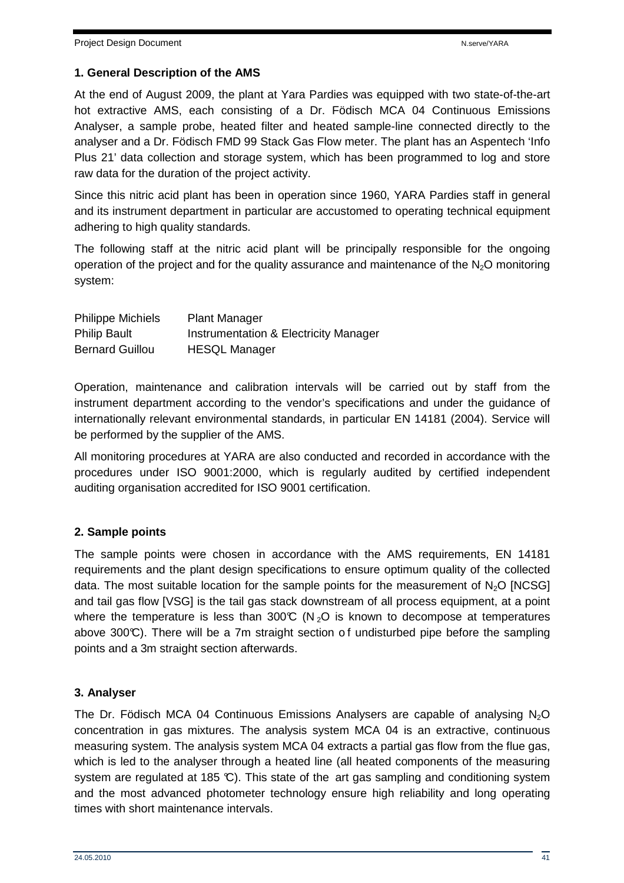## 1. General Description of the AMS

At the end of August 2009, the plant at Yara Pardies was equipped with two state-of-the-art hot extractive AMS, each consisting of a Dr. Födisch MCA 04 Continuous Emissions Analyser, a sample probe, heated filter and heated sample-line connected directly to the analyser and a Dr. Födisch FMD 99 Stack Gas Flow meter. The plant has an Aspentech 'Info Plus 21' data collection and storage system, which has been programmed to log and store raw data for the duration of the project activity.

Since this nitric acid plant has been in operation since 1960, YARA Pardies staff in general and its instrument department in particular are accustomed to operating technical equipment adhering to high quality standards.

The following staff at the nitric acid plant will be principally responsible for the ongoing operation of the project and for the quality assurance and maintenance of the $N_2O$ monitoring system:

| | |
|---|---|
| Philippe Michiels | Plant Manager |
| Philip Bault | Instrumentation & Electricity Manager |
| Bernard Guillou | HESQL Manager |

Operation, maintenance and calibration intervals will be carried out by staff from the instrument department according to the vendor's specifications and under the guidance of internationally relevant environmental standards, in particular EN 14181 (2004). Service will be performed by the supplier of the AMS.

All monitoring procedures at YARA are also conducted and recorded in accordance with the procedures under ISO 9001:2000, which is regularly audited by certified independent auditing organisation accredited for ISO 9001 certification.

## 2. Sample points

The sample points were chosen in accordance with the AMS requirements, EN 14181 requirements and the plant design specifications to ensure optimum quality of the collected data. The most suitable location for the sample points for the measurement of $N_2O$ [NCSG] and tail gas flow [VSG] is the tail gas stack downstream of all process equipment, at a point where the temperature is less than 300℃ ($N_2O$ is known to decompose at temperatures above 300℃). There will be a 7m straight section of undisturbed pipe before the sampling points and a 3m straight section afterwards.

## 3. Analyser

The Dr. Födisch MCA 04 Continuous Emissions Analysers are capable of analysing $N_2O$ concentration in gas mixtures. The analysis system MCA 04 is an extractive, continuous measuring system. The analysis system MCA 04 extracts a partial gas flow from the flue gas, which is led to the analyser through a heated line (all heated components of the measuring system are regulated at 185 ℃). This state of the art gas sampling and conditioning system and the most advanced photometer technology ensure high reliability and long operating times with short maintenance intervals.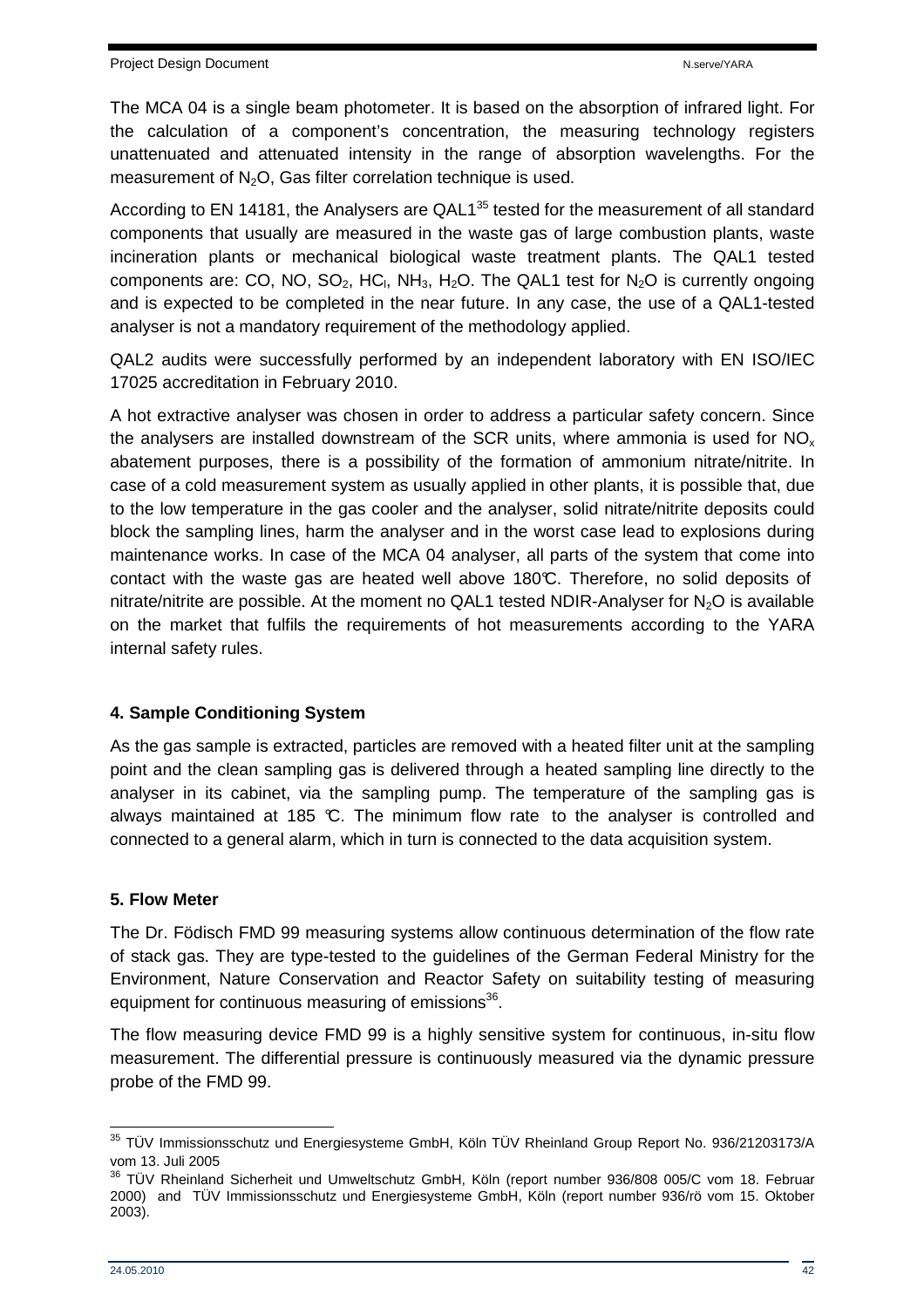The MCA 04 is a single beam photometer. It is based on the absorption of infrared light. For the calculation of a component's concentration, the measuring technology registers unattenuated and attenuated intensity in the range of absorption wavelengths. For the measurement of $N_2O$, Gas filter correlation technique is used.

According to EN 14181, the Analysers are QAL1[35] tested for the measurement of all standard components that usually are measured in the waste gas of large combustion plants, waste incineration plants or mechanical biological waste treatment plants. The QAL1 tested components are: CO, NO, $SO_2$, $HC_l$, $NH_3$, $H_2O$. The QAL1 test for $N_2O$ is currently ongoing and is expected to be completed in the near future. In any case, the use of a QAL1-tested analyser is not a mandatory requirement of the methodology applied.

QAL2 audits were successfully performed by an independent laboratory with EN ISO/IEC 17025 accreditation in February 2010.

A hot extractive analyser was chosen in order to address a particular safety concern. Since the analysers are installed downstream of the SCR units, where ammonia is used for $NO_x$ abatement purposes, there is a possibility of the formation of ammonium nitrate/nitrite. In case of a cold measurement system as usually applied in other plants, it is possible that, due to the low temperature in the gas cooler and the analyser, solid nitrate/nitrite deposits could block the sampling lines, harm the analyser and in the worst case lead to explosions during maintenance works. In case of the MCA 04 analyser, all parts of the system that come into contact with the waste gas are heated well above 180℃. Therefore, no solid deposits of nitrate/nitrite are possible. At the moment no QAL1 tested NDIR-Analyser for $N_2O$ is available on the market that fulfils the requirements of hot measurements according to the YARA internal safety rules.

**4. Sample Conditioning System**

As the gas sample is extracted, particles are removed with a heated filter unit at the sampling point and the clean sampling gas is delivered through a heated sampling line directly to the analyser in its cabinet, via the sampling pump. The temperature of the sampling gas is always maintained at 185 ℃. The minimum flow rate to the analyser is controlled and connected to a general alarm, which in turn is connected to the data acquisition system.

**5. Flow Meter**

The Dr. Födisch FMD 99 measuring systems allow continuous determination of the flow rate of stack gas. They are type-tested to the guidelines of the German Federal Ministry for the Environment, Nature Conservation and Reactor Safety on suitability testing of measuring equipment for continuous measuring of emissions[36].

The flow measuring device FMD 99 is a highly sensitive system for continuous, in-situ flow measurement. The differential pressure is continuously measured via the dynamic pressure probe of the FMD 99.

---

[35] TÜV Immissionsschutz und Energiesysteme GmbH, Köln TÜV Rheinland Group Report No. 936/21203173/A vom 13. Juli 2005

[36] TÜV Rheinland Sicherheit und Umweltschutz GmbH, Köln (report number 936/808 005/C vom 18. Februar 2000) and TÜV Immissionsschutz und Energiesysteme GmbH, Köln (report number 936/rö vom 15. Oktober 2003).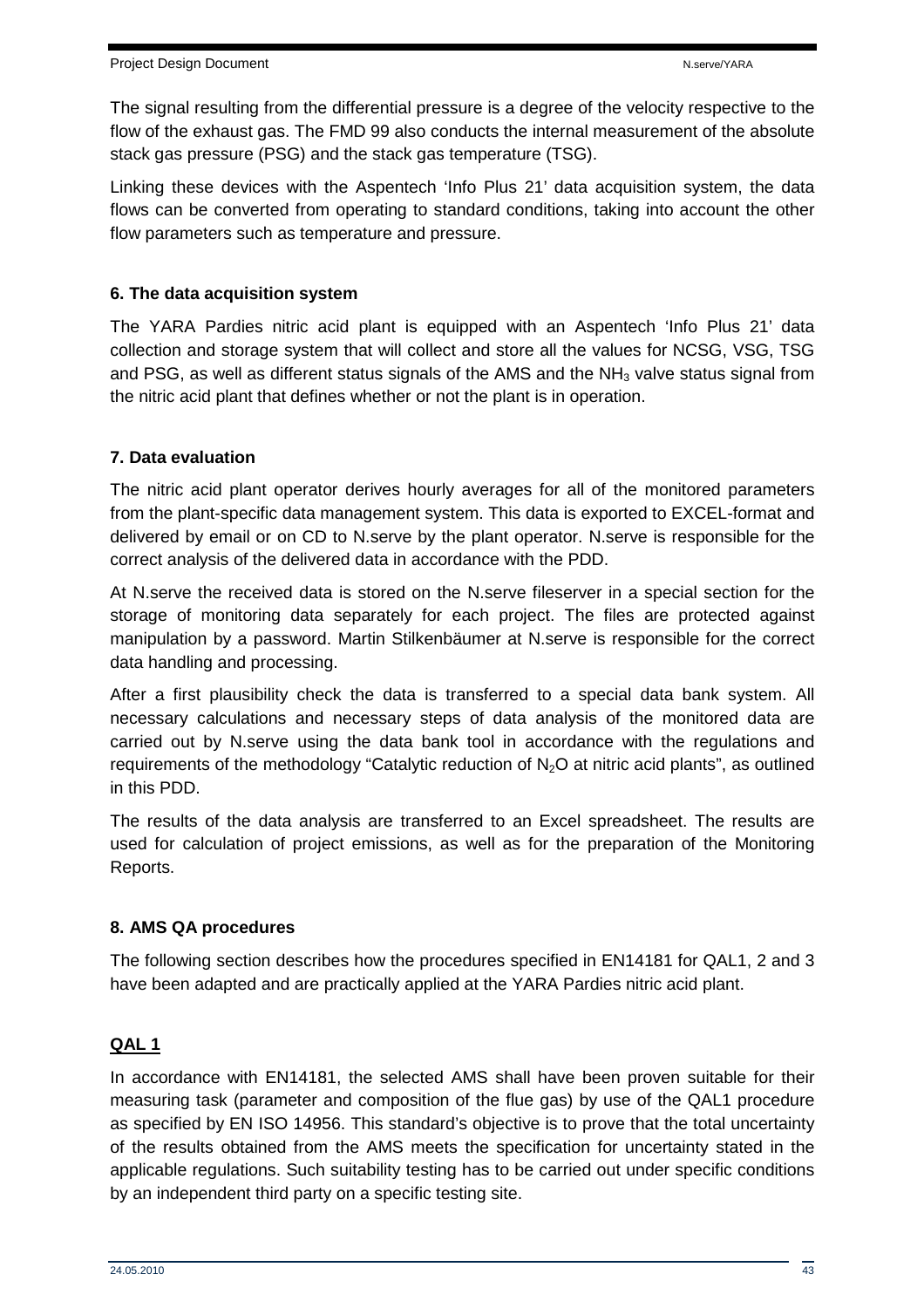The signal resulting from the differential pressure is a degree of the velocity respective to the flow of the exhaust gas. The FMD 99 also conducts the internal measurement of the absolute stack gas pressure (PSG) and the stack gas temperature (TSG).

Linking these devices with the Aspentech 'Info Plus 21' data acquisition system, the data flows can be converted from operating to standard conditions, taking into account the other flow parameters such as temperature and pressure.

**6. The data acquisition system**

The YARA Pardies nitric acid plant is equipped with an Aspentech 'Info Plus 21' data collection and storage system that will collect and store all the values for NCSG, VSG, TSG and PSG, as well as different status signals of the AMS and the $NH_3$ valve status signal from the nitric acid plant that defines whether or not the plant is in operation.

**7. Data evaluation**

The nitric acid plant operator derives hourly averages for all of the monitored parameters from the plant-specific data management system. This data is exported to EXCEL-format and delivered by email or on CD to N.serve by the plant operator. N.serve is responsible for the correct analysis of the delivered data in accordance with the PDD.

At N.serve the received data is stored on the N.serve fileserver in a special section for the storage of monitoring data separately for each project. The files are protected against manipulation by a password. Martin Stilkenbäumer at N.serve is responsible for the correct data handling and processing.

After a first plausibility check the data is transferred to a special data bank system. All necessary calculations and necessary steps of data analysis of the monitored data are carried out by N.serve using the data bank tool in accordance with the regulations and requirements of the methodology "Catalytic reduction of $N_2O$ at nitric acid plants", as outlined in this PDD.

The results of the data analysis are transferred to an Excel spreadsheet. The results are used for calculation of project emissions, as well as for the preparation of the Monitoring Reports.

**8. AMS QA procedures**

The following section describes how the procedures specified in EN14181 for QAL1, 2 and 3 have been adapted and are practically applied at the YARA Pardies nitric acid plant.

**QAL 1**

In accordance with EN14181, the selected AMS shall have been proven suitable for their measuring task (parameter and composition of the flue gas) by use of the QAL1 procedure as specified by EN ISO 14956. This standard's objective is to prove that the total uncertainty of the results obtained from the AMS meets the specification for uncertainty stated in the applicable regulations. Such suitability testing has to be carried out under specific conditions by an independent third party on a specific testing site.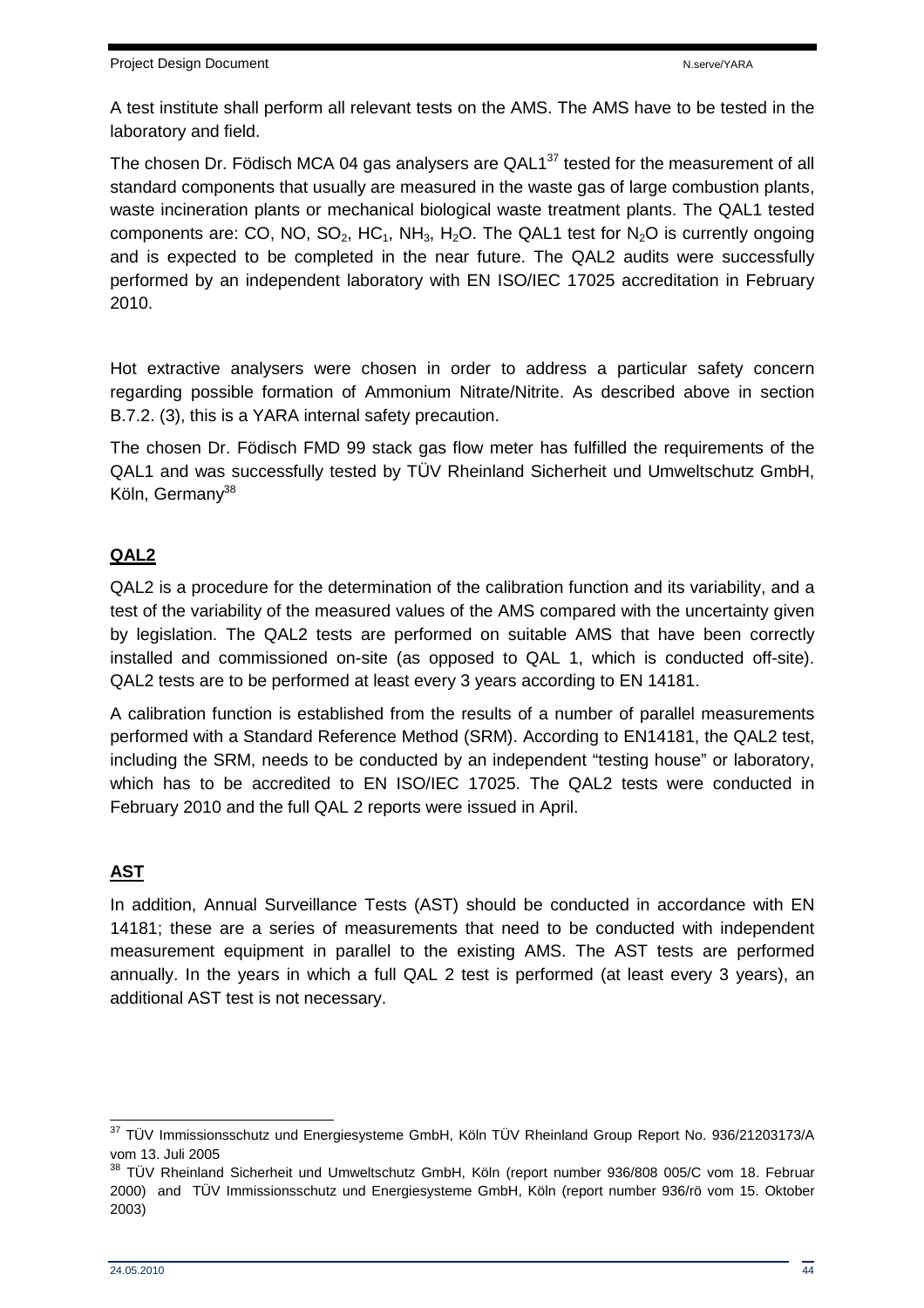A test institute shall perform all relevant tests on the AMS. The AMS have to be tested in the laboratory and field.

The chosen Dr. Födisch MCA 04 gas analysers are QAL1[37] tested for the measurement of all standard components that usually are measured in the waste gas of large combustion plants, waste incineration plants or mechanical biological waste treatment plants. The QAL1 tested components are: CO, NO, $SO_2$, $HC_1$, $NH_3$, $H_2O$. The QAL1 test for $N_2O$ is currently ongoing and is expected to be completed in the near future. The QAL2 audits were successfully performed by an independent laboratory with EN ISO/IEC 17025 accreditation in February 2010.

Hot extractive analysers were chosen in order to address a particular safety concern regarding possible formation of Ammonium Nitrate/Nitrite. As described above in section B.7.2. (3), this is a YARA internal safety precaution.

The chosen Dr. Födisch FMD 99 stack gas flow meter has fulfilled the requirements of the QAL1 and was successfully tested by TÜV Rheinland Sicherheit und Umweltschutz GmbH, Köln, Germany[38]

**QAL2**

QAL2 is a procedure for the determination of the calibration function and its variability, and a test of the variability of the measured values of the AMS compared with the uncertainty given by legislation. The QAL2 tests are performed on suitable AMS that have been correctly installed and commissioned on-site (as opposed to QAL 1, which is conducted off-site). QAL2 tests are to be performed at least every 3 years according to EN 14181.

A calibration function is established from the results of a number of parallel measurements performed with a Standard Reference Method (SRM). According to EN14181, the QAL2 test, including the SRM, needs to be conducted by an independent "testing house" or laboratory, which has to be accredited to EN ISO/IEC 17025. The QAL2 tests were conducted in February 2010 and the full QAL 2 reports were issued in April.

**AST**

In addition, Annual Surveillance Tests (AST) should be conducted in accordance with EN 14181; these are a series of measurements that need to be conducted with independent measurement equipment in parallel to the existing AMS. The AST tests are performed annually. In the years in which a full QAL 2 test is performed (at least every 3 years), an additional AST test is not necessary.

[37] TÜV Immissionsschutz und Energiesysteme GmbH, Köln TÜV Rheinland Group Report No. 936/21203173/A vom 13. Juli 2005

[38] TÜV Rheinland Sicherheit und Umweltschutz GmbH, Köln (report number 936/808 005/C vom 18. Februar 2000) and TÜV Immissionsschutz und Energiesysteme GmbH, Köln (report number 936/rö vom 15. Oktober 2003)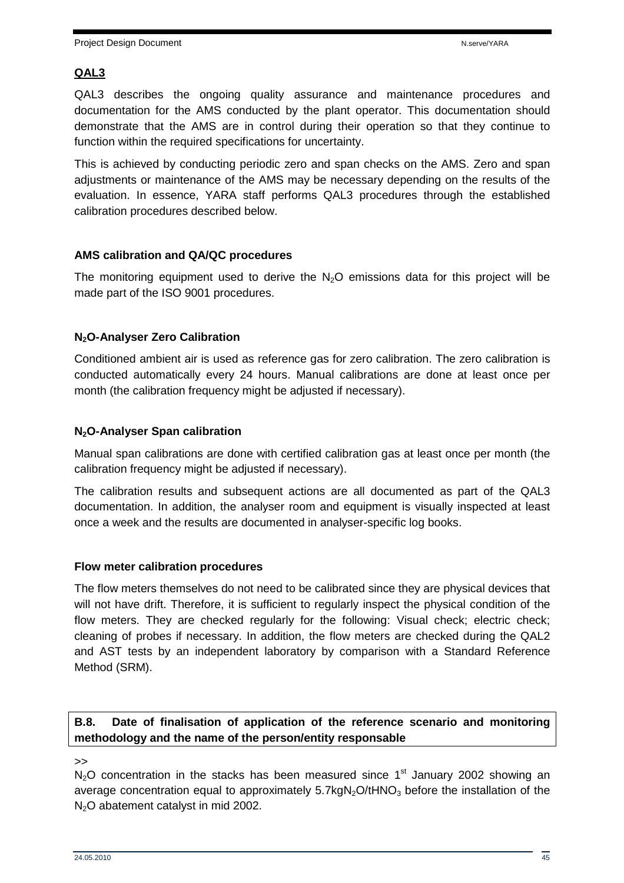**QAL3**

QAL3 describes the ongoing quality assurance and maintenance procedures and documentation for the AMS conducted by the plant operator. This documentation should demonstrate that the AMS are in control during their operation so that they continue to function within the required specifications for uncertainty.

This is achieved by conducting periodic zero and span checks on the AMS. Zero and span adjustments or maintenance of the AMS may be necessary depending on the results of the evaluation. In essence, YARA staff performs QAL3 procedures through the established calibration procedures described below.

**AMS calibration and QA/QC procedures**

The monitoring equipment used to derive the $N_2O$ emissions data for this project will be made part of the ISO 9001 procedures.

**$N_2O$-Analyser Zero Calibration**

Conditioned ambient air is used as reference gas for zero calibration. The zero calibration is conducted automatically every 24 hours. Manual calibrations are done at least once per month (the calibration frequency might be adjusted if necessary).

**$N_2O$-Analyser Span calibration**

Manual span calibrations are done with certified calibration gas at least once per month (the calibration frequency might be adjusted if necessary).

The calibration results and subsequent actions are all documented as part of the QAL3 documentation. In addition, the analyser room and equipment is visually inspected at least once a week and the results are documented in analyser-specific log books.

**Flow meter calibration procedures**

The flow meters themselves do not need to be calibrated since they are physical devices that will not have drift. Therefore, it is sufficient to regularly inspect the physical condition of the flow meters. They are checked regularly for the following: Visual check; electric check; cleaning of probes if necessary. In addition, the flow meters are checked during the QAL2 and AST tests by an independent laboratory by comparison with a Standard Reference Method (SRM).

**B.8. Date of finalisation of application of the reference scenario and monitoring methodology and the name of the person/entity responsable**

>>

$N_2O$ concentration in the stacks has been measured since 1st January 2002 showing an average concentration equal to approximately 5.7kg$N_2O$/t$HNO_3$ before the installation of the $N_2O$ abatement catalyst in mid 2002.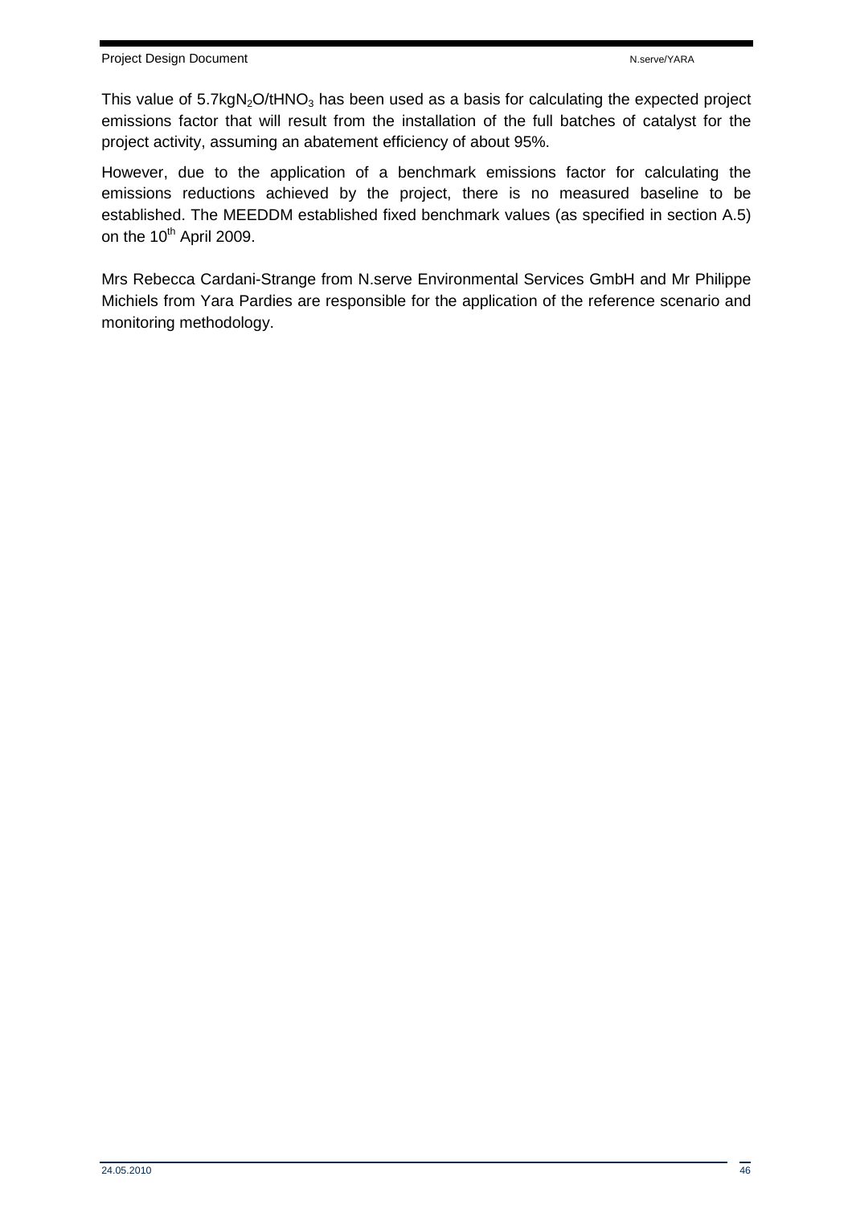This value of 5.7kg$N_2O$/t$HNO_3$ has been used as a basis for calculating the expected project emissions factor that will result from the installation of the full batches of catalyst for the project activity, assuming an abatement efficiency of about 95%.

However, due to the application of a benchmark emissions factor for calculating the emissions reductions achieved by the project, there is no measured baseline to be established. The MEEDDM established fixed benchmark values (as specified in section A.5) on the 10th April 2009.

Mrs Rebecca Cardani-Strange from N.serve Environmental Services GmbH and Mr Philippe Michiels from Yara Pardies are responsible for the application of the reference scenario and monitoring methodology.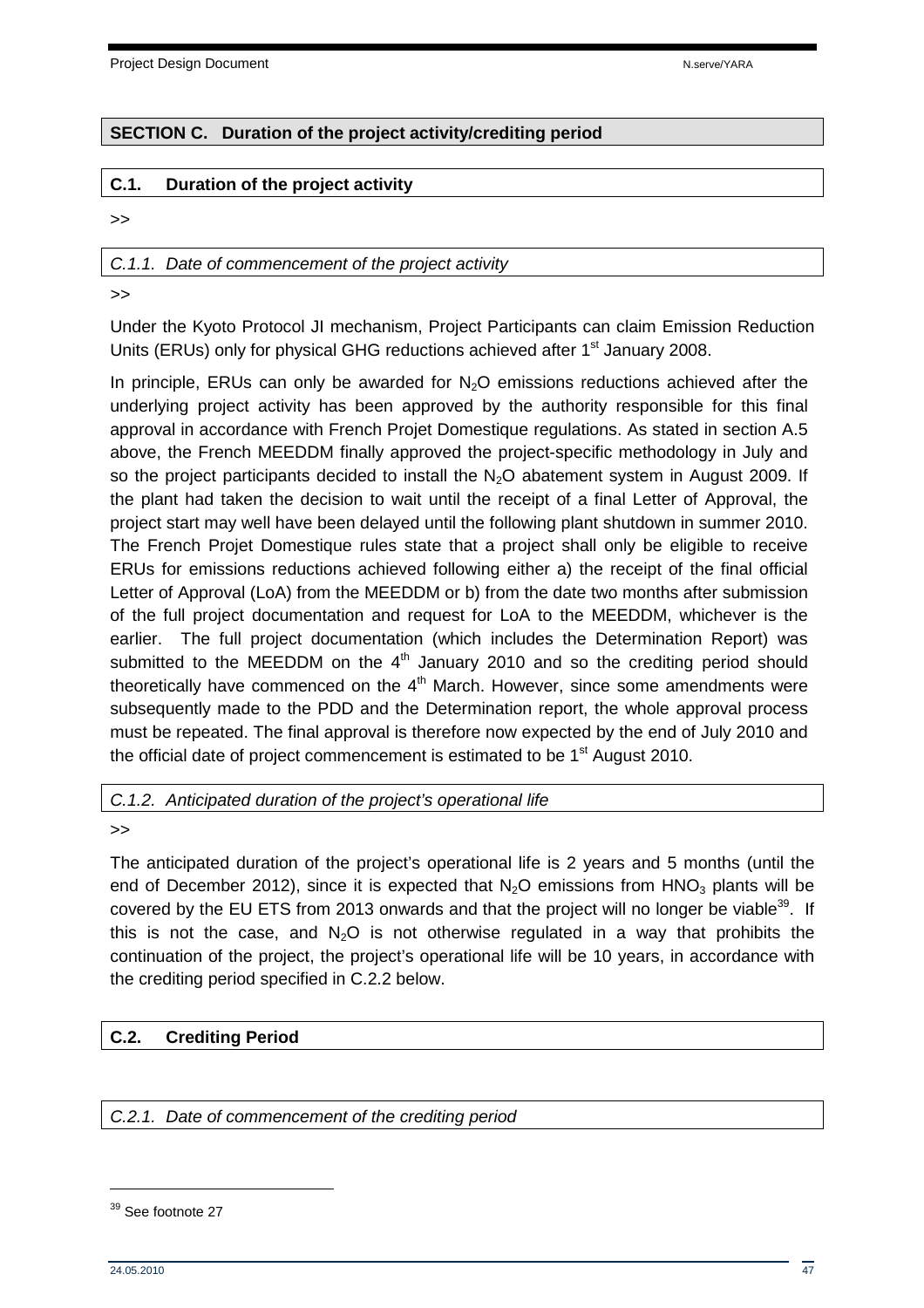## SECTION C. Duration of the project activity/crediting period

### C.1. Duration of the project activity

>>

*C.1.1. Date of commencement of the project activity*

>>

Under the Kyoto Protocol JI mechanism, Project Participants can claim Emission Reduction Units (ERUs) only for physical GHG reductions achieved after 1st January 2008.

In principle, ERUs can only be awarded for $N_2O$ emissions reductions achieved after the underlying project activity has been approved by the authority responsible for this final approval in accordance with French Projet Domestique regulations. As stated in section A.5 above, the French MEEDDM finally approved the project-specific methodology in July and so the project participants decided to install the $N_2O$ abatement system in August 2009. If the plant had taken the decision to wait until the receipt of a final Letter of Approval, the project start may well have been delayed until the following plant shutdown in summer 2010. The French Projet Domestique rules state that a project shall only be eligible to receive ERUs for emissions reductions achieved following either a) the receipt of the final official Letter of Approval (LoA) from the MEEDDM or b) from the date two months after submission of the full project documentation and request for LoA to the MEEDDM, whichever is the earlier. The full project documentation (which includes the Determination Report) was submitted to the MEEDDM on the 4th January 2010 and so the crediting period should theoretically have commenced on the 4th March. However, since some amendments were subsequently made to the PDD and the Determination report, the whole approval process must be repeated. The final approval is therefore now expected by the end of July 2010 and the official date of project commencement is estimated to be 1st August 2010.

*C.1.2. Anticipated duration of the project's operational life*

>>

The anticipated duration of the project's operational life is 2 years and 5 months (until the end of December 2012), since it is expected that $N_2O$ emissions from $HNO_3$ plants will be covered by the EU ETS from 2013 onwards and that the project will no longer be viable[39]. If this is not the case, and $N_2O$ is not otherwise regulated in a way that prohibits the continuation of the project, the project's operational life will be 10 years, in accordance with the crediting period specified in C.2.2 below.

### C.2. Crediting Period

*C.2.1. Date of commencement of the crediting period*

[39] See footnote 27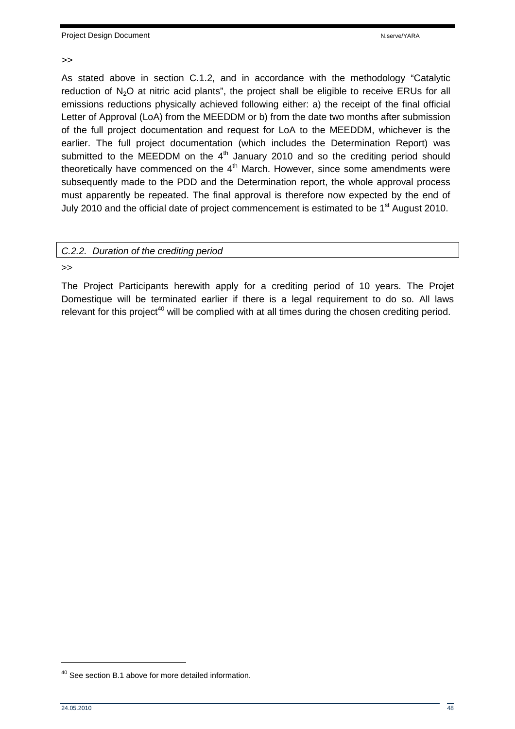>>

As stated above in section C.1.2, and in accordance with the methodology “Catalytic reduction of $N_2O$ at nitric acid plants”, the project shall be eligible to receive ERUs for all emissions reductions physically achieved following either: a) the receipt of the final official Letter of Approval (LoA) from the MEEDDM or b) from the date two months after submission of the full project documentation and request for LoA to the MEEDDM, whichever is the earlier. The full project documentation (which includes the Determination Report) was submitted to the MEEDDM on the 4th January 2010 and so the crediting period should theoretically have commenced on the 4th March. However, since some amendments were subsequently made to the PDD and the Determination report, the whole approval process must apparently be repeated. The final approval is therefore now expected by the end of July 2010 and the official date of project commencement is estimated to be 1st August 2010.

### *C.2.2. Duration of the crediting period*

>>

The Project Participants herewith apply for a crediting period of 10 years. The Projet Domestique will be terminated earlier if there is a legal requirement to do so. All laws relevant for this project[40] will be complied with at all times during the chosen crediting period.

[40] See section B.1 above for more detailed information.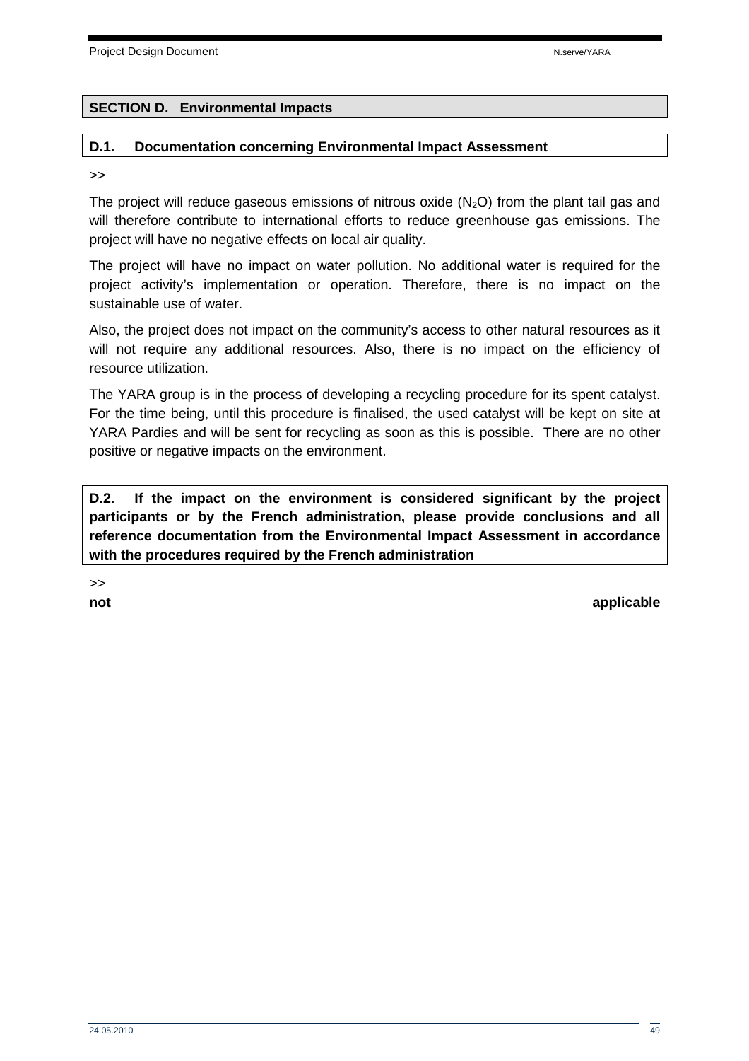## SECTION D. Environmental Impacts

### D.1. Documentation concerning Environmental Impact Assessment

>>

The project will reduce gaseous emissions of nitrous oxide ($N_2O$) from the plant tail gas and will therefore contribute to international efforts to reduce greenhouse gas emissions. The project will have no negative effects on local air quality.

The project will have no impact on water pollution. No additional water is required for the project activity's implementation or operation. Therefore, there is no impact on the sustainable use of water.

Also, the project does not impact on the community's access to other natural resources as it will not require any additional resources. Also, there is no impact on the efficiency of resource utilization.

The YARA group is in the process of developing a recycling procedure for its spent catalyst. For the time being, until this procedure is finalised, the used catalyst will be kept on site at YARA Pardies and will be sent for recycling as soon as this is possible. There are no other positive or negative impacts on the environment.

### D.2. If the impact on the environment is considered significant by the project participants or by the French administration, please provide conclusions and all reference documentation from the Environmental Impact Assessment in accordance with the procedures required by the French administration

>>

**not applicable**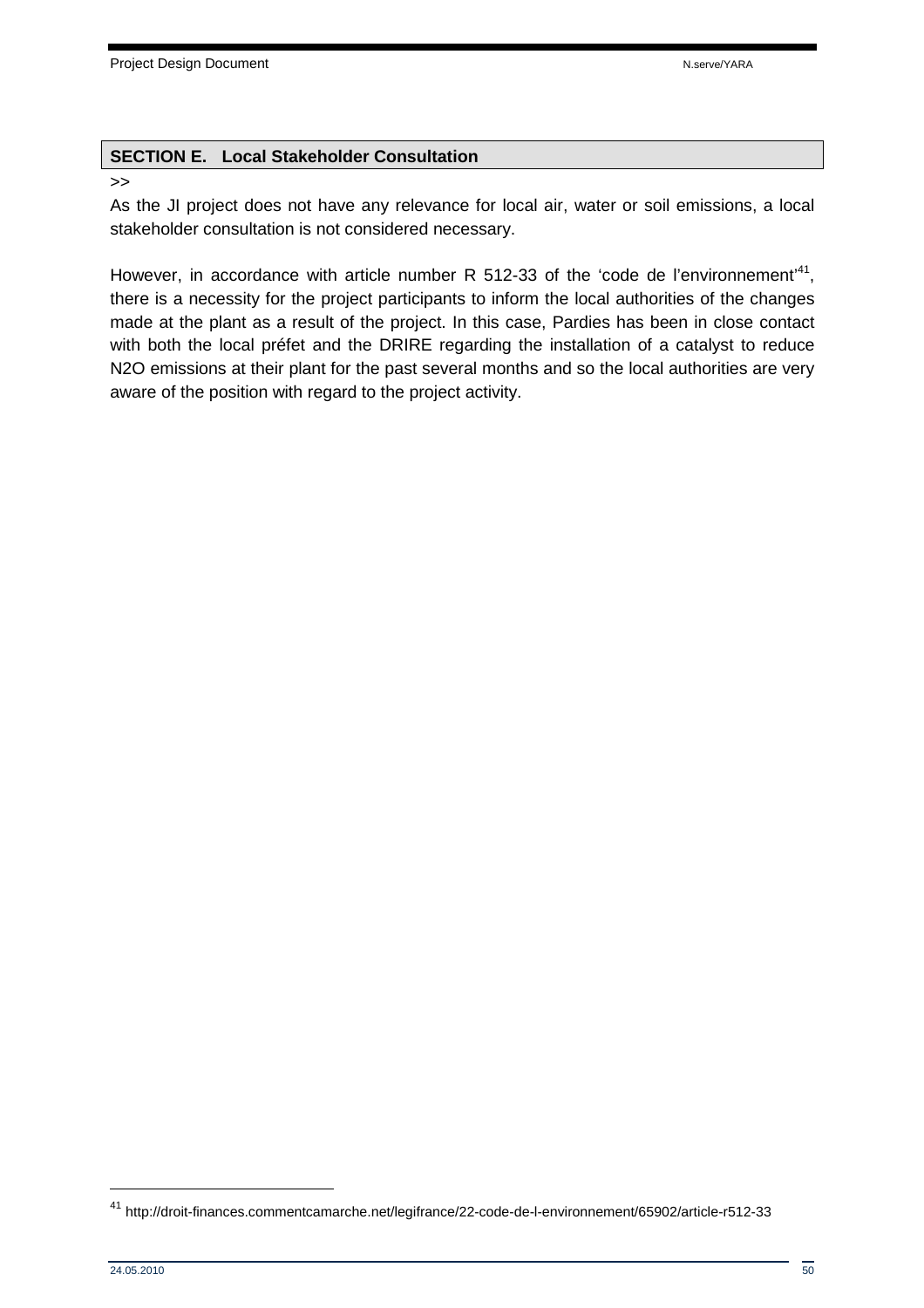## SECTION E. Local Stakeholder Consultation

>>

As the JI project does not have any relevance for local air, water or soil emissions, a local stakeholder consultation is not considered necessary.

However, in accordance with article number R 512-33 of the 'code de l'environnement'[41], there is a necessity for the project participants to inform the local authorities of the changes made at the plant as a result of the project. In this case, Pardies has been in close contact with both the local préfet and the DRIRE regarding the installation of a catalyst to reduce N2O emissions at their plant for the past several months and so the local authorities are very aware of the position with regard to the project activity.

---

[41] http://droit-finances.commentcamarche.net/legifrance/22-code-de-l-environnement/65902/article-r512-33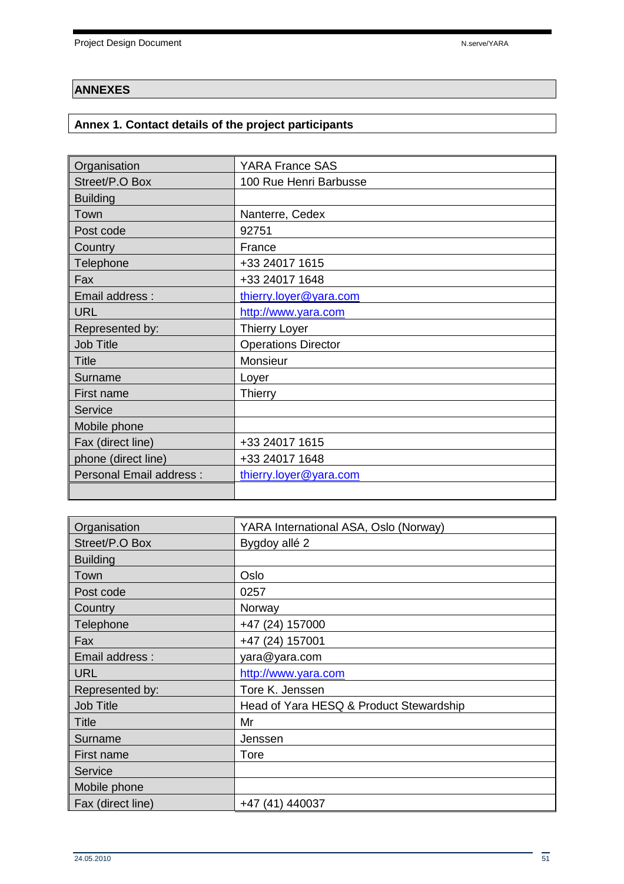## ANNEXES

### Annex 1. Contact details of the project participants

| Organisation | YARA France SAS |
|---|---|
| Street/P.O Box | 100 Rue Henri Barbusse |
| Building | |
| Town | Nanterre, Cedex |
| Post code | 92751 |
| Country | France |
| Telephone | +33 24017 1615 |
| Fax | +33 24017 1648 |
| Email address : | thierry.loyer@yara.com |
| URL | http://www.yara.com |
| Represented by: | Thierry Loyer |
| Job Title | Operations Director |
| Title | Monsieur |
| Surname | Loyer |
| First name | Thierry |
| Service | |
| Mobile phone | |
| Fax (direct line) | +33 24017 1615 |
| phone (direct line) | +33 24017 1648 |
| Personal Email address : | thierry.loyer@yara.com |
| | |

| Organisation | YARA International ASA, Oslo (Norway) |
|---|---|
| Street/P.O Box | Bygdoy allé 2 |
| Building | |
| Town | Oslo |
| Post code | 0257 |
| Country | Norway |
| Telephone | +47 (24) 157000 |
| Fax | +47 (24) 157001 |
| Email address : | yara@yara.com |
| URL | http://www.yara.com |
| Represented by: | Tore K. Jenssen |
| Job Title | Head of Yara HESQ & Product Stewardship |
| Title | Mr |
| Surname | Jenssen |
| First name | Tore |
| Service | |
| Mobile phone | |
| Fax (direct line) | +47 (41) 440037 |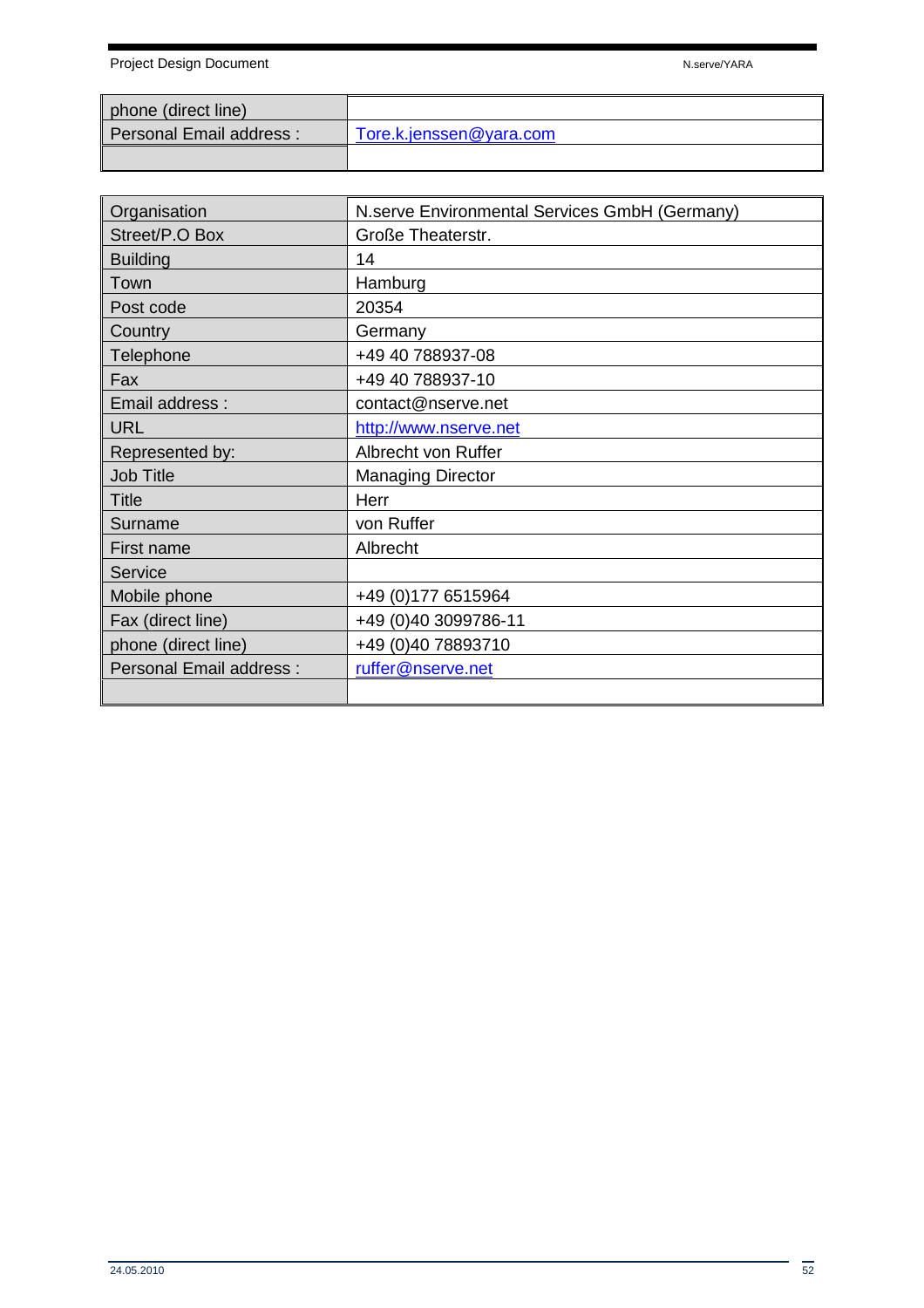| | |
|---|---|
| phone (direct line) | |
| Personal Email address : | Tore.k.jenssen@yara.com |
| | |

| | |
|---|---|
| Organisation | N.serve Environmental Services GmbH (Germany) |
| Street/P.O Box | Große Theaterstr. |
| Building | 14 |
| Town | Hamburg |
| Post code | 20354 |
| Country | Germany |
| Telephone | +49 40 788937-08 |
| Fax | +49 40 788937-10 |
| Email address : | contact@nserve.net |
| URL | http://www.nserve.net |
| Represented by: | Albrecht von Ruffer |
| Job Title | Managing Director |
| Title | Herr |
| Surname | von Ruffer |
| First name | Albrecht |
| Service | |
| Mobile phone | +49 (0)177 6515964 |
| Fax (direct line) | +49 (0)40 3099786-11 |
| phone (direct line) | +49 (0)40 78893710 |
| Personal Email address : | ruffer@nserve.net |
| | |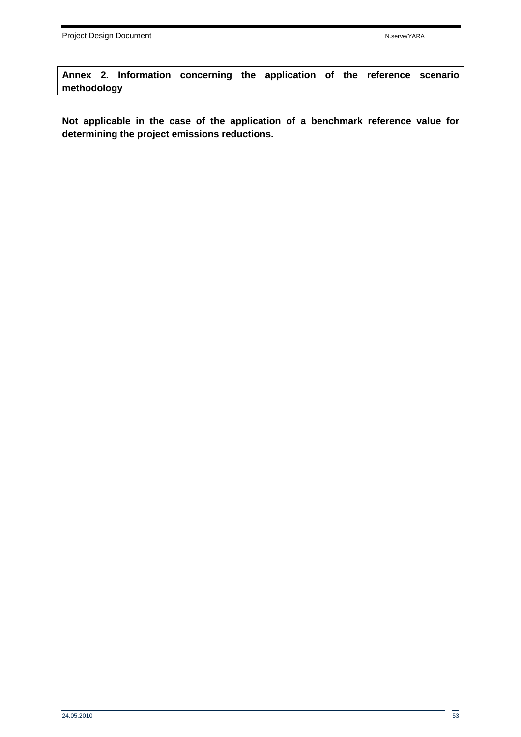## Annex 2. Information concerning the application of the reference scenario methodology

**Not applicable in the case of the application of a benchmark reference value for determining the project emissions reductions.**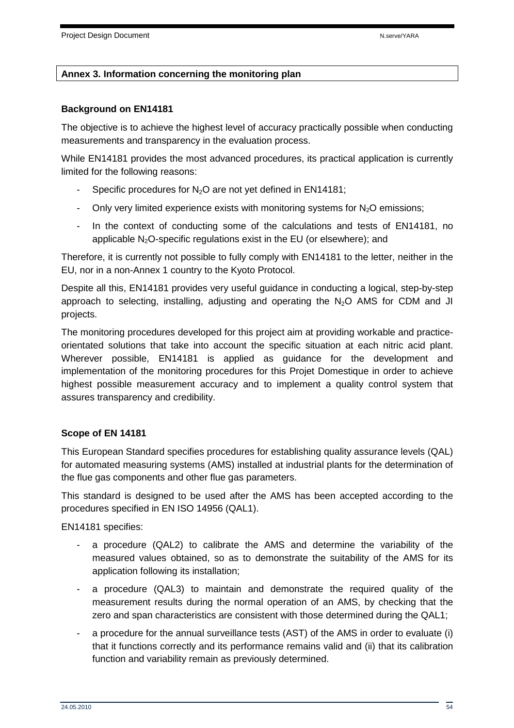**Annex 3. Information concerning the monitoring plan**

**Background on EN14181**

The objective is to achieve the highest level of accuracy practically possible when conducting measurements and transparency in the evaluation process.

While EN14181 provides the most advanced procedures, its practical application is currently limited for the following reasons:

- Specific procedures for $N_2O$ are not yet defined in EN14181;
- Only very limited experience exists with monitoring systems for $N_2O$ emissions;
- In the context of conducting some of the calculations and tests of EN14181, no applicable $N_2O$-specific regulations exist in the EU (or elsewhere); and

Therefore, it is currently not possible to fully comply with EN14181 to the letter, neither in the EU, nor in a non-Annex 1 country to the Kyoto Protocol.

Despite all this, EN14181 provides very useful guidance in conducting a logical, step-by-step approach to selecting, installing, adjusting and operating the $N_2O$ AMS for CDM and JI projects.

The monitoring procedures developed for this project aim at providing workable and practice-orientated solutions that take into account the specific situation at each nitric acid plant. Wherever possible, EN14181 is applied as guidance for the development and implementation of the monitoring procedures for this Projet Domestique in order to achieve highest possible measurement accuracy and to implement a quality control system that assures transparency and credibility.

**Scope of EN 14181**

This European Standard specifies procedures for establishing quality assurance levels (QAL) for automated measuring systems (AMS) installed at industrial plants for the determination of the flue gas components and other flue gas parameters.

This standard is designed to be used after the AMS has been accepted according to the procedures specified in EN ISO 14956 (QAL1).

EN14181 specifies:

- a procedure (QAL2) to calibrate the AMS and determine the variability of the measured values obtained, so as to demonstrate the suitability of the AMS for its application following its installation;
- a procedure (QAL3) to maintain and demonstrate the required quality of the measurement results during the normal operation of an AMS, by checking that the zero and span characteristics are consistent with those determined during the QAL1;
- a procedure for the annual surveillance tests (AST) of the AMS in order to evaluate (i) that it functions correctly and its performance remains valid and (ii) that its calibration function and variability remain as previously determined.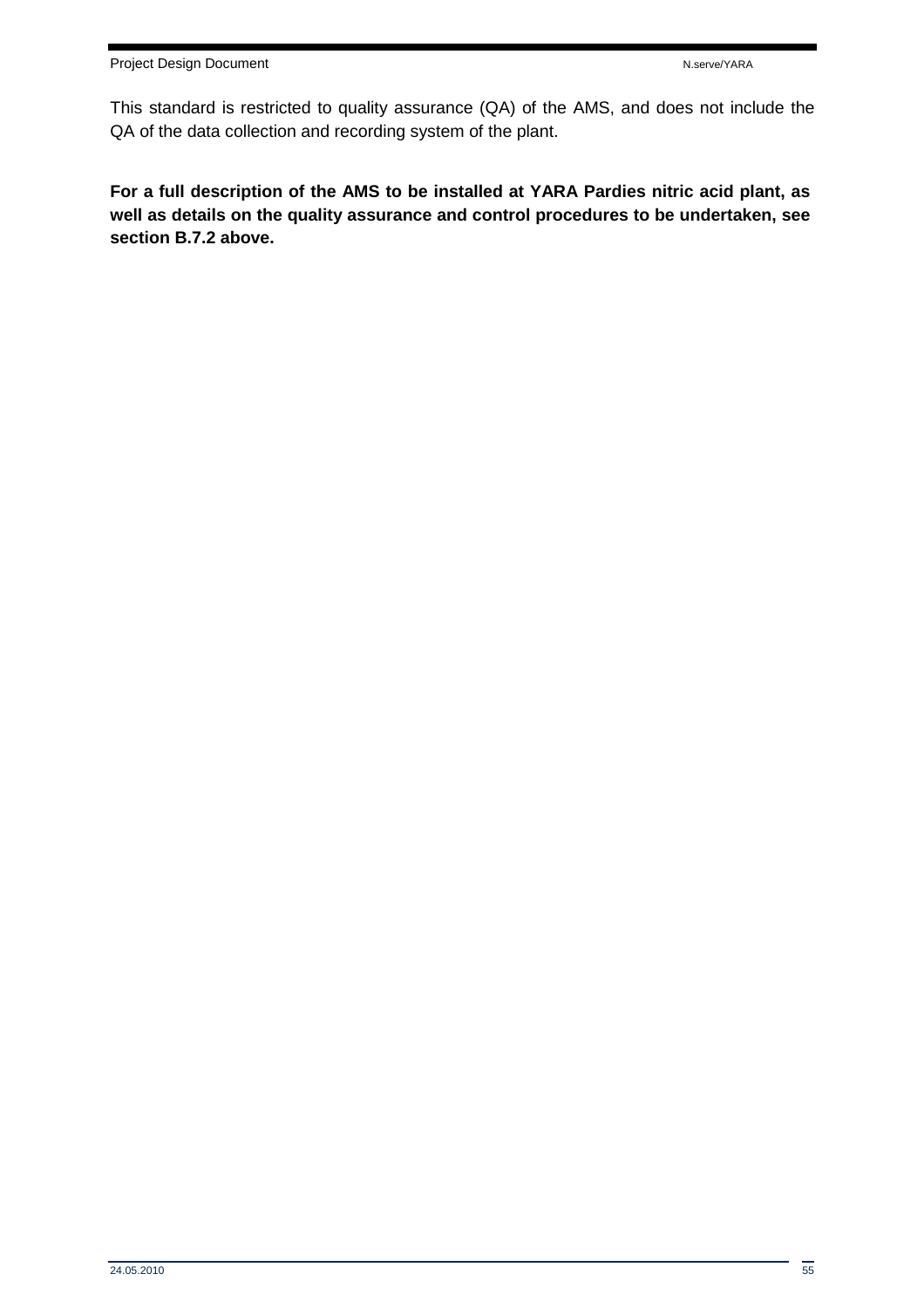This standard is restricted to quality assurance (QA) of the AMS, and does not include the QA of the data collection and recording system of the plant.

**For a full description of the AMS to be installed at YARA Pardies nitric acid plant, as well as details on the quality assurance and control procedures to be undertaken, see section B.7.2 above.**